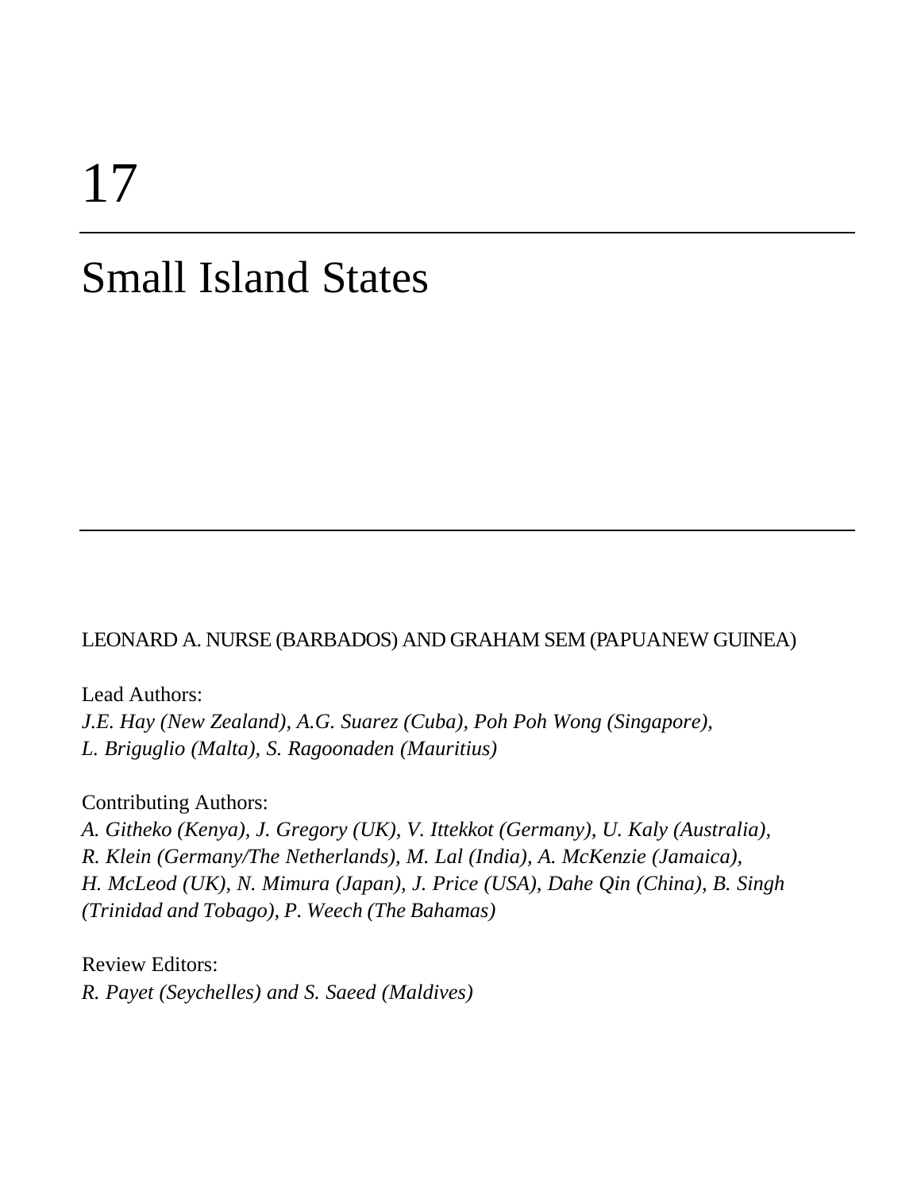# 17

# Small Island States

LEONARD A. NURSE (BARBADOS) AND GRAHAM SEM (PAPUA NEW GUINEA)

Lead Authors:

*J.E. Hay (New Zealand), A.G. Suarez (Cuba), Poh Poh Wong (Singapore), L. Briguglio (Malta), S. Ragoonaden (Mauritius)*

Contributing Authors:

*A. Githeko (Kenya), J. Gregory (UK), V. Ittekkot (Germany), U. Kaly (Australia), R. Klein (Germany/The Netherlands), M. Lal (India), A. McKenzie (Jamaica), H. McLeod (UK), N. Mimura (Japan), J. Price (USA), Dahe Qin (China), B. Singh (Trinidad and Tobago), P. Weech (The Bahamas)*

Review Editors:

*R. Payet (Seychelles) and S. Saeed (Maldives)*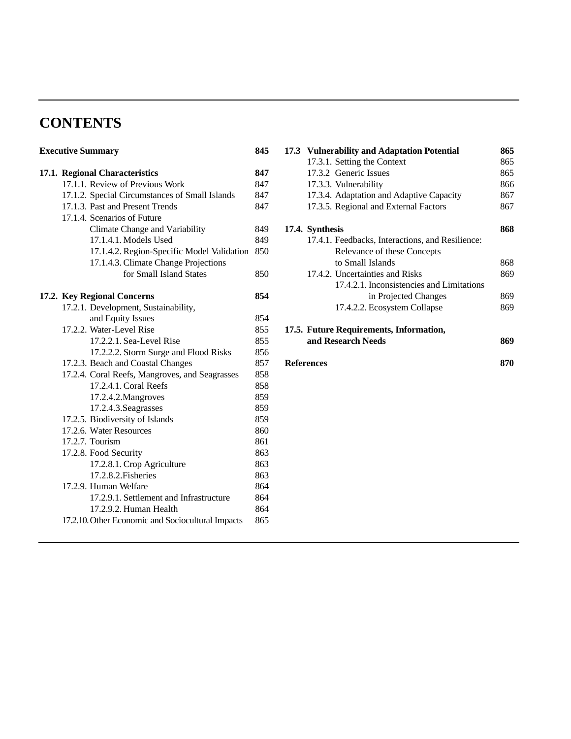# CONTENTS

**Executive Summary** **845**

**17.1. Regional Characteristics** **847**

- 17.1.1. Review of Previous Work 847
- 17.1.2. Special Circumstances of Small Islands 847
- 17.1.3. Past and Present Trends 847
- 17.1.4. Scenarios of Future Climate Change and Variability 849
  - 17.1.4.1. Models Used 849
  - 17.1.4.2. Region-Specific Model Validation 850
  - 17.1.4.3. Climate Change Projections for Small Island States 850

**17.2. Key Regional Concerns** **854**

- 17.2.1. Development, Sustainability, and Equity Issues 854
- 17.2.2. Water-Level Rise 855
  - 17.2.2.1. Sea-Level Rise 855
  - 17.2.2.2. Storm Surge and Flood Risks 856
- 17.2.3. Beach and Coastal Changes 857
- 17.2.4. Coral Reefs, Mangroves, and Seagrasses 858
  - 17.2.4.1. Coral Reefs 858
  - 17.2.4.2. Mangroves 859
  - 17.2.4.3. Seagrasses 859
- 17.2.5. Biodiversity of Islands 859
- 17.2.6. Water Resources 860
- 17.2.7. Tourism 861
- 17.2.8. Food Security 863
  - 17.2.8.1. Crop Agriculture 863
  - 17.2.8.2. Fisheries 863
- 17.2.9. Human Welfare 864
  - 17.2.9.1. Settlement and Infrastructure 864
  - 17.2.9.2. Human Health 864
- 17.2.10. Other Economic and Sociocultural Impacts 865

**17.3 Vulnerability and Adaptation Potential** **865**

- 17.3.1. Setting the Context 865
- 17.3.2 Generic Issues 865
- 17.3.3. Vulnerability 866
- 17.3.4. Adaptation and Adaptive Capacity 867
- 17.3.5. Regional and External Factors 867

**17.4. Synthesis** **868**

- 17.4.1. Feedbacks, Interactions, and Resilience: Relevance of these Concepts to Small Islands 868
- 17.4.2. Uncertainties and Risks 869
  - 17.4.2.1. Inconsistencies and Limitations in Projected Changes 869
  - 17.4.2.2. Ecosystem Collapse 869

**17.5. Future Requirements, Information, and Research Needs** **869**

**References** **870**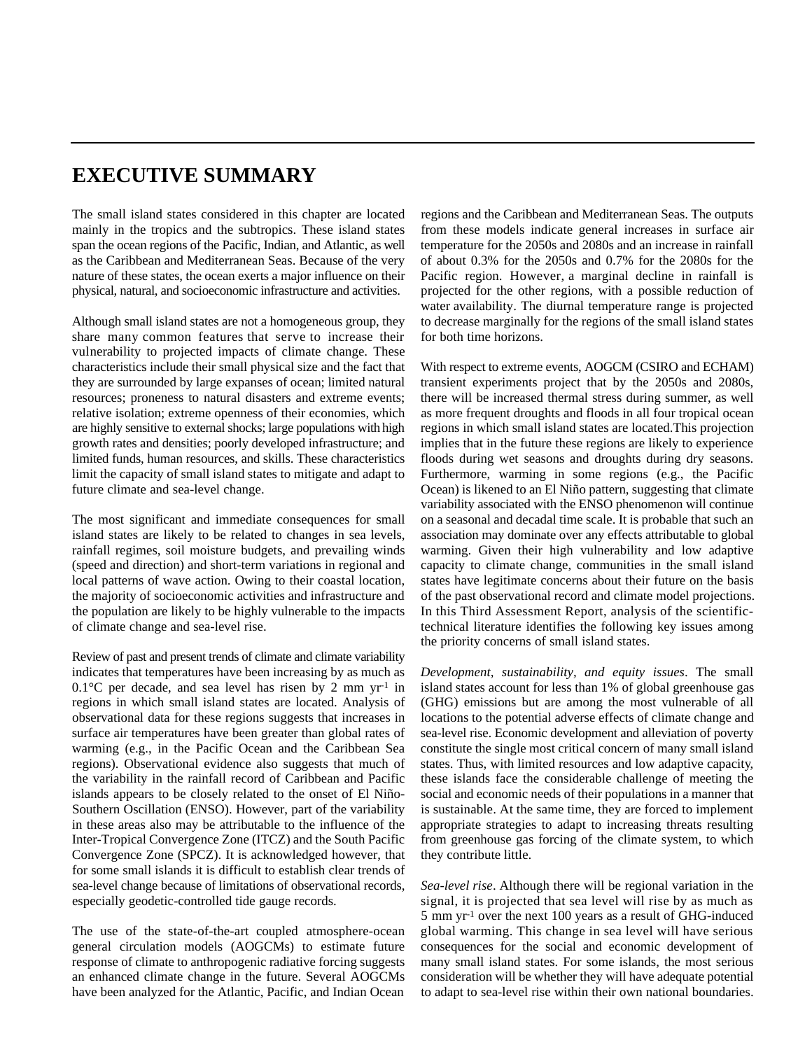# EXECUTIVE SUMMARY

The small island states considered in this chapter are located mainly in the tropics and the subtropics. These island states span the ocean regions of the Pacific, Indian, and Atlantic, as well as the Caribbean and Mediterranean Seas. Because of the very nature of these states, the ocean exerts a major influence on their physical, natural, and socioeconomic infrastructure and activities.

Although small island states are not a homogeneous group, they share many common features that serve to increase their vulnerability to projected impacts of climate change. These characteristics include their small physical size and the fact that they are surrounded by large expanses of ocean; limited natural resources; proneness to natural disasters and extreme events; relative isolation; extreme openness of their economies, which are highly sensitive to external shocks; large populations with high growth rates and densities; poorly developed infrastructure; and limited funds, human resources, and skills. These characteristics limit the capacity of small island states to mitigate and adapt to future climate and sea-level change.

The most significant and immediate consequences for small island states are likely to be related to changes in sea levels, rainfall regimes, soil moisture budgets, and prevailing winds (speed and direction) and short-term variations in regional and local patterns of wave action. Owing to their coastal location, the majority of socioeconomic activities and infrastructure and the population are likely to be highly vulnerable to the impacts of climate change and sea-level rise.

Review of past and present trends of climate and climate variability indicates that temperatures have been increasing by as much as 0.1°C per decade, and sea level has risen by 2 mm $yr^{-1}$ in regions in which small island states are located. Analysis of observational data for these regions suggests that increases in surface air temperatures have been greater than global rates of warming (e.g., in the Pacific Ocean and the Caribbean Sea regions). Observational evidence also suggests that much of the variability in the rainfall record of Caribbean and Pacific islands appears to be closely related to the onset of El Niño-Southern Oscillation (ENSO). However, part of the variability in these areas also may be attributable to the influence of the Inter-Tropical Convergence Zone (ITCZ) and the South Pacific Convergence Zone (SPCZ). It is acknowledged however, that for some small islands it is difficult to establish clear trends of sea-level change because of limitations of observational records, especially geodetic-controlled tide gauge records.

The use of the state-of-the-art coupled atmosphere-ocean general circulation models (AOGCMs) to estimate future response of climate to anthropogenic radiative forcing suggests an enhanced climate change in the future. Several AOGCMs have been analyzed for the Atlantic, Pacific, and Indian Ocean regions and the Caribbean and Mediterranean Seas. The outputs from these models indicate general increases in surface air temperature for the 2050s and 2080s and an increase in rainfall of about 0.3% for the 2050s and 0.7% for the 2080s for the Pacific region. However, a marginal decline in rainfall is projected for the other regions, with a possible reduction of water availability. The diurnal temperature range is projected to decrease marginally for the regions of the small island states for both time horizons.

With respect to extreme events, AOGCM (CSIRO and ECHAM) transient experiments project that by the 2050s and 2080s, there will be increased thermal stress during summer, as well as more frequent droughts and floods in all four tropical ocean regions in which small island states are located.This projection implies that in the future these regions are likely to experience floods during wet seasons and droughts during dry seasons. Furthermore, warming in some regions (e.g., the Pacific Ocean) is likened to an El Niño pattern, suggesting that climate variability associated with the ENSO phenomenon will continue on a seasonal and decadal time scale. It is probable that such an association may dominate over any effects attributable to global warming. Given their high vulnerability and low adaptive capacity to climate change, communities in the small island states have legitimate concerns about their future on the basis of the past observational record and climate model projections. In this Third Assessment Report, analysis of the scientific-technical literature identifies the following key issues among the priority concerns of small island states.

*Development, sustainability, and equity issues*. The small island states account for less than 1% of global greenhouse gas (GHG) emissions but are among the most vulnerable of all locations to the potential adverse effects of climate change and sea-level rise. Economic development and alleviation of poverty constitute the single most critical concern of many small island states. Thus, with limited resources and low adaptive capacity, these islands face the considerable challenge of meeting the social and economic needs of their populations in a manner that is sustainable. At the same time, they are forced to implement appropriate strategies to adapt to increasing threats resulting from greenhouse gas forcing of the climate system, to which they contribute little.

*Sea-level rise*. Although there will be regional variation in the signal, it is projected that sea level will rise by as much as 5 mm $yr^{-1}$ over the next 100 years as a result of GHG-induced global warming. This change in sea level will have serious consequences for the social and economic development of many small island states. For some islands, the most serious consideration will be whether they will have adequate potential to adapt to sea-level rise within their own national boundaries.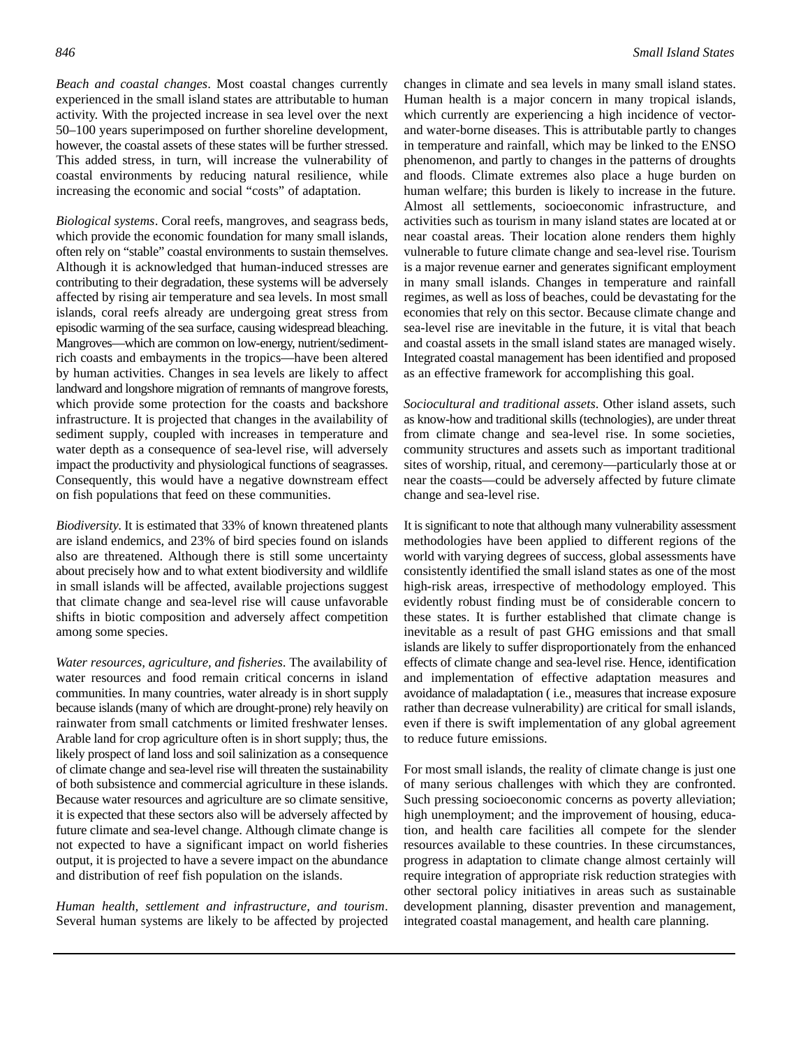*Beach and coastal changes*. Most coastal changes currently experienced in the small island states are attributable to human activity. With the projected increase in sea level over the next 50–100 years superimposed on further shoreline development, however, the coastal assets of these states will be further stressed. This added stress, in turn, will increase the vulnerability of coastal environments by reducing natural resilience, while increasing the economic and social "costs" of adaptation.

*Biological systems*. Coral reefs, mangroves, and seagrass beds, which provide the economic foundation for many small islands, often rely on "stable" coastal environments to sustain themselves. Although it is acknowledged that human-induced stresses are contributing to their degradation, these systems will be adversely affected by rising air temperature and sea levels. In most small islands, coral reefs already are undergoing great stress from episodic warming of the sea surface, causing widespread bleaching. Mangroves—which are common on low-energy, nutrient/sediment-rich coasts and embayments in the tropics—have been altered by human activities. Changes in sea levels are likely to affect landward and longshore migration of remnants of mangrove forests, which provide some protection for the coasts and backshore infrastructure. It is projected that changes in the availability of sediment supply, coupled with increases in temperature and water depth as a consequence of sea-level rise, will adversely impact the productivity and physiological functions of seagrasses. Consequently, this would have a negative downstream effect on fish populations that feed on these communities.

*Biodiversity*. It is estimated that 33% of known threatened plants are island endemics, and 23% of bird species found on islands also are threatened. Although there is still some uncertainty about precisely how and to what extent biodiversity and wildlife in small islands will be affected, available projections suggest that climate change and sea-level rise will cause unfavorable shifts in biotic composition and adversely affect competition among some species.

*Water resources, agriculture, and fisheries*. The availability of water resources and food remain critical concerns in island communities. In many countries, water already is in short supply because islands (many of which are drought-prone) rely heavily on rainwater from small catchments or limited freshwater lenses. Arable land for crop agriculture often is in short supply; thus, the likely prospect of land loss and soil salinization as a consequence of climate change and sea-level rise will threaten the sustainability of both subsistence and commercial agriculture in these islands. Because water resources and agriculture are so climate sensitive, it is expected that these sectors also will be adversely affected by future climate and sea-level change. Although climate change is not expected to have a significant impact on world fisheries output, it is projected to have a severe impact on the abundance and distribution of reef fish population on the islands.

*Human health, settlement and infrastructure, and tourism*. Several human systems are likely to be affected by projected changes in climate and sea levels in many small island states. Human health is a major concern in many tropical islands, which currently are experiencing a high incidence of vector- and water-borne diseases. This is attributable partly to changes in temperature and rainfall, which may be linked to the ENSO phenomenon, and partly to changes in the patterns of droughts and floods. Climate extremes also place a huge burden on human welfare; this burden is likely to increase in the future. Almost all settlements, socioeconomic infrastructure, and activities such as tourism in many island states are located at or near coastal areas. Their location alone renders them highly vulnerable to future climate change and sea-level rise. Tourism is a major revenue earner and generates significant employment in many small islands. Changes in temperature and rainfall regimes, as well as loss of beaches, could be devastating for the economies that rely on this sector. Because climate change and sea-level rise are inevitable in the future, it is vital that beach and coastal assets in the small island states are managed wisely. Integrated coastal management has been identified and proposed as an effective framework for accomplishing this goal.

*Sociocultural and traditional assets*. Other island assets, such as know-how and traditional skills (technologies), are under threat from climate change and sea-level rise. In some societies, community structures and assets such as important traditional sites of worship, ritual, and ceremony—particularly those at or near the coasts—could be adversely affected by future climate change and sea-level rise.

It is significant to note that although many vulnerability assessment methodologies have been applied to different regions of the world with varying degrees of success, global assessments have consistently identified the small island states as one of the most high-risk areas, irrespective of methodology employed. This evidently robust finding must be of considerable concern to these states. It is further established that climate change is inevitable as a result of past GHG emissions and that small islands are likely to suffer disproportionately from the enhanced effects of climate change and sea-level rise. Hence, identification and implementation of effective adaptation measures and avoidance of maladaptation ( i.e., measures that increase exposure rather than decrease vulnerability) are critical for small islands, even if there is swift implementation of any global agreement to reduce future emissions.

For most small islands, the reality of climate change is just one of many serious challenges with which they are confronted. Such pressing socioeconomic concerns as poverty alleviation; high unemployment; and the improvement of housing, education, and health care facilities all compete for the slender resources available to these countries. In these circumstances, progress in adaptation to climate change almost certainly will require integration of appropriate risk reduction strategies with other sectoral policy initiatives in areas such as sustainable development planning, disaster prevention and management, integrated coastal management, and health care planning.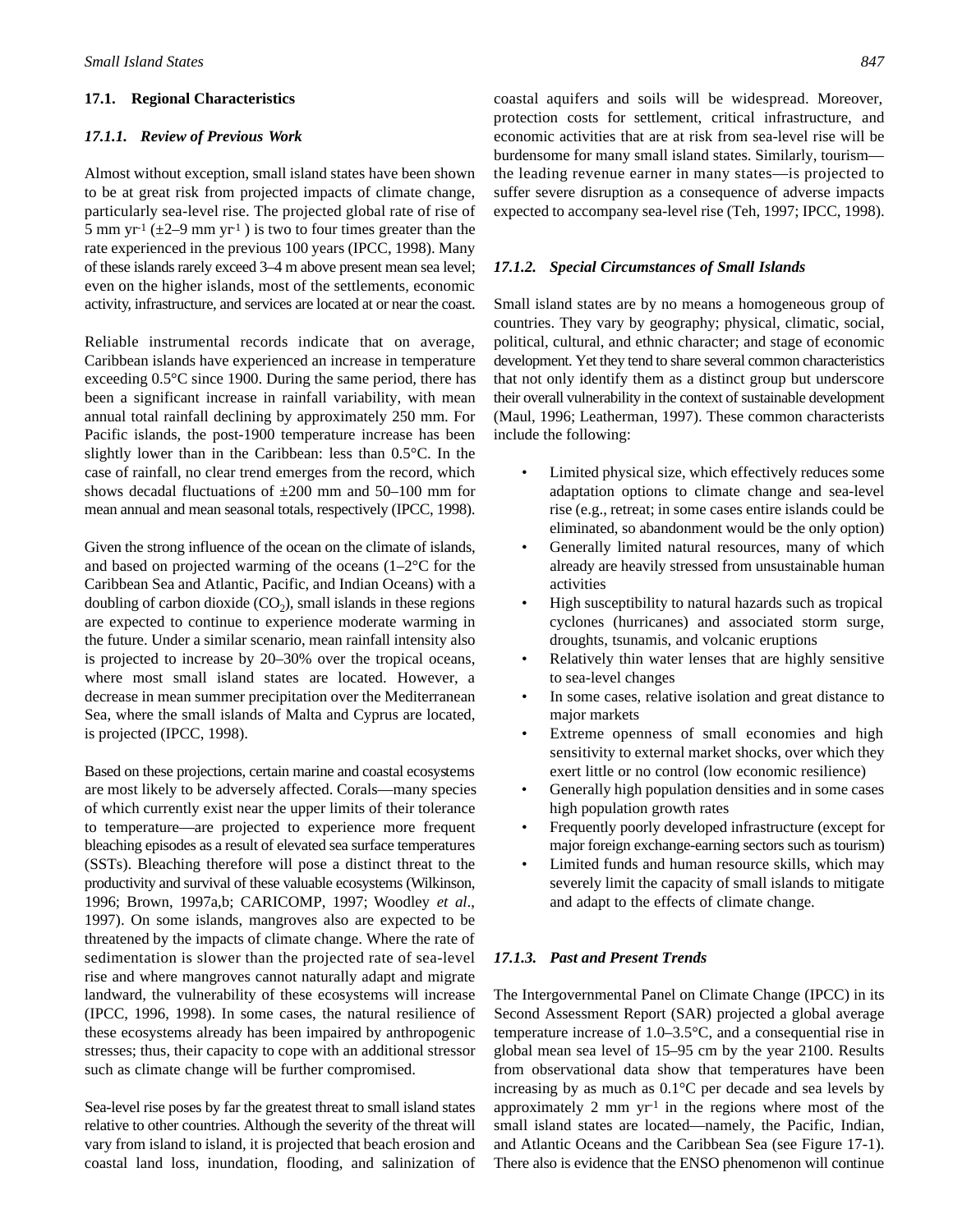## 17.1. Regional Characteristics

### *17.1.1. Review of Previous Work*

Almost without exception, small island states have been shown to be at great risk from projected impacts of climate change, particularly sea-level rise. The projected global rate of rise of 5 mm $yr^{-1}$ (±2–9 mm $yr^{-1}$ ) is two to four times greater than the rate experienced in the previous 100 years (IPCC, 1998). Many of these islands rarely exceed 3–4 m above present mean sea level; even on the higher islands, most of the settlements, economic activity, infrastructure, and services are located at or near the coast.

Reliable instrumental records indicate that on average, Caribbean islands have experienced an increase in temperature exceeding 0.5°C since 1900. During the same period, there has been a significant increase in rainfall variability, with mean annual total rainfall declining by approximately 250 mm. For Pacific islands, the post-1900 temperature increase has been slightly lower than in the Caribbean: less than 0.5°C. In the case of rainfall, no clear trend emerges from the record, which shows decadal fluctuations of ±200 mm and 50–100 mm for mean annual and mean seasonal totals, respectively (IPCC, 1998).

Given the strong influence of the ocean on the climate of islands, and based on projected warming of the oceans (1–2°C for the Caribbean Sea and Atlantic, Pacific, and Indian Oceans) with a doubling of carbon dioxide ($CO_2$), small islands in these regions are expected to continue to experience moderate warming in the future. Under a similar scenario, mean rainfall intensity also is projected to increase by 20–30% over the tropical oceans, where most small island states are located. However, a decrease in mean summer precipitation over the Mediterranean Sea, where the small islands of Malta and Cyprus are located, is projected (IPCC, 1998).

Based on these projections, certain marine and coastal ecosystems are most likely to be adversely affected. Corals—many species of which currently exist near the upper limits of their tolerance to temperature—are projected to experience more frequent bleaching episodes as a result of elevated sea surface temperatures (SSTs). Bleaching therefore will pose a distinct threat to the productivity and survival of these valuable ecosystems (Wilkinson, 1996; Brown, 1997a,b; CARICOMP, 1997; Woodley *et al*., 1997). On some islands, mangroves also are expected to be threatened by the impacts of climate change. Where the rate of sedimentation is slower than the projected rate of sea-level rise and where mangroves cannot naturally adapt and migrate landward, the vulnerability of these ecosystems will increase (IPCC, 1996, 1998). In some cases, the natural resilience of these ecosystems already has been impaired by anthropogenic stresses; thus, their capacity to cope with an additional stressor such as climate change will be further compromised.

Sea-level rise poses by far the greatest threat to small island states relative to other countries. Although the severity of the threat will vary from island to island, it is projected that beach erosion and coastal land loss, inundation, flooding, and salinization of coastal aquifers and soils will be widespread. Moreover, protection costs for settlement, critical infrastructure, and economic activities that are at risk from sea-level rise will be burdensome for many small island states. Similarly, tourism—the leading revenue earner in many states—is projected to suffer severe disruption as a consequence of adverse impacts expected to accompany sea-level rise (Teh, 1997; IPCC, 1998).

### *17.1.2. Special Circumstances of Small Islands*

Small island states are by no means a homogeneous group of countries. They vary by geography; physical, climatic, social, political, cultural, and ethnic character; and stage of economic development. Yet they tend to share several common characteristics that not only identify them as a distinct group but underscore their overall vulnerability in the context of sustainable development (Maul, 1996; Leatherman, 1997). These common characteristics include the following:

- Limited physical size, which effectively reduces some adaptation options to climate change and sea-level rise (e.g., retreat; in some cases entire islands could be eliminated, so abandonment would be the only option)
- Generally limited natural resources, many of which already are heavily stressed from unsustainable human activities
- High susceptibility to natural hazards such as tropical cyclones (hurricanes) and associated storm surge, droughts, tsunamis, and volcanic eruptions
- Relatively thin water lenses that are highly sensitive to sea-level changes
- In some cases, relative isolation and great distance to major markets
- Extreme openness of small economies and high sensitivity to external market shocks, over which they exert little or no control (low economic resilience)
- Generally high population densities and in some cases high population growth rates
- Frequently poorly developed infrastructure (except for major foreign exchange-earning sectors such as tourism)
- Limited funds and human resource skills, which may severely limit the capacity of small islands to mitigate and adapt to the effects of climate change.

### *17.1.3. Past and Present Trends*

The Intergovernmental Panel on Climate Change (IPCC) in its Second Assessment Report (SAR) projected a global average temperature increase of 1.0–3.5°C, and a consequential rise in global mean sea level of 15–95 cm by the year 2100. Results from observational data show that temperatures have been increasing by as much as 0.1°C per decade and sea levels by approximately 2 mm $yr^{-1}$ in the regions where most of the small island states are located—namely, the Pacific, Indian, and Atlantic Oceans and the Caribbean Sea (see Figure 17-1). There also is evidence that the ENSO phenomenon will continue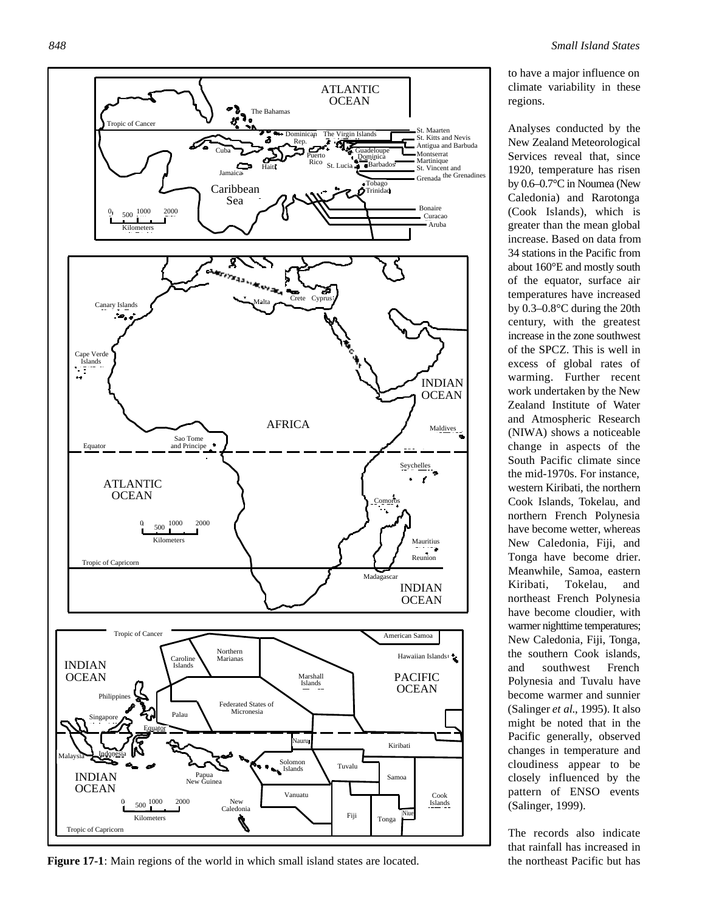Figure 17-1: Main regions of the world in which small island states are located.

to have a major influence on climate variability in these regions.

Analyses conducted by the New Zealand Meteorological Services reveal that, since 1920, temperature has risen by 0.6–0.7°C in Noumea (New Caledonia) and Rarotonga (Cook Islands), which is greater than the mean global increase. Based on data from 34 stations in the Pacific from about 160°E and mostly south of the equator, surface air temperatures have increased by 0.3–0.8°C during the 20th century, with the greatest increase in the zone southwest of the SPCZ. This is well in excess of global rates of warming. Further recent work undertaken by the New Zealand Institute of Water and Atmospheric Research (NIWA) shows a noticeable change in aspects of the South Pacific climate since the mid-1970s. For instance, western Kiribati, the northern Cook Islands, Tokelau, and northern French Polynesia have become wetter, whereas New Caledonia, Fiji, and Tonga have become drier. Meanwhile, Samoa, eastern Kiribati, Tokelau, and northeast French Polynesia have become cloudier, with warmer nighttime temperatures; New Caledonia, Fiji, Tonga, the southern Cook islands, and southwest French Polynesia and Tuvalu have become warmer and sunnier (Salinger *et al.*, 1995). It also might be noted that in the Pacific generally, observed changes in temperature and cloudiness appear to be closely influenced by the pattern of ENSO events (Salinger, 1999).

The records also indicate that rainfall has increased in the northeast Pacific but has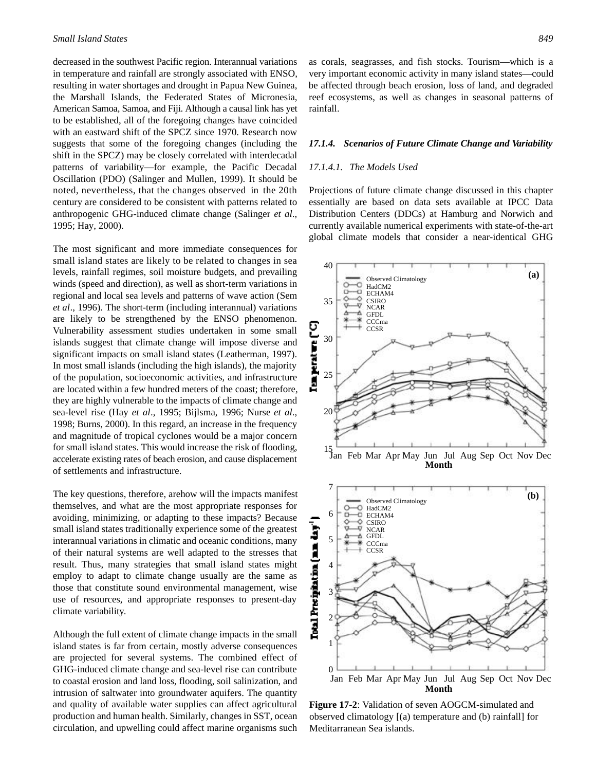decreased in the southwest Pacific region. Interannual variations in temperature and rainfall are strongly associated with ENSO, resulting in water shortages and drought in Papua New Guinea, the Marshall Islands, the Federated States of Micronesia, American Samoa, Samoa, and Fiji. Although a causal link has yet to be established, all of the foregoing changes have coincided with an eastward shift of the SPCZ since 1970. Research now suggests that some of the foregoing changes (including the shift in the SPCZ) may be closely correlated with interdecadal patterns of variability—for example, the Pacific Decadal Oscillation (PDO) (Salinger and Mullen, 1999). It should be noted, nevertheless, that the changes observed in the 20th century are considered to be consistent with patterns related to anthropogenic GHG-induced climate change (Salinger *et al*., 1995; Hay, 2000).

The most significant and more immediate consequences for small island states are likely to be related to changes in sea levels, rainfall regimes, soil moisture budgets, and prevailing winds (speed and direction), as well as short-term variations in regional and local sea levels and patterns of wave action (Sem *et al*., 1996). The short-term (including interannual) variations are likely to be strengthened by the ENSO phenomenon. Vulnerability assessment studies undertaken in some small islands suggest that climate change will impose diverse and significant impacts on small island states (Leatherman, 1997). In most small islands (including the high islands), the majority of the population, socioeconomic activities, and infrastructure are located within a few hundred meters of the coast; therefore, they are highly vulnerable to the impacts of climate change and sea-level rise (Hay *et al*., 1995; Bijlsma, 1996; Nurse *et al*., 1998; Burns, 2000). In this regard, an increase in the frequency and magnitude of tropical cyclones would be a major concern for small island states. This would increase the risk of flooding, accelerate existing rates of beach erosion, and cause displacement of settlements and infrastructure.

The key questions, therefore, arehow will the impacts manifest themselves, and what are the most appropriate responses for avoiding, minimizing, or adapting to these impacts? Because small island states traditionally experience some of the greatest interannual variations in climatic and oceanic conditions, many of their natural systems are well adapted to the stresses that result. Thus, many strategies that small island states might employ to adapt to climate change usually are the same as those that constitute sound environmental management, wise use of resources, and appropriate responses to present-day climate variability.

Although the full extent of climate change impacts in the small island states is far from certain, mostly adverse consequences are projected for several systems. The combined effect of GHG-induced climate change and sea-level rise can contribute to coastal erosion and land loss, flooding, soil salinization, and intrusion of saltwater into groundwater aquifers. The quantity and quality of available water supplies can affect agricultural production and human health. Similarly, changes in SST, ocean circulation, and upwelling could affect marine organisms such as corals, seagrasses, and fish stocks. Tourism—which is a very important economic activity in many island states—could be affected through beach erosion, loss of land, and degraded reef ecosystems, as well as changes in seasonal patterns of rainfall.

### *17.1.4. Scenarios of Future Climate Change and Variability*

#### *17.1.4.1. The Models Used*

Projections of future climate change discussed in this chapter essentially are based on data sets available at IPCC Data Distribution Centers (DDCs) at Hamburg and Norwich and currently available numerical experiments with state-of-the-art global climate models that consider a near-identical GHG

(a)
Observed Climatology
HadCM2
ECHAM4
CSIRO
NCAR
GFDL
CCCma
CCSR
Temperature (°C)
40
35
30
25
20
15
Jan Feb Mar Apr May Jun Jul Aug Sep Oct Nov Dec
Month

(b)
Observed Climatology
HadCM2
ECHAM4
CSIRO
NCAR
GFDL
CCCma
CCSR
Total Precipitation (mm day$^{-1}$)
7
6
5
4
3
2
1
0
Jan Feb Mar Apr May Jun Jul Aug Sep Oct Nov Dec
Month

**Figure 17-2**: Validation of seven AOGCM-simulated and observed climatology [(a) temperature and (b) rainfall] for Meditarranean Sea islands.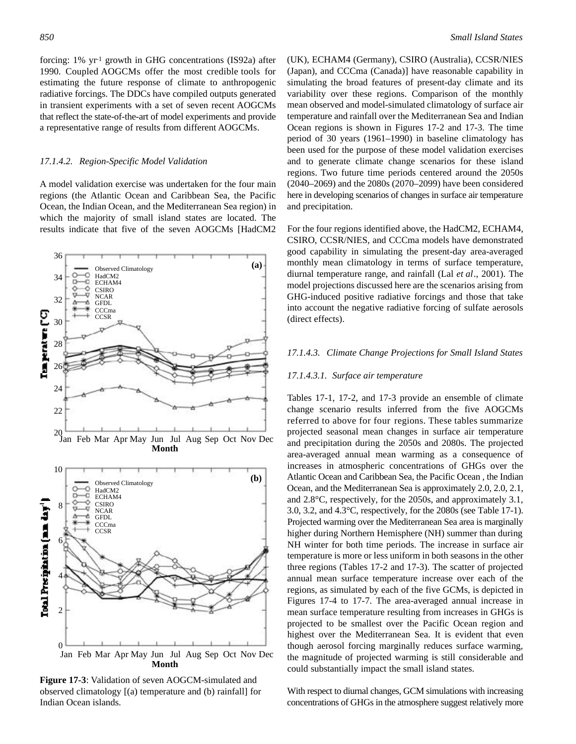forcing: 1% yr$^{-1}$ growth in GHG concentrations (IS92a) after 1990. Coupled AOGCMs offer the most credible tools for estimating the future response of climate to anthropogenic radiative forcings. The DDCs have compiled outputs generated in transient experiments with a set of seven recent AOGCMs that reflect the state-of-the-art of model experiments and provide a representative range of results from different AOGCMs.

#### *17.1.4.2. Region-Specific Model Validation*

A model validation exercise was undertaken for the four main regions (the Atlantic Ocean and Caribbean Sea, the Pacific Ocean, the Indian Ocean, and the Mediterranean Sea region) in which the majority of small island states are located. The results indicate that five of the seven AOGCMs [HadCM2 (UK), ECHAM4 (Germany), CSIRO (Australia), CCSR/NIES (Japan), and CCCma (Canada)] have reasonable capability in simulating the broad features of present-day climate and its variability over these regions. Comparison of the monthly mean observed and model-simulated climatology of surface air temperature and rainfall over the Mediterranean Sea and Indian Ocean regions is shown in Figures 17-2 and 17-3. The time period of 30 years (1961–1990) in baseline climatology has been used for the purpose of these model validation exercises and to generate climate change scenarios for these island regions. Two future time periods centered around the 2050s (2040–2069) and the 2080s (2070–2099) have been considered here in developing scenarios of changes in surface air temperature and precipitation.

For the four regions identified above, the HadCM2, ECHAM4, CSIRO, CCSR/NIES, and CCCma models have demonstrated good capability in simulating the present-day area-averaged monthly mean climatology in terms of surface temperature, diurnal temperature range, and rainfall (Lal *et al*., 2001). The model projections discussed here are the scenarios arising from GHG-induced positive radiative forcings and those that take into account the negative radiative forcing of sulfate aerosols (direct effects).

**Figure 17-3**: Validation of seven AOGCM-simulated and observed climatology [(a) temperature and (b) rainfall] for Indian Ocean islands.

#### *17.1.4.3. Climate Change Projections for Small Island States*

##### *17.1.4.3.1. Surface air temperature*

Tables 17-1, 17-2, and 17-3 provide an ensemble of climate change scenario results inferred from the five AOGCMs referred to above for four regions. These tables summarize projected seasonal mean changes in surface air temperature and precipitation during the 2050s and 2080s. The projected area-averaged annual mean warming as a consequence of increases in atmospheric concentrations of GHGs over the Atlantic Ocean and Caribbean Sea, the Pacific Ocean , the Indian Ocean, and the Mediterranean Sea is approximately 2.0, 2.0, 2.1, and 2.8°C, respectively, for the 2050s, and approximately 3.1, 3.0, 3.2, and 4.3°C, respectively, for the 2080s (see Table 17-1). Projected warming over the Mediterranean Sea area is marginally higher during Northern Hemisphere (NH) summer than during NH winter for both time periods. The increase in surface air temperature is more or less uniform in both seasons in the other three regions (Tables 17-2 and 17-3). The scatter of projected annual mean surface temperature increase over each of the regions, as simulated by each of the five GCMs, is depicted in Figures 17-4 to 17-7. The area-averaged annual increase in mean surface temperature resulting from increases in GHGs is projected to be smallest over the Pacific Ocean region and highest over the Mediterranean Sea. It is evident that even though aerosol forcing marginally reduces surface warming, the magnitude of projected warming is still considerable and could substantially impact the small island states.

With respect to diurnal changes, GCM simulations with increasing concentrations of GHGs in the atmosphere suggest relatively more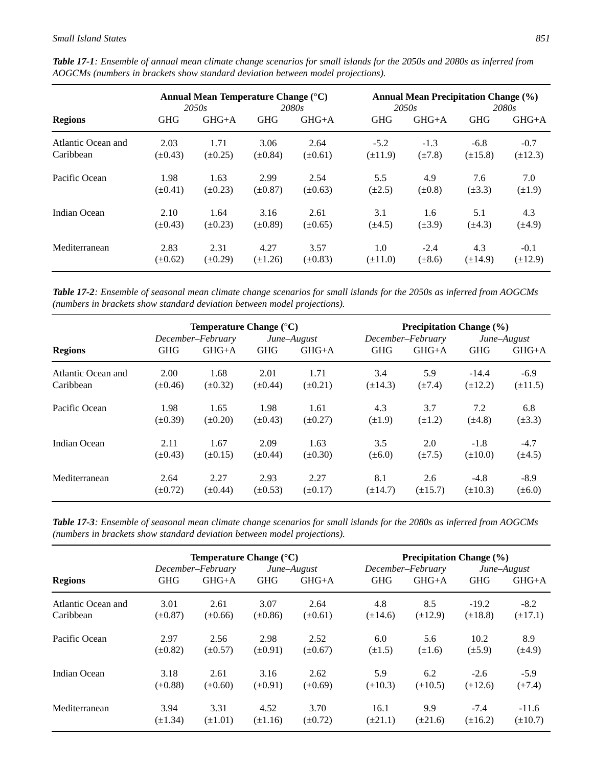***Table 17-1**: Ensemble of annual mean climate change scenarios for small islands for the 2050s and 2080s as inferred from AOGCMs (numbers in brackets show standard deviation between model projections).*

| | **Annual Mean Temperature Change (°C)** | | | | **Annual Mean Precipitation Change (%)** | | | |
|---|---|---|---|---|---|---|---|---|
| | *2050s* | | *2080s* | | *2050s* | | *2080s* | |
| **Regions** | GHG | GHG+A | GHG | GHG+A | GHG | GHG+A | GHG | GHG+A |
| Atlantic Ocean and Caribbean | 2.03 (±0.43) | 1.71 (±0.25) | 3.06 (±0.84) | 2.64 (±0.61) | -5.2 (±11.9) | -1.3 (±7.8) | -6.8 (±15.8) | -0.7 (±12.3) |
| Pacific Ocean | 1.98 (±0.41) | 1.63 (±0.23) | 2.99 (±0.87) | 2.54 (±0.63) | 5.5 (±2.5) | 4.9 (±0.8) | 7.6 (±3.3) | 7.0 (±1.9) |
| Indian Ocean | 2.10 (±0.43) | 1.64 (±0.23) | 3.16 (±0.89) | 2.61 (±0.65) | 3.1 (±4.5) | 1.6 (±3.9) | 5.1 (±4.3) | 4.3 (±4.9) |
| Mediterranean | 2.83 (±0.62) | 2.31 (±0.29) | 4.27 (±1.26) | 3.57 (±0.83) | 1.0 (±11.0) | -2.4 (±8.6) | 4.3 (±14.9) | -0.1 (±12.9) |

***Table 17-2**: Ensemble of seasonal mean climate change scenarios for small islands for the 2050s as inferred from AOGCMs (numbers in brackets show standard deviation between model projections).*

| | **Temperature Change (°C)** | | | | **Precipitation Change (%)** | | | |
|---|---|---|---|---|---|---|---|---|
| | *December–February* | | *June–August* | | *December–February* | | *June–August* | |
| **Regions** | GHG | GHG+A | GHG | GHG+A | GHG | GHG+A | GHG | GHG+A |
| Atlantic Ocean and Caribbean | 2.00 (±0.46) | 1.68 (±0.32) | 2.01 (±0.44) | 1.71 (±0.21) | 3.4 (±14.3) | 5.9 (±7.4) | -14.4 (±12.2) | -6.9 (±11.5) |
| Pacific Ocean | 1.98 (±0.39) | 1.65 (±0.20) | 1.98 (±0.43) | 1.61 (±0.27) | 4.3 (±1.9) | 3.7 (±1.2) | 7.2 (±4.8) | 6.8 (±3.3) |
| Indian Ocean | 2.11 (±0.43) | 1.67 (±0.15) | 2.09 (±0.44) | 1.63 (±0.30) | 3.5 (±6.0) | 2.0 (±7.5) | -1.8 (±10.0) | -4.7 (±4.5) |
| Mediterranean | 2.64 (±0.72) | 2.27 (±0.44) | 2.93 (±0.53) | 2.27 (±0.17) | 8.1 (±14.7) | 2.6 (±15.7) | -4.8 (±10.3) | -8.9 (±6.0) |

***Table 17-3**: Ensemble of seasonal mean climate change scenarios for small islands for the 2080s as inferred from AOGCMs (numbers in brackets show standard deviation between model projections).*

| | **Temperature Change (°C)** | | | | **Precipitation Change (%)** | | | |
|---|---|---|---|---|---|---|---|---|
| | *December–February* | | *June–August* | | *December–February* | | *June–August* | |
| **Regions** | GHG | GHG+A | GHG | GHG+A | GHG | GHG+A | GHG | GHG+A |
| Atlantic Ocean and Caribbean | 3.01 (±0.87) | 2.61 (±0.66) | 3.07 (±0.86) | 2.64 (±0.61) | 4.8 (±14.6) | 8.5 (±12.9) | -19.2 (±18.8) | -8.2 (±17.1) |
| Pacific Ocean | 2.97 (±0.82) | 2.56 (±0.57) | 2.98 (±0.91) | 2.52 (±0.67) | 6.0 (±1.5) | 5.6 (±1.6) | 10.2 (±5.9) | 8.9 (±4.9) |
| Indian Ocean | 3.18 (±0.88) | 2.61 (±0.60) | 3.16 (±0.91) | 2.62 (±0.69) | 5.9 (±10.3) | 6.2 (±10.5) | -2.6 (±12.6) | -5.9 (±7.4) |
| Mediterranean | 3.94 (±1.34) | 3.31 (±1.01) | 4.52 (±1.16) | 3.70 (±0.72) | 16.1 (±21.1) | 9.9 (±21.6) | -7.4 (±16.2) | -11.6 (±10.7) |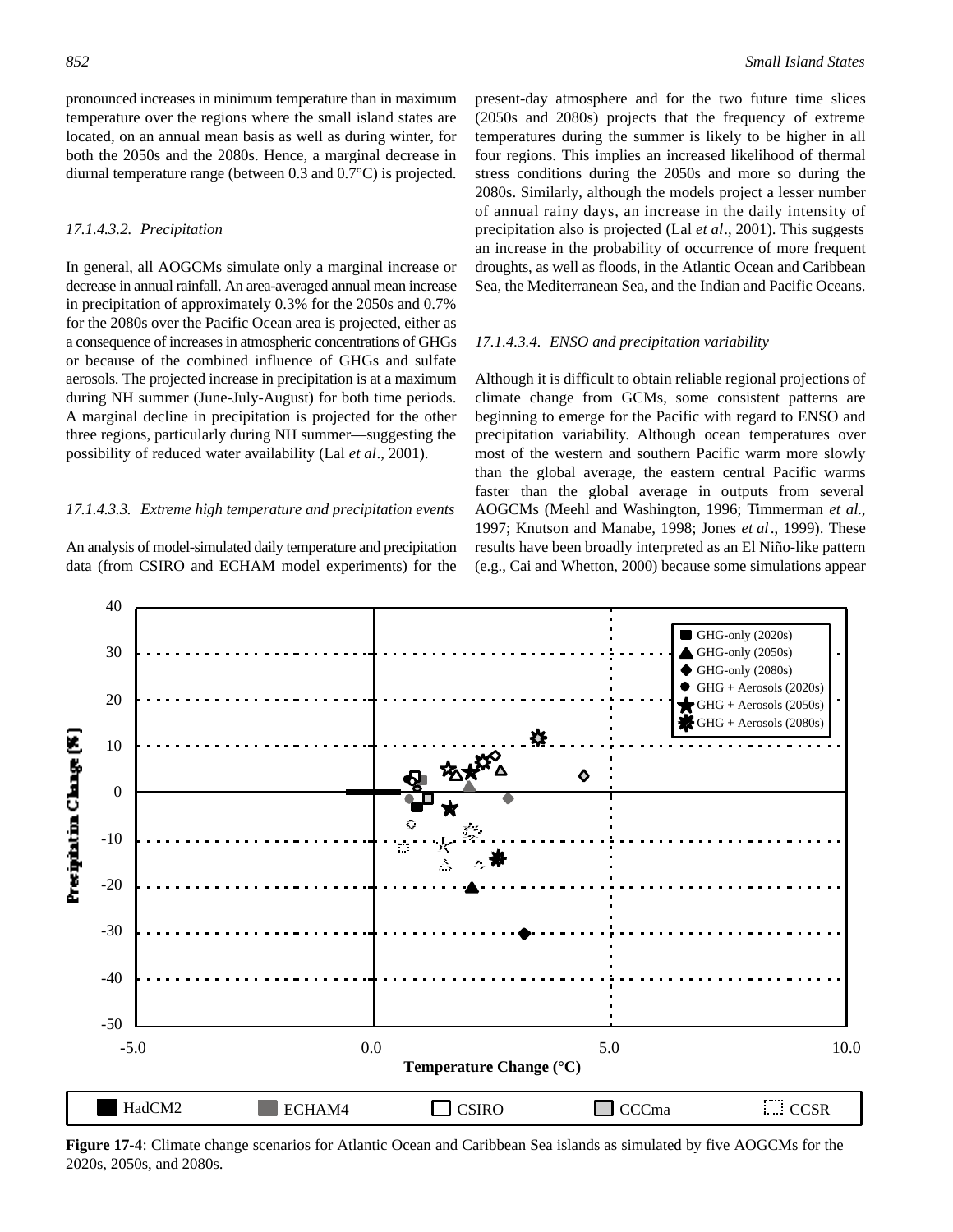pronounced increases in minimum temperature than in maximum temperature over the regions where the small island states are located, on an annual mean basis as well as during winter, for both the 2050s and the 2080s. Hence, a marginal decrease in diurnal temperature range (between 0.3 and 0.7°C) is projected.

#### *17.1.4.3.2. Precipitation*

In general, all AOGCMs simulate only a marginal increase or decrease in annual rainfall. An area-averaged annual mean increase in precipitation of approximately 0.3% for the 2050s and 0.7% for the 2080s over the Pacific Ocean area is projected, either as a consequence of increases in atmospheric concentrations of GHGs or because of the combined influence of GHGs and sulfate aerosols. The projected increase in precipitation is at a maximum during NH summer (June-July-August) for both time periods. A marginal decline in precipitation is projected for the other three regions, particularly during NH summer—suggesting the possibility of reduced water availability (Lal *et al*., 2001).

#### *17.1.4.3.3. Extreme high temperature and precipitation events*

An analysis of model-simulated daily temperature and precipitation data (from CSIRO and ECHAM model experiments) for the present-day atmosphere and for the two future time slices (2050s and 2080s) projects that the frequency of extreme temperatures during the summer is likely to be higher in all four regions. This implies an increased likelihood of thermal stress conditions during the 2050s and more so during the 2080s. Similarly, although the models project a lesser number of annual rainy days, an increase in the daily intensity of precipitation also is projected (Lal *et al*., 2001). This suggests an increase in the probability of occurrence of more frequent droughts, as well as floods, in the Atlantic Ocean and Caribbean Sea, the Mediterranean Sea, and the Indian and Pacific Oceans.

#### *17.1.4.3.4. ENSO and precipitation variability*

Although it is difficult to obtain reliable regional projections of climate change from GCMs, some consistent patterns are beginning to emerge for the Pacific with regard to ENSO and precipitation variability. Although ocean temperatures over most of the western and southern Pacific warm more slowly than the global average, the eastern central Pacific warms faster than the global average in outputs from several AOGCMs (Meehl and Washington, 1996; Timmerman *et al.*, 1997; Knutson and Manabe, 1998; Jones *et al*., 1999). These results have been broadly interpreted as an El Niño-like pattern (e.g., Cai and Whetton, 2000) because some simulations appear

**Figure 17-4**: Climate change scenarios for Atlantic Ocean and Caribbean Sea islands as simulated by five AOGCMs for the 2020s, 2050s, and 2080s.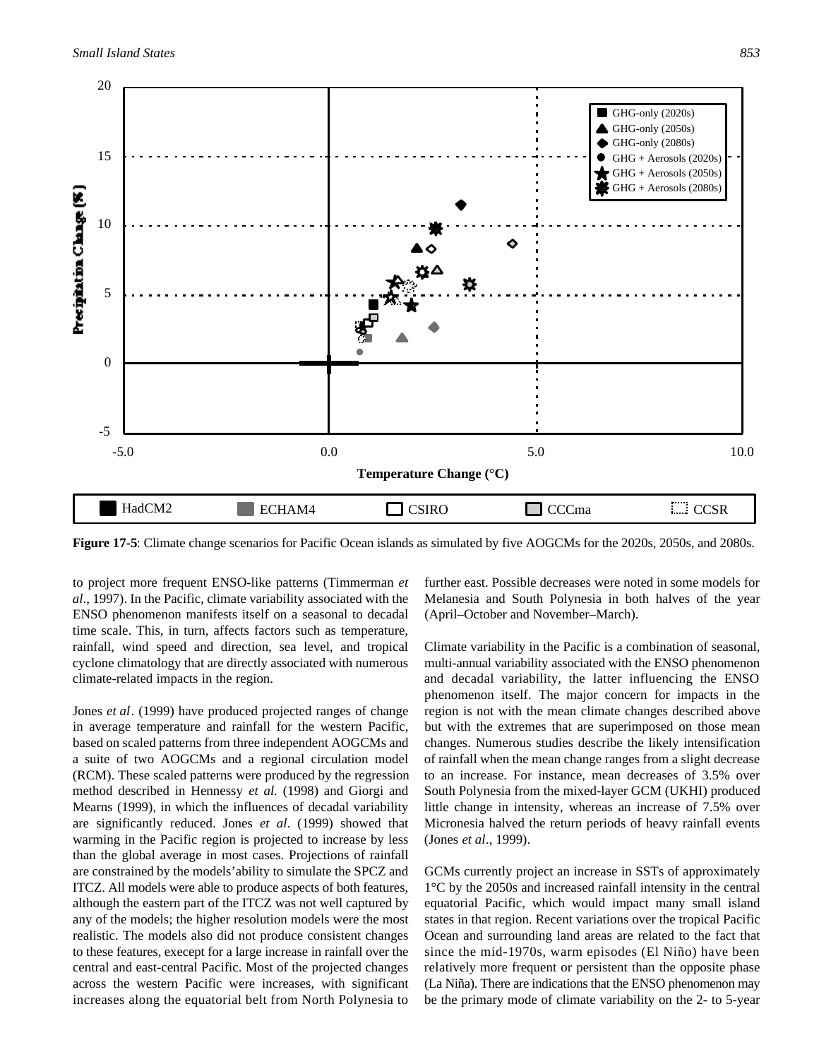**Figure 17-5**: Climate change scenarios for Pacific Ocean islands as simulated by five AOGCMs for the 2020s, 2050s, and 2080s.

to project more frequent ENSO-like patterns (Timmerman *et al.*, 1997). In the Pacific, climate variability associated with the ENSO phenomenon manifests itself on a seasonal to decadal time scale. This, in turn, affects factors such as temperature, rainfall, wind speed and direction, sea level, and tropical cyclone climatology that are directly associated with numerous climate-related impacts in the region.

Jones *et al*. (1999) have produced projected ranges of change in average temperature and rainfall for the western Pacific, based on scaled patterns from three independent AOGCMs and a suite of two AOGCMs and a regional circulation model (RCM). These scaled patterns were produced by the regression method described in Hennessy *et al.* (1998) and Giorgi and Mearns (1999), in which the influences of decadal variability are significantly reduced. Jones *et al*. (1999) showed that warming in the Pacific region is projected to increase by less than the global average in most cases. Projections of rainfall are constrained by the models' ability to simulate the SPCZ and ITCZ. All models were able to produce aspects of both features, although the eastern part of the ITCZ was not well captured by any of the models; the higher resolution models were the most realistic. The models also did not produce consistent changes to these features, execept for a large increase in rainfall over the central and east-central Pacific. Most of the projected changes across the western Pacific were increases, with significant increases along the equatorial belt from North Polynesia to further east. Possible decreases were noted in some models for Melanesia and South Polynesia in both halves of the year (April–October and November–March).

Climate variability in the Pacific is a combination of seasonal, multi-annual variability associated with the ENSO phenomenon and decadal variability, the latter influencing the ENSO phenomenon itself. The major concern for impacts in the region is not with the mean climate changes described above but with the extremes that are superimposed on those mean changes. Numerous studies describe the likely intensification of rainfall when the mean change ranges from a slight decrease to an increase. For instance, mean decreases of 3.5% over South Polynesia from the mixed-layer GCM (UKHI) produced little change in intensity, whereas an increase of 7.5% over Micronesia halved the return periods of heavy rainfall events (Jones *et al*., 1999).

GCMs currently project an increase in SSTs of approximately 1°C by the 2050s and increased rainfall intensity in the central equatorial Pacific, which would impact many small island states in that region. Recent variations over the tropical Pacific Ocean and surrounding land areas are related to the fact that since the mid-1970s, warm episodes (El Niño) have been relatively more frequent or persistent than the opposite phase (La Niña). There are indications that the ENSO phenomenon may be the primary mode of climate variability on the 2- to 5-year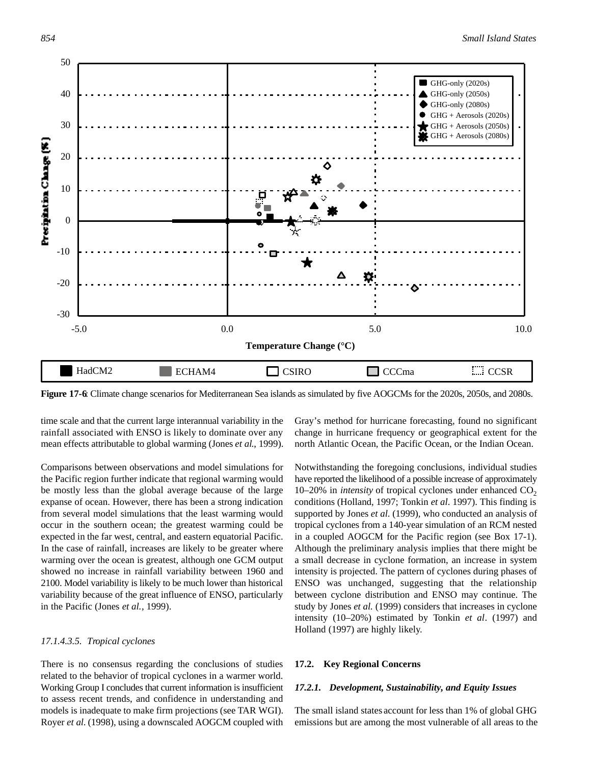**Figure 17-6**: Climate change scenarios for Mediterranean Sea islands as simulated by five AOGCMs for the 2020s, 2050s, and 2080s.

time scale and that the current large interannual variability in the rainfall associated with ENSO is likely to dominate over any mean effects attributable to global warming (Jones *et al.*, 1999).

Comparisons between observations and model simulations for the Pacific region further indicate that regional warming would be mostly less than the global average because of the large expanse of ocean. However, there has been a strong indication from several model simulations that the least warming would occur in the southern ocean; the greatest warming could be expected in the far west, central, and eastern equatorial Pacific. In the case of rainfall, increases are likely to be greater where warming over the ocean is greatest, although one GCM output showed no increase in rainfall variability between 1960 and 2100. Model variability is likely to be much lower than historical variability because of the great influence of ENSO, particularly in the Pacific (Jones *et al.*, 1999).

#### *17.1.4.3.5. Tropical cyclones*

There is no consensus regarding the conclusions of studies related to the behavior of tropical cyclones in a warmer world. Working Group I concludes that current information is insufficient to assess recent trends, and confidence in understanding and models is inadequate to make firm projections (see TAR WGI). Royer *et al*. (1998), using a downscaled AOGCM coupled with Gray's method for hurricane forecasting, found no significant change in hurricane frequency or geographical extent for the north Atlantic Ocean, the Pacific Ocean, or the Indian Ocean.

Notwithstanding the foregoing conclusions, individual studies have reported the likelihood of a possible increase of approximately 10–20% in *intensity* of tropical cyclones under enhanced $CO_2$ conditions (Holland, 1997; Tonkin *et al*. 1997). This finding is supported by Jones *et al.* (1999), who conducted an analysis of tropical cyclones from a 140-year simulation of an RCM nested in a coupled AOGCM for the Pacific region (see Box 17-1). Although the preliminary analysis implies that there might be a small decrease in cyclone formation, an increase in system intensity is projected. The pattern of cyclones during phases of ENSO was unchanged, suggesting that the relationship between cyclone distribution and ENSO may continue. The study by Jones *et al.* (1999) considers that increases in cyclone intensity (10–20%) estimated by Tonkin *et al*. (1997) and Holland (1997) are highly likely.

## 17.2. Key Regional Concerns

### *17.2.1. Development, Sustainability, and Equity Issues*

The small island states account for less than 1% of global GHG emissions but are among the most vulnerable of all areas to the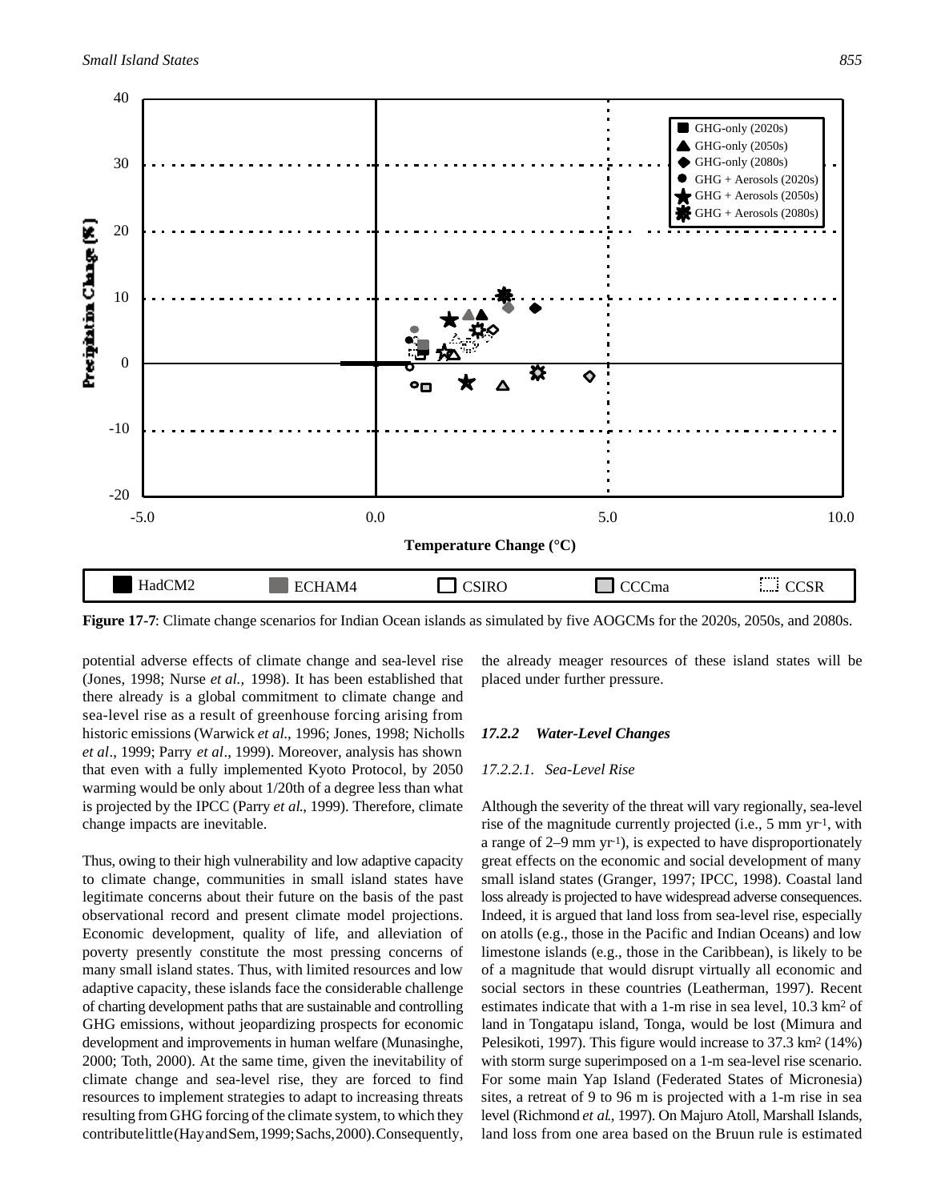**Figure 17-7**: Climate change scenarios for Indian Ocean islands as simulated by five AOGCMs for the 2020s, 2050s, and 2080s.

potential adverse effects of climate change and sea-level rise (Jones, 1998; Nurse *et al.,* 1998). It has been established that there already is a global commitment to climate change and sea-level rise as a result of greenhouse forcing arising from historic emissions (Warwick *et al.*, 1996; Jones, 1998; Nicholls *et al*., 1999; Parry *et al*., 1999). Moreover, analysis has shown that even with a fully implemented Kyoto Protocol, by 2050 warming would be only about 1/20th of a degree less than what is projected by the IPCC (Parry *et al.*, 1999). Therefore, climate change impacts are inevitable.

Thus, owing to their high vulnerability and low adaptive capacity to climate change, communities in small island states have legitimate concerns about their future on the basis of the past observational record and present climate model projections. Economic development, quality of life, and alleviation of poverty presently constitute the most pressing concerns of many small island states. Thus, with limited resources and low adaptive capacity, these islands face the considerable challenge of charting development paths that are sustainable and controlling GHG emissions, without jeopardizing prospects for economic development and improvements in human welfare (Munasinghe, 2000; Toth, 2000). At the same time, given the inevitability of climate change and sea-level rise, they are forced to find resources to implement strategies to adapt to increasing threats resulting from GHG forcing of the climate system, to which they contribute little (Hay and Sem, 1999; Sachs, 2000). Consequently, the already meager resources of these island states will be placed under further pressure.

### *17.2.2 Water-Level Changes*

#### *17.2.2.1. Sea-Level Rise*

Although the severity of the threat will vary regionally, sea-level rise of the magnitude currently projected (i.e., 5 mm yr$^{-1}$, with a range of 2–9 mm yr$^{-1}$), is expected to have disproportionately great effects on the economic and social development of many small island states (Granger, 1997; IPCC, 1998). Coastal land loss already is projected to have widespread adverse consequences. Indeed, it is argued that land loss from sea-level rise, especially on atolls (e.g., those in the Pacific and Indian Oceans) and low limestone islands (e.g., those in the Caribbean), is likely to be of a magnitude that would disrupt virtually all economic and social sectors in these countries (Leatherman, 1997). Recent estimates indicate that with a 1-m rise in sea level, 10.3 km$^2$ of land in Tongatapu island, Tonga, would be lost (Mimura and Pelesikoti, 1997). This figure would increase to 37.3 km$^2$ (14%) with storm surge superimposed on a 1-m sea-level rise scenario. For some main Yap Island (Federated States of Micronesia) sites, a retreat of 9 to 96 m is projected with a 1-m rise in sea level (Richmond *et al.*, 1997). On Majuro Atoll, Marshall Islands, land loss from one area based on the Bruun rule is estimated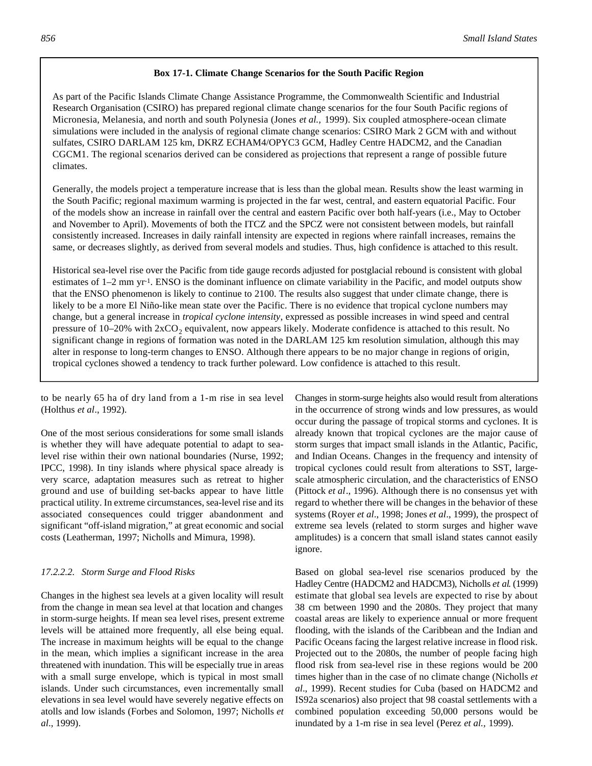**Box 17-1. Climate Change Scenarios for the South Pacific Region**

As part of the Pacific Islands Climate Change Assistance Programme, the Commonwealth Scientific and Industrial Research Organisation (CSIRO) has prepared regional climate change scenarios for the four South Pacific regions of Micronesia, Melanesia, and north and south Polynesia (Jones *et al.,* 1999). Six coupled atmosphere-ocean climate simulations were included in the analysis of regional climate change scenarios: CSIRO Mark 2 GCM with and without sulfates, CSIRO DARLAM 125 km, DKRZ ECHAM4/OPYC3 GCM, Hadley Centre HADCM2, and the Canadian CGCM1. The regional scenarios derived can be considered as projections that represent a range of possible future climates.

Generally, the models project a temperature increase that is less than the global mean. Results show the least warming in the South Pacific; regional maximum warming is projected in the far west, central, and eastern equatorial Pacific. Four of the models show an increase in rainfall over the central and eastern Pacific over both half-years (i.e., May to October and November to April). Movements of both the ITCZ and the SPCZ were not consistent between models, but rainfall consistently increased. Increases in daily rainfall intensity are expected in regions where rainfall increases, remains the same, or decreases slightly, as derived from several models and studies. Thus, high confidence is attached to this result.

Historical sea-level rise over the Pacific from tide gauge records adjusted for postglacial rebound is consistent with global estimates of 1–2 mm $yr^{-1}$. ENSO is the dominant influence on climate variability in the Pacific, and model outputs show that the ENSO phenomenon is likely to continue to 2100. The results also suggest that under climate change, there is likely to be a more El Niño-like mean state over the Pacific. There is no evidence that tropical cyclone numbers may change, but a general increase in *tropical cyclone intensity*, expressed as possible increases in wind speed and central pressure of 10–20% with $2xCO_2$ equivalent, now appears likely. Moderate confidence is attached to this result. No significant change in regions of formation was noted in the DARLAM 125 km resolution simulation, although this may alter in response to long-term changes to ENSO. Although there appears to be no major change in regions of origin, tropical cyclones showed a tendency to track further poleward. Low confidence is attached to this result.

to be nearly 65 ha of dry land from a 1-m rise in sea level (Holthus *et al*., 1992).

One of the most serious considerations for some small islands is whether they will have adequate potential to adapt to sea-level rise within their own national boundaries (Nurse, 1992; IPCC, 1998). In tiny islands where physical space already is very scarce, adaptation measures such as retreat to higher ground and use of building set-backs appear to have little practical utility. In extreme circumstances, sea-level rise and its associated consequences could trigger abandonment and significant "off-island migration," at great economic and social costs (Leatherman, 1997; Nicholls and Mimura, 1998).

#### *17.2.2.2. Storm Surge and Flood Risks*

Changes in the highest sea levels at a given locality will result from the change in mean sea level at that location and changes in storm-surge heights. If mean sea level rises, present extreme levels will be attained more frequently, all else being equal. The increase in maximum heights will be equal to the change in the mean, which implies a significant increase in the area threatened with inundation. This will be especially true in areas with a small surge envelope, which is typical in most small islands. Under such circumstances, even incrementally small elevations in sea level would have severely negative effects on atolls and low islands (Forbes and Solomon, 1997; Nicholls *et al*., 1999).

Changes in storm-surge heights also would result from alterations in the occurrence of strong winds and low pressures, as would occur during the passage of tropical storms and cyclones. It is already known that tropical cyclones are the major cause of storm surges that impact small islands in the Atlantic, Pacific, and Indian Oceans. Changes in the frequency and intensity of tropical cyclones could result from alterations to SST, large-scale atmospheric circulation, and the characteristics of ENSO (Pittock *et al*., 1996). Although there is no consensus yet with regard to whether there will be changes in the behavior of these systems (Royer *et al*., 1998; Jones *et al*., 1999), the prospect of extreme sea levels (related to storm surges and higher wave amplitudes) is a concern that small island states cannot easily ignore.

Based on global sea-level rise scenarios produced by the Hadley Centre (HADCM2 and HADCM3), Nicholls *et al.* (1999) estimate that global sea levels are expected to rise by about 38 cm between 1990 and the 2080s. They project that many coastal areas are likely to experience annual or more frequent flooding, with the islands of the Caribbean and the Indian and Pacific Oceans facing the largest relative increase in flood risk. Projected out to the 2080s, the number of people facing high flood risk from sea-level rise in these regions would be 200 times higher than in the case of no climate change (Nicholls *et al*., 1999). Recent studies for Cuba (based on HADCM2 and IS92a scenarios) also project that 98 coastal settlements with a combined population exceeding 50,000 persons would be inundated by a 1-m rise in sea level (Perez *et al.,* 1999).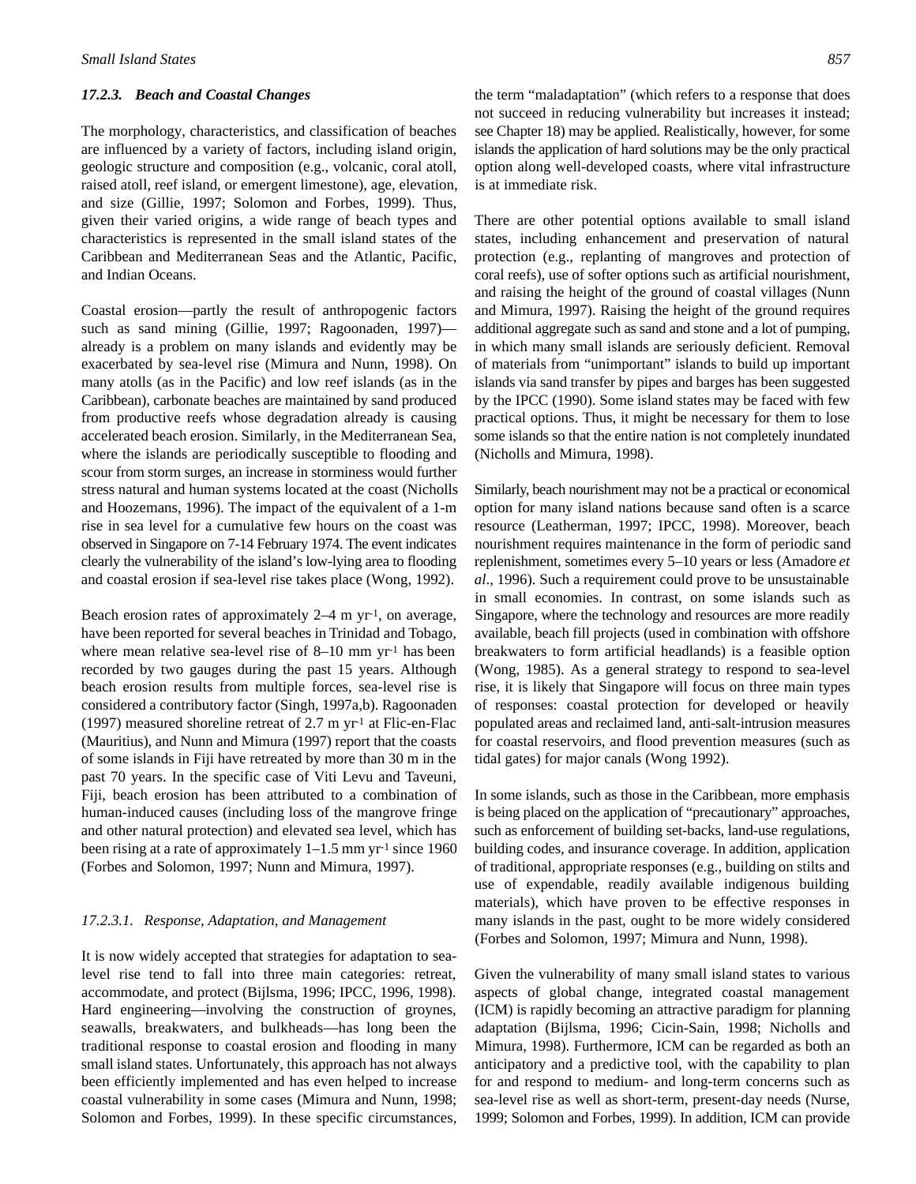### *17.2.3. Beach and Coastal Changes*

The morphology, characteristics, and classification of beaches are influenced by a variety of factors, including island origin, geologic structure and composition (e.g., volcanic, coral atoll, raised atoll, reef island, or emergent limestone), age, elevation, and size (Gillie, 1997; Solomon and Forbes, 1999). Thus, given their varied origins, a wide range of beach types and characteristics is represented in the small island states of the Caribbean and Mediterranean Seas and the Atlantic, Pacific, and Indian Oceans.

Coastal erosion—partly the result of anthropogenic factors such as sand mining (Gillie, 1997; Ragoonaden, 1997)—already is a problem on many islands and evidently may be exacerbated by sea-level rise (Mimura and Nunn, 1998). On many atolls (as in the Pacific) and low reef islands (as in the Caribbean), carbonate beaches are maintained by sand produced from productive reefs whose degradation already is causing accelerated beach erosion. Similarly, in the Mediterranean Sea, where the islands are periodically susceptible to flooding and scour from storm surges, an increase in storminess would further stress natural and human systems located at the coast (Nicholls and Hoozemans, 1996). The impact of the equivalent of a 1-m rise in sea level for a cumulative few hours on the coast was observed in Singapore on 7-14 February 1974. The event indicates clearly the vulnerability of the island's low-lying area to flooding and coastal erosion if sea-level rise takes place (Wong, 1992).

Beach erosion rates of approximately 2–4 m $yr^{-1}$, on average, have been reported for several beaches in Trinidad and Tobago, where mean relative sea-level rise of 8–10 mm $yr^{-1}$ has been recorded by two gauges during the past 15 years. Although beach erosion results from multiple forces, sea-level rise is considered a contributory factor (Singh, 1997a,b). Ragoonaden (1997) measured shoreline retreat of 2.7 m $yr^{-1}$ at Flic-en-Flac (Mauritius), and Nunn and Mimura (1997) report that the coasts of some islands in Fiji have retreated by more than 30 m in the past 70 years. In the specific case of Viti Levu and Taveuni, Fiji, beach erosion has been attributed to a combination of human-induced causes (including loss of the mangrove fringe and other natural protection) and elevated sea level, which has been rising at a rate of approximately 1–1.5 mm $yr^{-1}$ since 1960 (Forbes and Solomon, 1997; Nunn and Mimura, 1997).

#### *17.2.3.1. Response, Adaptation, and Management*

It is now widely accepted that strategies for adaptation to sea-level rise tend to fall into three main categories: retreat, accommodate, and protect (Bijlsma, 1996; IPCC, 1996, 1998). Hard engineering—involving the construction of groynes, seawalls, breakwaters, and bulkheads—has long been the traditional response to coastal erosion and flooding in many small island states. Unfortunately, this approach has not always been efficiently implemented and has even helped to increase coastal vulnerability in some cases (Mimura and Nunn, 1998; Solomon and Forbes, 1999). In these specific circumstances, the term "maladaptation" (which refers to a response that does not succeed in reducing vulnerability but increases it instead; see Chapter 18) may be applied. Realistically, however, for some islands the application of hard solutions may be the only practical option along well-developed coasts, where vital infrastructure is at immediate risk.

There are other potential options available to small island states, including enhancement and preservation of natural protection (e.g., replanting of mangroves and protection of coral reefs), use of softer options such as artificial nourishment, and raising the height of the ground of coastal villages (Nunn and Mimura, 1997). Raising the height of the ground requires additional aggregate such as sand and stone and a lot of pumping, in which many small islands are seriously deficient. Removal of materials from "unimportant" islands to build up important islands via sand transfer by pipes and barges has been suggested by the IPCC (1990). Some island states may be faced with few practical options. Thus, it might be necessary for them to lose some islands so that the entire nation is not completely inundated (Nicholls and Mimura, 1998).

Similarly, beach nourishment may not be a practical or economical option for many island nations because sand often is a scarce resource (Leatherman, 1997; IPCC, 1998). Moreover, beach nourishment requires maintenance in the form of periodic sand replenishment, sometimes every 5–10 years or less (Amadore *et al*., 1996). Such a requirement could prove to be unsustainable in small economies. In contrast, on some islands such as Singapore, where the technology and resources are more readily available, beach fill projects (used in combination with offshore breakwaters to form artificial headlands) is a feasible option (Wong, 1985). As a general strategy to respond to sea-level rise, it is likely that Singapore will focus on three main types of responses: coastal protection for developed or heavily populated areas and reclaimed land, anti-salt-intrusion measures for coastal reservoirs, and flood prevention measures (such as tidal gates) for major canals (Wong 1992).

In some islands, such as those in the Caribbean, more emphasis is being placed on the application of "precautionary" approaches, such as enforcement of building set-backs, land-use regulations, building codes, and insurance coverage. In addition, application of traditional, appropriate responses (e.g., building on stilts and use of expendable, readily available indigenous building materials), which have proven to be effective responses in many islands in the past, ought to be more widely considered (Forbes and Solomon, 1997; Mimura and Nunn, 1998).

Given the vulnerability of many small island states to various aspects of global change, integrated coastal management (ICM) is rapidly becoming an attractive paradigm for planning adaptation (Bijlsma, 1996; Cicin-Sain, 1998; Nicholls and Mimura, 1998). Furthermore, ICM can be regarded as both an anticipatory and a predictive tool, with the capability to plan for and respond to medium- and long-term concerns such as sea-level rise as well as short-term, present-day needs (Nurse, 1999; Solomon and Forbes, 1999). In addition, ICM can provide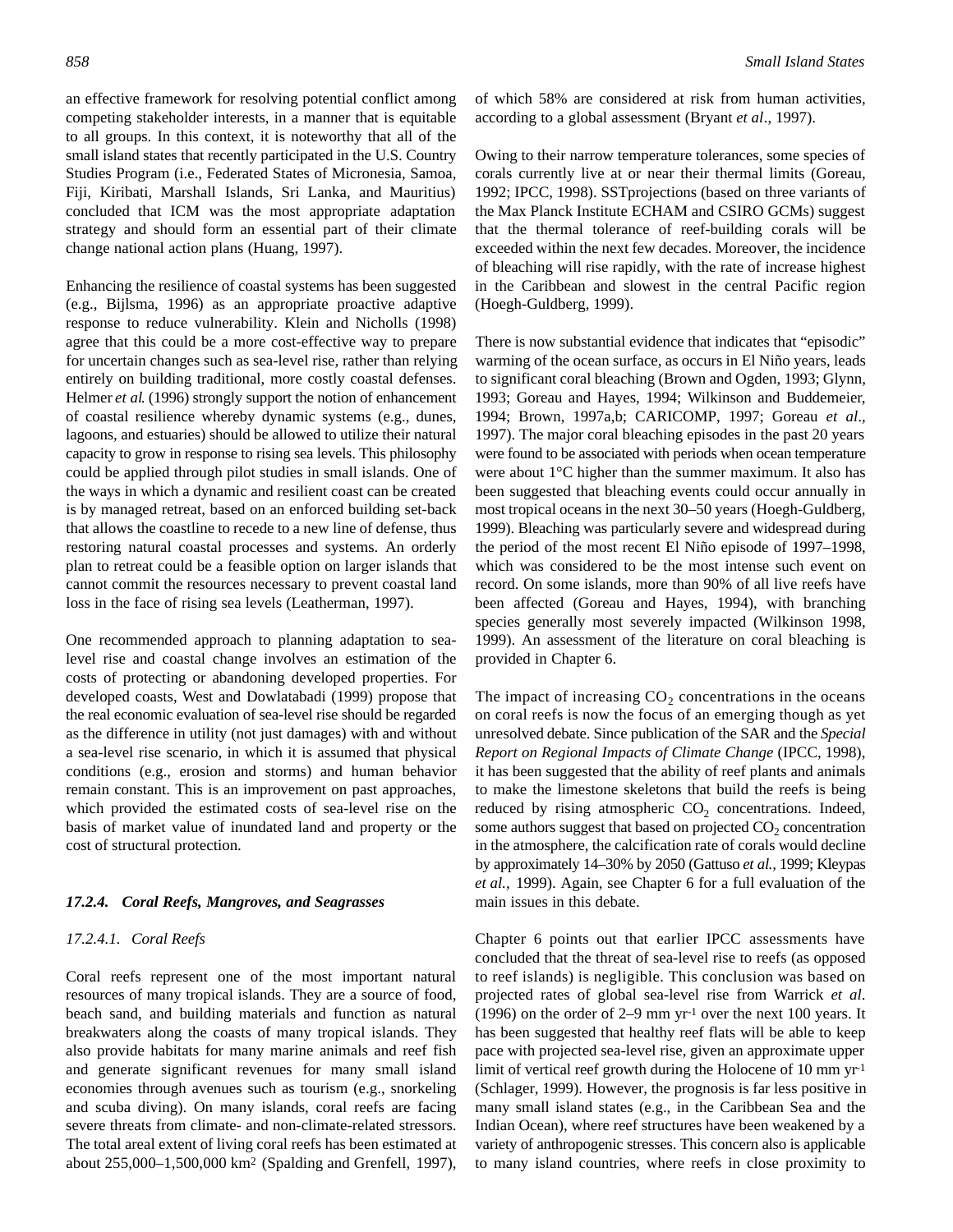an effective framework for resolving potential conflict among competing stakeholder interests, in a manner that is equitable to all groups. In this context, it is noteworthy that all of the small island states that recently participated in the U.S. Country Studies Program (i.e., Federated States of Micronesia, Samoa, Fiji, Kiribati, Marshall Islands, Sri Lanka, and Mauritius) concluded that ICM was the most appropriate adaptation strategy and should form an essential part of their climate change national action plans (Huang, 1997).

Enhancing the resilience of coastal systems has been suggested (e.g., Bijlsma, 1996) as an appropriate proactive adaptive response to reduce vulnerability. Klein and Nicholls (1998) agree that this could be a more cost-effective way to prepare for uncertain changes such as sea-level rise, rather than relying entirely on building traditional, more costly coastal defenses. Helmer *et al.* (1996) strongly support the notion of enhancement of coastal resilience whereby dynamic systems (e.g., dunes, lagoons, and estuaries) should be allowed to utilize their natural capacity to grow in response to rising sea levels. This philosophy could be applied through pilot studies in small islands. One of the ways in which a dynamic and resilient coast can be created is by managed retreat, based on an enforced building set-back that allows the coastline to recede to a new line of defense, thus restoring natural coastal processes and systems. An orderly plan to retreat could be a feasible option on larger islands that cannot commit the resources necessary to prevent coastal land loss in the face of rising sea levels (Leatherman, 1997).

One recommended approach to planning adaptation to sea-level rise and coastal change involves an estimation of the costs of protecting or abandoning developed properties. For developed coasts, West and Dowlatabadi (1999) propose that the real economic evaluation of sea-level rise should be regarded as the difference in utility (not just damages) with and without a sea-level rise scenario, in which it is assumed that physical conditions (e.g., erosion and storms) and human behavior remain constant. This is an improvement on past approaches, which provided the estimated costs of sea-level rise on the basis of market value of inundated land and property or the cost of structural protection.

### *17.2.4. Coral Reefs, Mangroves, and Seagrasses*

#### *17.2.4.1. Coral Reefs*

Coral reefs represent one of the most important natural resources of many tropical islands. They are a source of food, beach sand, and building materials and function as natural breakwaters along the coasts of many tropical islands. They also provide habitats for many marine animals and reef fish and generate significant revenues for many small island economies through avenues such as tourism (e.g., snorkeling and scuba diving). On many islands, coral reefs are facing severe threats from climate- and non-climate-related stressors. The total areal extent of living coral reefs has been estimated at about 255,000–1,500,000 km$^2$ (Spalding and Grenfell, 1997), of which 58% are considered at risk from human activities, according to a global assessment (Bryant *et al*., 1997).

Owing to their narrow temperature tolerances, some species of corals currently live at or near their thermal limits (Goreau, 1992; IPCC, 1998). SSTprojections (based on three variants of the Max Planck Institute ECHAM and CSIRO GCMs) suggest that the thermal tolerance of reef-building corals will be exceeded within the next few decades. Moreover, the incidence of bleaching will rise rapidly, with the rate of increase highest in the Caribbean and slowest in the central Pacific region (Hoegh-Guldberg, 1999).

There is now substantial evidence that indicates that "episodic" warming of the ocean surface, as occurs in El Niño years, leads to significant coral bleaching (Brown and Ogden, 1993; Glynn, 1993; Goreau and Hayes, 1994; Wilkinson and Buddemeier, 1994; Brown, 1997a,b; CARICOMP, 1997; Goreau *et al*., 1997). The major coral bleaching episodes in the past 20 years were found to be associated with periods when ocean temperature were about 1°C higher than the summer maximum. It also has been suggested that bleaching events could occur annually in most tropical oceans in the next 30–50 years (Hoegh-Guldberg, 1999). Bleaching was particularly severe and widespread during the period of the most recent El Niño episode of 1997–1998, which was considered to be the most intense such event on record. On some islands, more than 90% of all live reefs have been affected (Goreau and Hayes, 1994), with branching species generally most severely impacted (Wilkinson 1998, 1999). An assessment of the literature on coral bleaching is provided in Chapter 6.

The impact of increasing $CO_2$ concentrations in the oceans on coral reefs is now the focus of an emerging though as yet unresolved debate. Since publication of the SAR and the *Special Report on Regional Impacts of Climate Change* (IPCC, 1998), it has been suggested that the ability of reef plants and animals to make the limestone skeletons that build the reefs is being reduced by rising atmospheric $CO_2$ concentrations. Indeed, some authors suggest that based on projected $CO_2$ concentration in the atmosphere, the calcification rate of corals would decline by approximately 14–30% by 2050 (Gattuso *et al.*, 1999; Kleypas *et al.*, 1999). Again, see Chapter 6 for a full evaluation of the main issues in this debate.

Chapter 6 points out that earlier IPCC assessments have concluded that the threat of sea-level rise to reefs (as opposed to reef islands) is negligible. This conclusion was based on projected rates of global sea-level rise from Warrick *et al*. (1996) on the order of 2–9 mm yr$^{-1}$ over the next 100 years. It has been suggested that healthy reef flats will be able to keep pace with projected sea-level rise, given an approximate upper limit of vertical reef growth during the Holocene of 10 mm yr$^{-1}$ (Schlager, 1999). However, the prognosis is far less positive in many small island states (e.g., in the Caribbean Sea and the Indian Ocean), where reef structures have been weakened by a variety of anthropogenic stresses. This concern also is applicable to many island countries, where reefs in close proximity to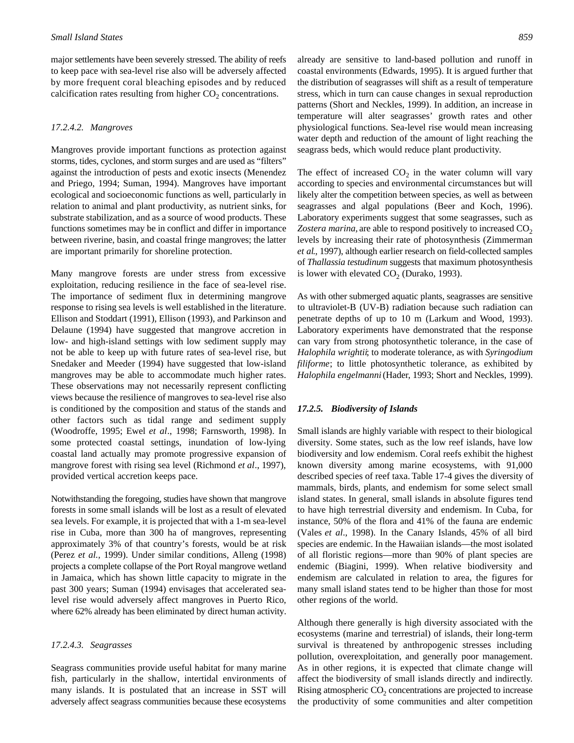major settlements have been severely stressed. The ability of reefs to keep pace with sea-level rise also will be adversely affected by more frequent coral bleaching episodes and by reduced calcification rates resulting from higher $CO_2$ concentrations.

#### *17.2.4.2. Mangroves*

Mangroves provide important functions as protection against storms, tides, cyclones, and storm surges and are used as "filters" against the introduction of pests and exotic insects (Menendez and Priego, 1994; Suman, 1994). Mangroves have important ecological and socioeconomic functions as well, particularly in relation to animal and plant productivity, as nutrient sinks, for substrate stabilization, and as a source of wood products. These functions sometimes may be in conflict and differ in importance between riverine, basin, and coastal fringe mangroves; the latter are important primarily for shoreline protection.

Many mangrove forests are under stress from excessive exploitation, reducing resilience in the face of sea-level rise. The importance of sediment flux in determining mangrove response to rising sea levels is well established in the literature. Ellison and Stoddart (1991), Ellison (1993), and Parkinson and Delaune (1994) have suggested that mangrove accretion in low- and high-island settings with low sediment supply may not be able to keep up with future rates of sea-level rise, but Snedaker and Meeder (1994) have suggested that low-island mangroves may be able to accommodate much higher rates. These observations may not necessarily represent conflicting views because the resilience of mangroves to sea-level rise also is conditioned by the composition and status of the stands and other factors such as tidal range and sediment supply (Woodroffe, 1995; Ewel *et al*., 1998; Farnsworth, 1998). In some protected coastal settings, inundation of low-lying coastal land actually may promote progressive expansion of mangrove forest with rising sea level (Richmond *et al*., 1997), provided vertical accretion keeps pace.

Notwithstanding the foregoing, studies have shown that mangrove forests in some small islands will be lost as a result of elevated sea levels. For example, it is projected that with a 1-m sea-level rise in Cuba, more than 300 ha of mangroves, representing approximately 3% of that country's forests, would be at risk (Perez *et al.*, 1999). Under similar conditions, Alleng (1998) projects a complete collapse of the Port Royal mangrove wetland in Jamaica, which has shown little capacity to migrate in the past 300 years; Suman (1994) envisages that accelerated sea-level rise would adversely affect mangroves in Puerto Rico, where 62% already has been eliminated by direct human activity.

#### *17.2.4.3. Seagrasses*

Seagrass communities provide useful habitat for many marine fish, particularly in the shallow, intertidal environments of many islands. It is postulated that an increase in SST will adversely affect seagrass communities because these ecosystems already are sensitive to land-based pollution and runoff in coastal environments (Edwards, 1995). It is argued further that the distribution of seagrasses will shift as a result of temperature stress, which in turn can cause changes in sexual reproduction patterns (Short and Neckles, 1999). In addition, an increase in temperature will alter seagrasses' growth rates and other physiological functions. Sea-level rise would mean increasing water depth and reduction of the amount of light reaching the seagrass beds, which would reduce plant productivity.

The effect of increased $CO_2$ in the water column will vary according to species and environmental circumstances but will likely alter the competition between species, as well as between seagrasses and algal populations (Beer and Koch, 1996). Laboratory experiments suggest that some seagrasses, such as *Zostera marina*, are able to respond positively to increased $CO_2$ levels by increasing their rate of photosynthesis (Zimmerman *et al.*, 1997), although earlier research on field-collected samples of *Thallassia testudinum* suggests that maximum photosynthesis is lower with elevated $CO_2$ (Durako, 1993).

As with other submerged aquatic plants, seagrasses are sensitive to ultraviolet-B (UV-B) radiation because such radiation can penetrate depths of up to 10 m (Larkum and Wood, 1993). Laboratory experiments have demonstrated that the response can vary from strong photosynthetic tolerance, in the case of *Halophila wrightii*; to moderate tolerance, as with *Syringodium filiforme*; to little photosynthetic tolerance, as exhibited by *Halophila engelmanni* (Hader, 1993; Short and Neckles, 1999).

### ***17.2.5. Biodiversity of Islands***

Small islands are highly variable with respect to their biological diversity. Some states, such as the low reef islands, have low biodiversity and low endemism. Coral reefs exhibit the highest known diversity among marine ecosystems, with 91,000 described species of reef taxa. Table 17-4 gives the diversity of mammals, birds, plants, and endemism for some select small island states. In general, small islands in absolute figures tend to have high terrestrial diversity and endemism. In Cuba, for instance, 50% of the flora and 41% of the fauna are endemic (Vales *et al*., 1998). In the Canary Islands, 45% of all bird species are endemic. In the Hawaiian islands—the most isolated of all floristic regions—more than 90% of plant species are endemic (Biagini, 1999). When relative biodiversity and endemism are calculated in relation to area, the figures for many small island states tend to be higher than those for most other regions of the world.

Although there generally is high diversity associated with the ecosystems (marine and terrestrial) of islands, their long-term survival is threatened by anthropogenic stresses including pollution, overexploitation, and generally poor management. As in other regions, it is expected that climate change will affect the biodiversity of small islands directly and indirectly. Rising atmospheric $CO_2$ concentrations are projected to increase the productivity of some communities and alter competition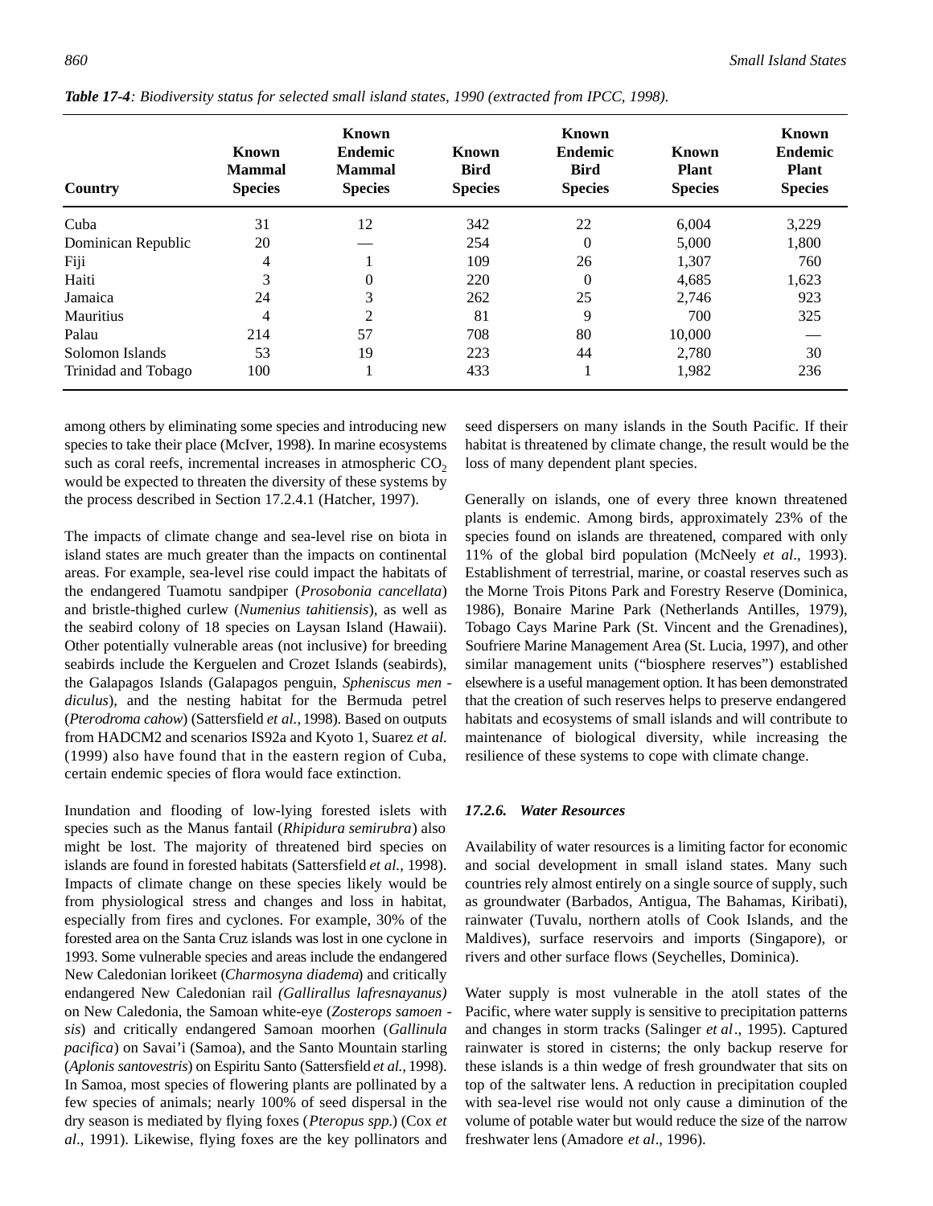***Table 17-4****: Biodiversity status for selected small island states, 1990 (extracted from IPCC, 1998).*

| Country | Known Mammal Species | Known Endemic Mammal Species | Known Bird Species | Known Endemic Bird Species | Known Plant Species | Known Endemic Plant Species |
|---|---|---|---|---|---|---|
| Cuba | 31 | 12 | 342 | 22 | 6,004 | 3,229 |
| Dominican Republic | 20 | — | 254 | 0 | 5,000 | 1,800 |
| Fiji | 4 | 1 | 109 | 26 | 1,307 | 760 |
| Haiti | 3 | 0 | 220 | 0 | 4,685 | 1,623 |
| Jamaica | 24 | 3 | 262 | 25 | 2,746 | 923 |
| Mauritius | 4 | 2 | 81 | 9 | 700 | 325 |
| Palau | 214 | 57 | 708 | 80 | 10,000 | — |
| Solomon Islands | 53 | 19 | 223 | 44 | 2,780 | 30 |
| Trinidad and Tobago | 100 | 1 | 433 | 1 | 1,982 | 236 |

among others by eliminating some species and introducing new species to take their place (McIver, 1998). In marine ecosystems such as coral reefs, incremental increases in atmospheric $CO_2$ would be expected to threaten the diversity of these systems by the process described in Section 17.2.4.1 (Hatcher, 1997).

The impacts of climate change and sea-level rise on biota in island states are much greater than the impacts on continental areas. For example, sea-level rise could impact the habitats of the endangered Tuamotu sandpiper (*Prosobonia cancellata*) and bristle-thighed curlew (*Numenius tahitiensis*), as well as the seabird colony of 18 species on Laysan Island (Hawaii). Other potentially vulnerable areas (not inclusive) for breeding seabirds include the Kerguelen and Crozet Islands (seabirds), the Galapagos Islands (Galapagos penguin, *Spheniscus mendiculus*), and the nesting habitat for the Bermuda petrel (*Pterodroma cahow*) (Sattersfield *et al.,* 1998). Based on outputs from HADCM2 and scenarios IS92a and Kyoto 1, Suarez *et al.* (1999) also have found that in the eastern region of Cuba, certain endemic species of flora would face extinction.

Inundation and flooding of low-lying forested islets with species such as the Manus fantail (*Rhipidura semirubra*) also might be lost. The majority of threatened bird species on islands are found in forested habitats (Sattersfield *et al.,* 1998). Impacts of climate change on these species likely would be from physiological stress and changes and loss in habitat, especially from fires and cyclones. For example, 30% of the forested area on the Santa Cruz islands was lost in one cyclone in 1993. Some vulnerable species and areas include the endangered New Caledonian lorikeet (*Charmosyna diadema*) and critically endangered New Caledonian rail *(Gallirallus lafresnayanus)* on New Caledonia, the Samoan white-eye (*Zosterops samoensis*) and critically endangered Samoan moorhen (*Gallinula pacifica*) on Savai'i (Samoa), and the Santo Mountain starling (*Aplonis santovestris*) on Espiritu Santo (Sattersfield *et al.,* 1998). In Samoa, most species of flowering plants are pollinated by a few species of animals; nearly 100% of seed dispersal in the dry season is mediated by flying foxes (*Pteropus spp.*) (Cox *et al*., 1991). Likewise, flying foxes are the key pollinators and seed dispersers on many islands in the South Pacific. If their habitat is threatened by climate change, the result would be the loss of many dependent plant species.

Generally on islands, one of every three known threatened plants is endemic. Among birds, approximately 23% of the species found on islands are threatened, compared with only 11% of the global bird population (McNeely *et al*., 1993). Establishment of terrestrial, marine, or coastal reserves such as the Morne Trois Pitons Park and Forestry Reserve (Dominica, 1986), Bonaire Marine Park (Netherlands Antilles, 1979), Tobago Cays Marine Park (St. Vincent and the Grenadines), Soufriere Marine Management Area (St. Lucia, 1997), and other similar management units ("biosphere reserves") established elsewhere is a useful management option. It has been demonstrated that the creation of such reserves helps to preserve endangered habitats and ecosystems of small islands and will contribute to maintenance of biological diversity, while increasing the resilience of these systems to cope with climate change.

#### *17.2.6. Water Resources*

Availability of water resources is a limiting factor for economic and social development in small island states. Many such countries rely almost entirely on a single source of supply, such as groundwater (Barbados, Antigua, The Bahamas, Kiribati), rainwater (Tuvalu, northern atolls of Cook Islands, and the Maldives), surface reservoirs and imports (Singapore), or rivers and other surface flows (Seychelles, Dominica).

Water supply is most vulnerable in the atoll states of the Pacific, where water supply is sensitive to precipitation patterns and changes in storm tracks (Salinger *et al*., 1995). Captured rainwater is stored in cisterns; the only backup reserve for these islands is a thin wedge of fresh groundwater that sits on top of the saltwater lens. A reduction in precipitation coupled with sea-level rise would not only cause a diminution of the volume of potable water but would reduce the size of the narrow freshwater lens (Amadore *et al*., 1996).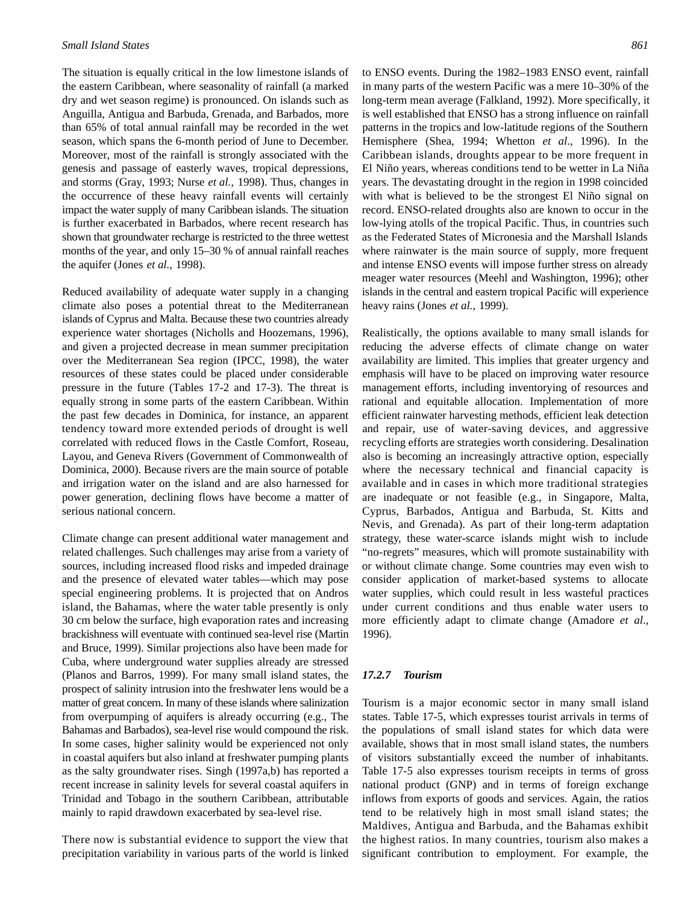The situation is equally critical in the low limestone islands of the eastern Caribbean, where seasonality of rainfall (a marked dry and wet season regime) is pronounced. On islands such as Anguilla, Antigua and Barbuda, Grenada, and Barbados, more than 65% of total annual rainfall may be recorded in the wet season, which spans the 6-month period of June to December. Moreover, most of the rainfall is strongly associated with the genesis and passage of easterly waves, tropical depressions, and storms (Gray, 1993; Nurse *et al.*, 1998). Thus, changes in the occurrence of these heavy rainfall events will certainly impact the water supply of many Caribbean islands. The situation is further exacerbated in Barbados, where recent research has shown that groundwater recharge is restricted to the three wettest months of the year, and only 15–30 % of annual rainfall reaches the aquifer (Jones *et al.*, 1998).

Reduced availability of adequate water supply in a changing climate also poses a potential threat to the Mediterranean islands of Cyprus and Malta. Because these two countries already experience water shortages (Nicholls and Hoozemans, 1996), and given a projected decrease in mean summer precipitation over the Mediterranean Sea region (IPCC, 1998), the water resources of these states could be placed under considerable pressure in the future (Tables 17-2 and 17-3). The threat is equally strong in some parts of the eastern Caribbean. Within the past few decades in Dominica, for instance, an apparent tendency toward more extended periods of drought is well correlated with reduced flows in the Castle Comfort, Roseau, Layou, and Geneva Rivers (Government of Commonwealth of Dominica, 2000). Because rivers are the main source of potable and irrigation water on the island and are also harnessed for power generation, declining flows have become a matter of serious national concern.

Climate change can present additional water management and related challenges. Such challenges may arise from a variety of sources, including increased flood risks and impeded drainage and the presence of elevated water tables—which may pose special engineering problems. It is projected that on Andros island, the Bahamas, where the water table presently is only 30 cm below the surface, high evaporation rates and increasing brackishness will eventuate with continued sea-level rise (Martin and Bruce, 1999). Similar projections also have been made for Cuba, where underground water supplies already are stressed (Planos and Barros, 1999). For many small island states, the prospect of salinity intrusion into the freshwater lens would be a matter of great concern. In many of these islands where salinization from overpumping of aquifers is already occurring (e.g., The Bahamas and Barbados), sea-level rise would compound the risk. In some cases, higher salinity would be experienced not only in coastal aquifers but also inland at freshwater pumping plants as the salty groundwater rises. Singh (1997a,b) has reported a recent increase in salinity levels for several coastal aquifers in Trinidad and Tobago in the southern Caribbean, attributable mainly to rapid drawdown exacerbated by sea-level rise.

There now is substantial evidence to support the view that precipitation variability in various parts of the world is linked to ENSO events. During the 1982–1983 ENSO event, rainfall in many parts of the western Pacific was a mere 10–30% of the long-term mean average (Falkland, 1992). More specifically, it is well established that ENSO has a strong influence on rainfall patterns in the tropics and low-latitude regions of the Southern Hemisphere (Shea, 1994; Whetton *et al*., 1996). In the Caribbean islands, droughts appear to be more frequent in El Niño years, whereas conditions tend to be wetter in La Niña years. The devastating drought in the region in 1998 coincided with what is believed to be the strongest El Niño signal on record. ENSO-related droughts also are known to occur in the low-lying atolls of the tropical Pacific. Thus, in countries such as the Federated States of Micronesia and the Marshall Islands where rainwater is the main source of supply, more frequent and intense ENSO events will impose further stress on already meager water resources (Meehl and Washington, 1996); other islands in the central and eastern tropical Pacific will experience heavy rains (Jones *et al.,* 1999).

Realistically, the options available to many small islands for reducing the adverse effects of climate change on water availability are limited. This implies that greater urgency and emphasis will have to be placed on improving water resource management efforts, including inventorying of resources and rational and equitable allocation. Implementation of more efficient rainwater harvesting methods, efficient leak detection and repair, use of water-saving devices, and aggressive recycling efforts are strategies worth considering. Desalination also is becoming an increasingly attractive option, especially where the necessary technical and financial capacity is available and in cases in which more traditional strategies are inadequate or not feasible (e.g., in Singapore, Malta, Cyprus, Barbados, Antigua and Barbuda, St. Kitts and Nevis, and Grenada). As part of their long-term adaptation strategy, these water-scarce islands might wish to include "no-regrets" measures, which will promote sustainability with or without climate change. Some countries may even wish to consider application of market-based systems to allocate water supplies, which could result in less wasteful practices under current conditions and thus enable water users to more efficiently adapt to climate change (Amadore *et al*., 1996).

### *17.2.7 Tourism*

Tourism is a major economic sector in many small island states. Table 17-5, which expresses tourist arrivals in terms of the populations of small island states for which data were available, shows that in most small island states, the numbers of visitors substantially exceed the number of inhabitants. Table 17-5 also expresses tourism receipts in terms of gross national product (GNP) and in terms of foreign exchange inflows from exports of goods and services. Again, the ratios tend to be relatively high in most small island states; the Maldives, Antigua and Barbuda, and the Bahamas exhibit the highest ratios. In many countries, tourism also makes a significant contribution to employment. For example, the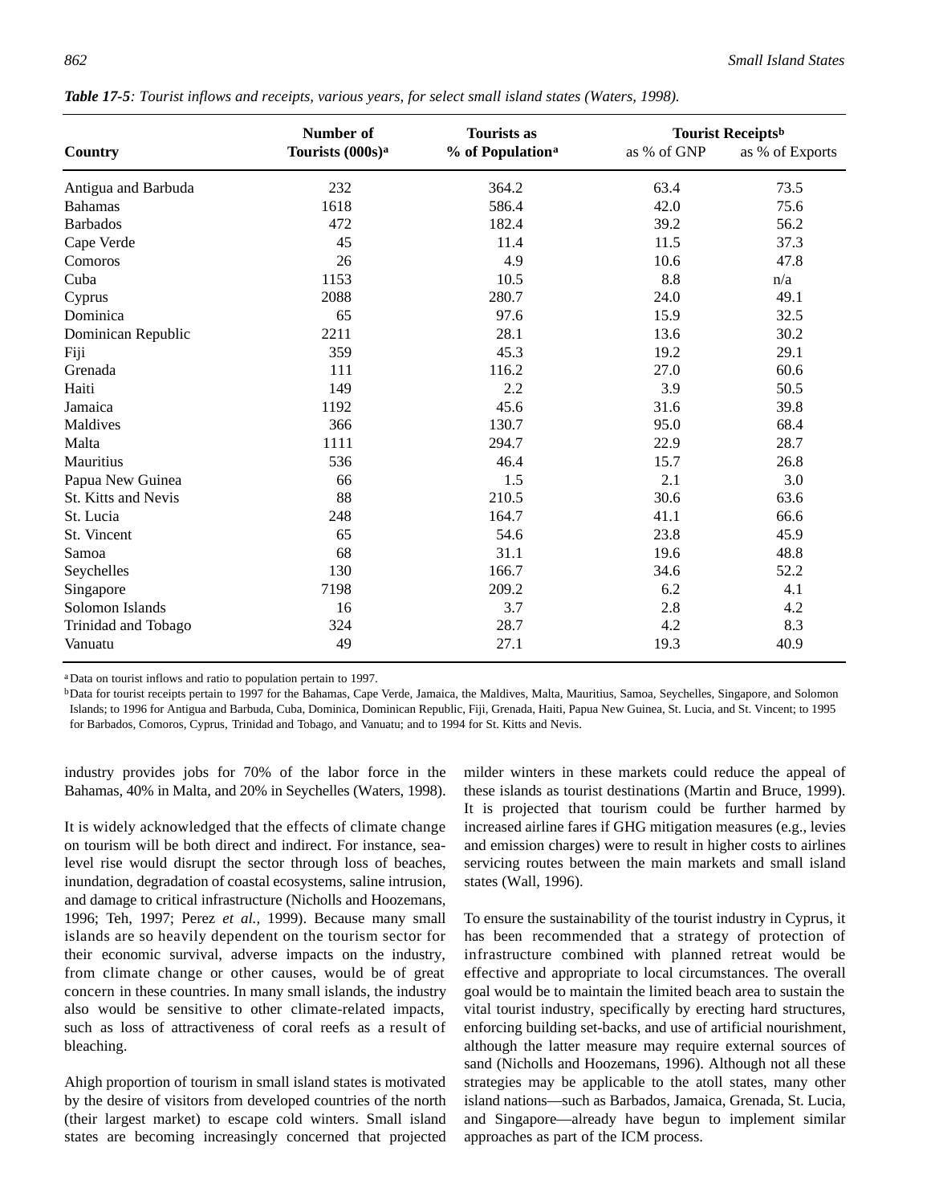*Table 17-5: Tourist inflows and receipts, various years, for select small island states (Waters, 1998).*

| Country | Number of Tourists (000s)[a] | Tourists as % of Population[a] | Tourist Receipts[b] as % of GNP | Tourist Receipts[b] as % of Exports |
|---|---|---|---|---|
| Antigua and Barbuda | 232 | 364.2 | 63.4 | 73.5 |
| Bahamas | 1618 | 586.4 | 42.0 | 75.6 |
| Barbados | 472 | 182.4 | 39.2 | 56.2 |
| Cape Verde | 45 | 11.4 | 11.5 | 37.3 |
| Comoros | 26 | 4.9 | 10.6 | 47.8 |
| Cuba | 1153 | 10.5 | 8.8 | n/a |
| Cyprus | 2088 | 280.7 | 24.0 | 49.1 |
| Dominica | 65 | 97.6 | 15.9 | 32.5 |
| Dominican Republic | 2211 | 28.1 | 13.6 | 30.2 |
| Fiji | 359 | 45.3 | 19.2 | 29.1 |
| Grenada | 111 | 116.2 | 27.0 | 60.6 |
| Haiti | 149 | 2.2 | 3.9 | 50.5 |
| Jamaica | 1192 | 45.6 | 31.6 | 39.8 |
| Maldives | 366 | 130.7 | 95.0 | 68.4 |
| Malta | 1111 | 294.7 | 22.9 | 28.7 |
| Mauritius | 536 | 46.4 | 15.7 | 26.8 |
| Papua New Guinea | 66 | 1.5 | 2.1 | 3.0 |
| St. Kitts and Nevis | 88 | 210.5 | 30.6 | 63.6 |
| St. Lucia | 248 | 164.7 | 41.1 | 66.6 |
| St. Vincent | 65 | 54.6 | 23.8 | 45.9 |
| Samoa | 68 | 31.1 | 19.6 | 48.8 |
| Seychelles | 130 | 166.7 | 34.6 | 52.2 |
| Singapore | 7198 | 209.2 | 6.2 | 4.1 |
| Solomon Islands | 16 | 3.7 | 2.8 | 4.2 |
| Trinidad and Tobago | 324 | 28.7 | 4.2 | 8.3 |
| Vanuatu | 49 | 27.1 | 19.3 | 40.9 |

[a] Data on tourist inflows and ratio to population pertain to 1997.

[b] Data for tourist receipts pertain to 1997 for the Bahamas, Cape Verde, Jamaica, the Maldives, Malta, Mauritius, Samoa, Seychelles, Singapore, and Solomon Islands; to 1996 for Antigua and Barbuda, Cuba, Dominica, Dominican Republic, Fiji, Grenada, Haiti, Papua New Guinea, St. Lucia, and St. Vincent; to 1995 for Barbados, Comoros, Cyprus, Trinidad and Tobago, and Vanuatu; and to 1994 for St. Kitts and Nevis.

industry provides jobs for 70% of the labor force in the Bahamas, 40% in Malta, and 20% in Seychelles (Waters, 1998).

It is widely acknowledged that the effects of climate change on tourism will be both direct and indirect. For instance, sea-level rise would disrupt the sector through loss of beaches, inundation, degradation of coastal ecosystems, saline intrusion, and damage to critical infrastructure (Nicholls and Hoozemans, 1996; Teh, 1997; Perez *et al.*, 1999). Because many small islands are so heavily dependent on the tourism sector for their economic survival, adverse impacts on the industry, from climate change or other causes, would be of great concern in these countries. In many small islands, the industry also would be sensitive to other climate-related impacts, such as loss of attractiveness of coral reefs as a result of bleaching.

Ahigh proportion of tourism in small island states is motivated by the desire of visitors from developed countries of the north (their largest market) to escape cold winters. Small island states are becoming increasingly concerned that projected milder winters in these markets could reduce the appeal of these islands as tourist destinations (Martin and Bruce, 1999). It is projected that tourism could be further harmed by increased airline fares if GHG mitigation measures (e.g., levies and emission charges) were to result in higher costs to airlines servicing routes between the main markets and small island states (Wall, 1996).

To ensure the sustainability of the tourist industry in Cyprus, it has been recommended that a strategy of protection of infrastructure combined with planned retreat would be effective and appropriate to local circumstances. The overall goal would be to maintain the limited beach area to sustain the vital tourist industry, specifically by erecting hard structures, enforcing building set-backs, and use of artificial nourishment, although the latter measure may require external sources of sand (Nicholls and Hoozemans, 1996). Although not all these strategies may be applicable to the atoll states, many other island nations—such as Barbados, Jamaica, Grenada, St. Lucia, and Singapore—already have begun to implement similar approaches as part of the ICM process.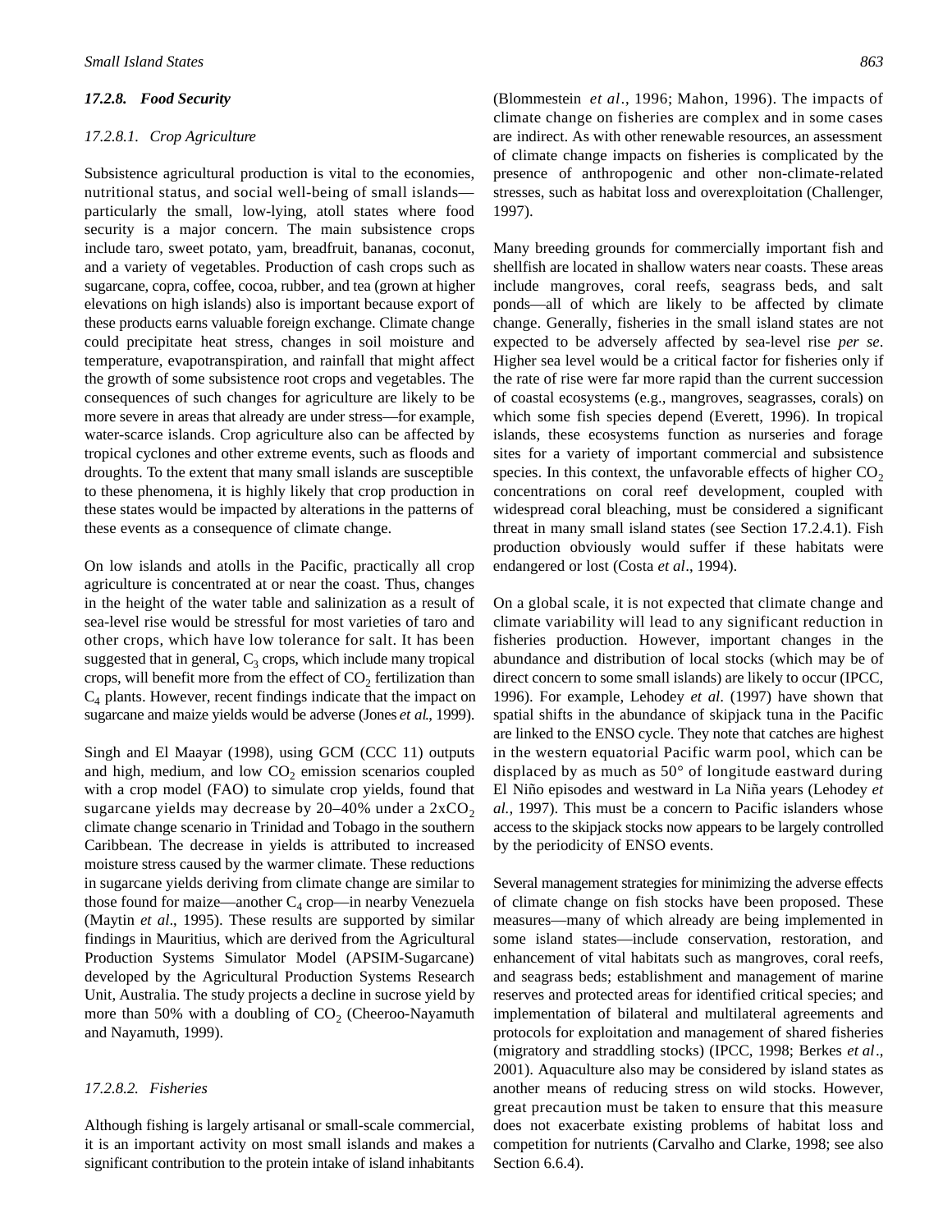### 17.2.8. Food Security

#### 17.2.8.1. Crop Agriculture

Subsistence agricultural production is vital to the economies, nutritional status, and social well-being of small islands—particularly the small, low-lying, atoll states where food security is a major concern. The main subsistence crops include taro, sweet potato, yam, breadfruit, bananas, coconut, and a variety of vegetables. Production of cash crops such as sugarcane, copra, coffee, cocoa, rubber, and tea (grown at higher elevations on high islands) also is important because export of these products earns valuable foreign exchange. Climate change could precipitate heat stress, changes in soil moisture and temperature, evapotranspiration, and rainfall that might affect the growth of some subsistence root crops and vegetables. The consequences of such changes for agriculture are likely to be more severe in areas that already are under stress—for example, water-scarce islands. Crop agriculture also can be affected by tropical cyclones and other extreme events, such as floods and droughts. To the extent that many small islands are susceptible to these phenomena, it is highly likely that crop production in these states would be impacted by alterations in the patterns of these events as a consequence of climate change.

On low islands and atolls in the Pacific, practically all crop agriculture is concentrated at or near the coast. Thus, changes in the height of the water table and salinization as a result of sea-level rise would be stressful for most varieties of taro and other crops, which have low tolerance for salt. It has been suggested that in general, $C_3$ crops, which include many tropical crops, will benefit more from the effect of $CO_2$ fertilization than $C_4$ plants. However, recent findings indicate that the impact on sugarcane and maize yields would be adverse (Jones *et al.*, 1999).

Singh and El Maayar (1998), using GCM (CCC 11) outputs and high, medium, and low $CO_2$ emission scenarios coupled with a crop model (FAO) to simulate crop yields, found that sugarcane yields may decrease by 20–40% under a $2xCO_2$ climate change scenario in Trinidad and Tobago in the southern Caribbean. The decrease in yields is attributed to increased moisture stress caused by the warmer climate. These reductions in sugarcane yields deriving from climate change are similar to those found for maize—another $C_4$ crop—in nearby Venezuela (Maytin *et al*., 1995). These results are supported by similar findings in Mauritius, which are derived from the Agricultural Production Systems Simulator Model (APSIM-Sugarcane) developed by the Agricultural Production Systems Research Unit, Australia. The study projects a decline in sucrose yield by more than 50% with a doubling of $CO_2$ (Cheeroo-Nayamuth and Nayamuth, 1999).

#### 17.2.8.2. Fisheries

Although fishing is largely artisanal or small-scale commercial, it is an important activity on most small islands and makes a significant contribution to the protein intake of island inhabitants (Blommestein *et al*., 1996; Mahon, 1996). The impacts of climate change on fisheries are complex and in some cases are indirect. As with other renewable resources, an assessment of climate change impacts on fisheries is complicated by the presence of anthropogenic and other non-climate-related stresses, such as habitat loss and overexploitation (Challenger, 1997).

Many breeding grounds for commercially important fish and shellfish are located in shallow waters near coasts. These areas include mangroves, coral reefs, seagrass beds, and salt ponds—all of which are likely to be affected by climate change. Generally, fisheries in the small island states are not expected to be adversely affected by sea-level rise *per se*. Higher sea level would be a critical factor for fisheries only if the rate of rise were far more rapid than the current succession of coastal ecosystems (e.g., mangroves, seagrasses, corals) on which some fish species depend (Everett, 1996). In tropical islands, these ecosystems function as nurseries and forage sites for a variety of important commercial and subsistence species. In this context, the unfavorable effects of higher $CO_2$ concentrations on coral reef development, coupled with widespread coral bleaching, must be considered a significant threat in many small island states (see Section 17.2.4.1). Fish production obviously would suffer if these habitats were endangered or lost (Costa *et al*., 1994).

On a global scale, it is not expected that climate change and climate variability will lead to any significant reduction in fisheries production. However, important changes in the abundance and distribution of local stocks (which may be of direct concern to some small islands) are likely to occur (IPCC, 1996). For example, Lehodey *et al*. (1997) have shown that spatial shifts in the abundance of skipjack tuna in the Pacific are linked to the ENSO cycle. They note that catches are highest in the western equatorial Pacific warm pool, which can be displaced by as much as 50° of longitude eastward during El Niño episodes and westward in La Niña years (Lehodey *et al.,* 1997). This must be a concern to Pacific islanders whose access to the skipjack stocks now appears to be largely controlled by the periodicity of ENSO events.

Several management strategies for minimizing the adverse effects of climate change on fish stocks have been proposed. These measures—many of which already are being implemented in some island states—include conservation, restoration, and enhancement of vital habitats such as mangroves, coral reefs, and seagrass beds; establishment and management of marine reserves and protected areas for identified critical species; and implementation of bilateral and multilateral agreements and protocols for exploitation and management of shared fisheries (migratory and straddling stocks) (IPCC, 1998; Berkes *et al*., 2001). Aquaculture also may be considered by island states as another means of reducing stress on wild stocks. However, great precaution must be taken to ensure that this measure does not exacerbate existing problems of habitat loss and competition for nutrients (Carvalho and Clarke, 1998; see also Section 6.6.4).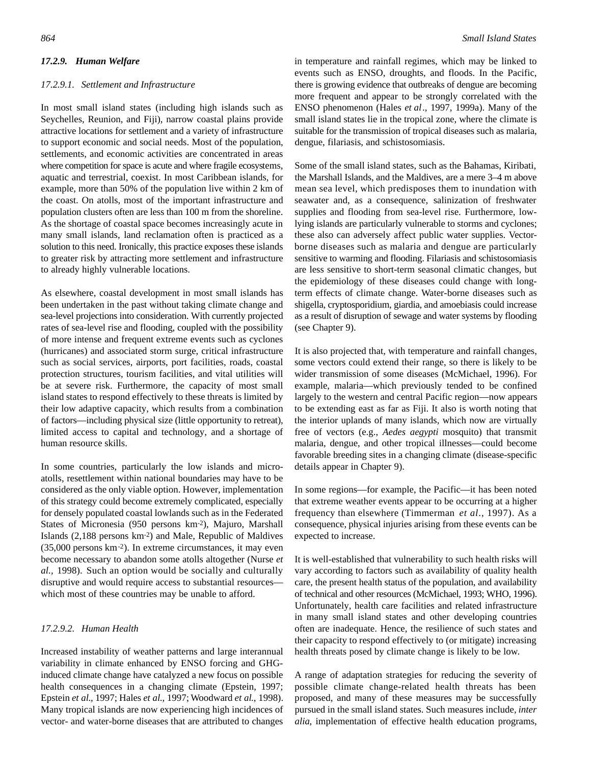#### *17.2.9. Human Welfare*

##### *17.2.9.1. Settlement and Infrastructure*

In most small island states (including high islands such as Seychelles, Reunion, and Fiji), narrow coastal plains provide attractive locations for settlement and a variety of infrastructure to support economic and social needs. Most of the population, settlements, and economic activities are concentrated in areas where competition for space is acute and where fragile ecosystems, aquatic and terrestrial, coexist. In most Caribbean islands, for example, more than 50% of the population live within 2 km of the coast. On atolls, most of the important infrastructure and population clusters often are less than 100 m from the shoreline. As the shortage of coastal space becomes increasingly acute in many small islands, land reclamation often is practiced as a solution to this need. Ironically, this practice exposes these islands to greater risk by attracting more settlement and infrastructure to already highly vulnerable locations.

As elsewhere, coastal development in most small islands has been undertaken in the past without taking climate change and sea-level projections into consideration. With currently projected rates of sea-level rise and flooding, coupled with the possibility of more intense and frequent extreme events such as cyclones (hurricanes) and associated storm surge, critical infrastructure such as social services, airports, port facilities, roads, coastal protection structures, tourism facilities, and vital utilities will be at severe risk. Furthermore, the capacity of most small island states to respond effectively to these threats is limited by their low adaptive capacity, which results from a combination of factors—including physical size (little opportunity to retreat), limited access to capital and technology, and a shortage of human resource skills.

In some countries, particularly the low islands and micro-atolls, resettlement within national boundaries may have to be considered as the only viable option. However, implementation of this strategy could become extremely complicated, especially for densely populated coastal lowlands such as in the Federated States of Micronesia (950 persons km$^{-2}$), Majuro, Marshall Islands (2,188 persons km$^{-2}$) and Male, Republic of Maldives (35,000 persons km$^{-2}$). In extreme circumstances, it may even become necessary to abandon some atolls altogether (Nurse *et al.*, 1998). Such an option would be socially and culturally disruptive and would require access to substantial resources—which most of these countries may be unable to afford.

##### *17.2.9.2. Human Health*

Increased instability of weather patterns and large interannual variability in climate enhanced by ENSO forcing and GHG-induced climate change have catalyzed a new focus on possible health consequences in a changing climate (Epstein, 1997; Epstein *et al.*, 1997; Hales *et al.*, 1997; Woodward *et al.*, 1998). Many tropical islands are now experiencing high incidences of vector- and water-borne diseases that are attributed to changes in temperature and rainfall regimes, which may be linked to events such as ENSO, droughts, and floods. In the Pacific, there is growing evidence that outbreaks of dengue are becoming more frequent and appear to be strongly correlated with the ENSO phenomenon (Hales *et al*., 1997, 1999a). Many of the small island states lie in the tropical zone, where the climate is suitable for the transmission of tropical diseases such as malaria, dengue, filariasis, and schistosomiasis.

Some of the small island states, such as the Bahamas, Kiribati, the Marshall Islands, and the Maldives, are a mere 3–4 m above mean sea level, which predisposes them to inundation with seawater and, as a consequence, salinization of freshwater supplies and flooding from sea-level rise. Furthermore, low-lying islands are particularly vulnerable to storms and cyclones; these also can adversely affect public water supplies. Vector-borne diseases such as malaria and dengue are particularly sensitive to warming and flooding. Filariasis and schistosomiasis are less sensitive to short-term seasonal climatic changes, but the epidemiology of these diseases could change with long-term effects of climate change. Water-borne diseases such as shigella, cryptosporidium, giardia, and amoebiasis could increase as a result of disruption of sewage and water systems by flooding (see Chapter 9).

It is also projected that, with temperature and rainfall changes, some vectors could extend their range, so there is likely to be wider transmission of some diseases (McMichael, 1996). For example, malaria—which previously tended to be confined largely to the western and central Pacific region—now appears to be extending east as far as Fiji. It also is worth noting that the interior uplands of many islands, which now are virtually free of vectors (e.g., *Aedes aegypti* mosquito) that transmit malaria, dengue, and other tropical illnesses—could become favorable breeding sites in a changing climate (disease-specific details appear in Chapter 9).

In some regions—for example, the Pacific—it has been noted that extreme weather events appear to be occurring at a higher frequency than elsewhere (Timmerman *et al*., 1997). As a consequence, physical injuries arising from these events can be expected to increase.

It is well-established that vulnerability to such health risks will vary according to factors such as availability of quality health care, the present health status of the population, and availability of technical and other resources (McMichael, 1993; WHO, 1996). Unfortunately, health care facilities and related infrastructure in many small island states and other developing countries often are inadequate. Hence, the resilience of such states and their capacity to respond effectively to (or mitigate) increasing health threats posed by climate change is likely to be low.

A range of adaptation strategies for reducing the severity of possible climate change-related health threats has been proposed, and many of these measures may be successfully pursued in the small island states. Such measures include, *inter alia*, implementation of effective health education programs,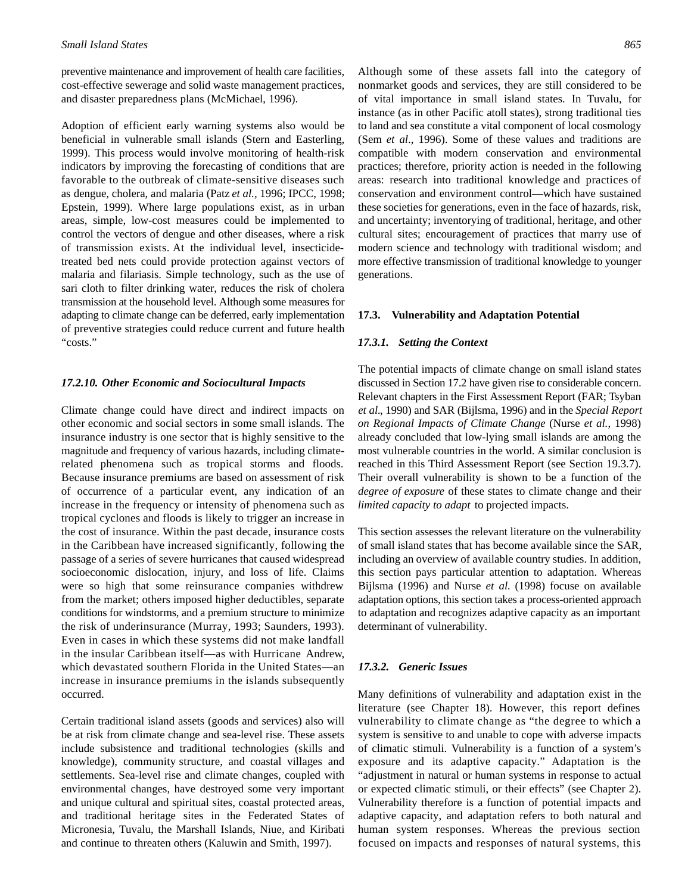preventive maintenance and improvement of health care facilities, cost-effective sewerage and solid waste management practices, and disaster preparedness plans (McMichael, 1996).

Adoption of efficient early warning systems also would be beneficial in vulnerable small islands (Stern and Easterling, 1999). This process would involve monitoring of health-risk indicators by improving the forecasting of conditions that are favorable to the outbreak of climate-sensitive diseases such as dengue, cholera, and malaria (Patz *et al.*, 1996; IPCC, 1998; Epstein, 1999). Where large populations exist, as in urban areas, simple, low-cost measures could be implemented to control the vectors of dengue and other diseases, where a risk of transmission exists. At the individual level, insecticide-treated bed nets could provide protection against vectors of malaria and filariasis. Simple technology, such as the use of sari cloth to filter drinking water, reduces the risk of cholera transmission at the household level. Although some measures for adapting to climate change can be deferred, early implementation of preventive strategies could reduce current and future health "costs."

#### *17.2.10. Other Economic and Sociocultural Impacts*

Climate change could have direct and indirect impacts on other economic and social sectors in some small islands. The insurance industry is one sector that is highly sensitive to the magnitude and frequency of various hazards, including climate-related phenomena such as tropical storms and floods. Because insurance premiums are based on assessment of risk of occurrence of a particular event, any indication of an increase in the frequency or intensity of phenomena such as tropical cyclones and floods is likely to trigger an increase in the cost of insurance. Within the past decade, insurance costs in the Caribbean have increased significantly, following the passage of a series of severe hurricanes that caused widespread socioeconomic dislocation, injury, and loss of life. Claims were so high that some reinsurance companies withdrew from the market; others imposed higher deductibles, separate conditions for windstorms, and a premium structure to minimize the risk of underinsurance (Murray, 1993; Saunders, 1993). Even in cases in which these systems did not make landfall in the insular Caribbean itself—as with Hurricane Andrew, which devastated southern Florida in the United States—an increase in insurance premiums in the islands subsequently occurred.

Certain traditional island assets (goods and services) also will be at risk from climate change and sea-level rise. These assets include subsistence and traditional technologies (skills and knowledge), community structure, and coastal villages and settlements. Sea-level rise and climate changes, coupled with environmental changes, have destroyed some very important and unique cultural and spiritual sites, coastal protected areas, and traditional heritage sites in the Federated States of Micronesia, Tuvalu, the Marshall Islands, Niue, and Kiribati and continue to threaten others (Kaluwin and Smith, 1997).

Although some of these assets fall into the category of nonmarket goods and services, they are still considered to be of vital importance in small island states. In Tuvalu, for instance (as in other Pacific atoll states), strong traditional ties to land and sea constitute a vital component of local cosmology (Sem *et al*., 1996). Some of these values and traditions are compatible with modern conservation and environmental practices; therefore, priority action is needed in the following areas: research into traditional knowledge and practices of conservation and environment control—which have sustained these societies for generations, even in the face of hazards, risk, and uncertainty; inventorying of traditional, heritage, and other cultural sites; encouragement of practices that marry use of modern science and technology with traditional wisdom; and more effective transmission of traditional knowledge to younger generations.

## 17.3. Vulnerability and Adaptation Potential

### *17.3.1. Setting the Context*

The potential impacts of climate change on small island states discussed in Section 17.2 have given rise to considerable concern. Relevant chapters in the First Assessment Report (FAR; Tsyban *et al*., 1990) and SAR (Bijlsma, 1996) and in the *Special Report on Regional Impacts of Climate Change* (Nurse *et al.*, 1998) already concluded that low-lying small islands are among the most vulnerable countries in the world. A similar conclusion is reached in this Third Assessment Report (see Section 19.3.7). Their overall vulnerability is shown to be a function of the *degree of exposure* of these states to climate change and their *limited capacity to adapt* to projected impacts.

This section assesses the relevant literature on the vulnerability of small island states that has become available since the SAR, including an overview of available country studies. In addition, this section pays particular attention to adaptation. Whereas Bijlsma (1996) and Nurse *et al.* (1998) focuse on available adaptation options, this section takes a process-oriented approach to adaptation and recognizes adaptive capacity as an important determinant of vulnerability.

### *17.3.2. Generic Issues*

Many definitions of vulnerability and adaptation exist in the literature (see Chapter 18). However, this report defines vulnerability to climate change as "the degree to which a system is sensitive to and unable to cope with adverse impacts of climatic stimuli. Vulnerability is a function of a system's exposure and its adaptive capacity." Adaptation is the "adjustment in natural or human systems in response to actual or expected climatic stimuli, or their effects" (see Chapter 2). Vulnerability therefore is a function of potential impacts and adaptive capacity, and adaptation refers to both natural and human system responses. Whereas the previous section focused on impacts and responses of natural systems, this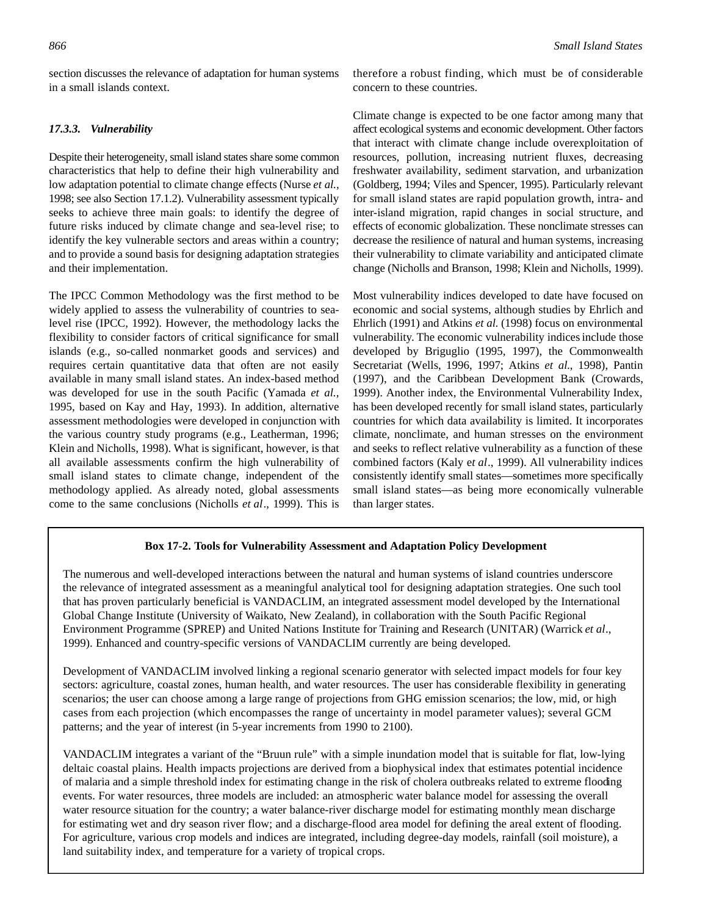section discusses the relevance of adaptation for human systems in a small islands context.

### *17.3.3. Vulnerability*

Despite their heterogeneity, small island states share some common characteristics that help to define their high vulnerability and low adaptation potential to climate change effects (Nurse *et al.*, 1998; see also Section 17.1.2). Vulnerability assessment typically seeks to achieve three main goals: to identify the degree of future risks induced by climate change and sea-level rise; to identify the key vulnerable sectors and areas within a country; and to provide a sound basis for designing adaptation strategies and their implementation.

The IPCC Common Methodology was the first method to be widely applied to assess the vulnerability of countries to sea-level rise (IPCC, 1992). However, the methodology lacks the flexibility to consider factors of critical significance for small islands (e.g., so-called nonmarket goods and services) and requires certain quantitative data that often are not easily available in many small island states. An index-based method was developed for use in the south Pacific (Yamada *et al.*, 1995, based on Kay and Hay, 1993). In addition, alternative assessment methodologies were developed in conjunction with the various country study programs (e.g., Leatherman, 1996; Klein and Nicholls, 1998). What is significant, however, is that all available assessments confirm the high vulnerability of small island states to climate change, independent of the methodology applied. As already noted, global assessments come to the same conclusions (Nicholls *et al*., 1999). This is therefore a robust finding, which must be of considerable concern to these countries.

Climate change is expected to be one factor among many that affect ecological systems and economic development. Other factors that interact with climate change include overexploitation of resources, pollution, increasing nutrient fluxes, decreasing freshwater availability, sediment starvation, and urbanization (Goldberg, 1994; Viles and Spencer, 1995). Particularly relevant for small island states are rapid population growth, intra- and inter-island migration, rapid changes in social structure, and effects of economic globalization. These nonclimate stresses can decrease the resilience of natural and human systems, increasing their vulnerability to climate variability and anticipated climate change (Nicholls and Branson, 1998; Klein and Nicholls, 1999).

Most vulnerability indices developed to date have focused on economic and social systems, although studies by Ehrlich and Ehrlich (1991) and Atkins *et al.* (1998) focus on environmental vulnerability. The economic vulnerability indices include those developed by Briguglio (1995, 1997), the Commonwealth Secretariat (Wells, 1996, 1997; Atkins *et al*., 1998), Pantin (1997), and the Caribbean Development Bank (Crowards, 1999). Another index, the Environmental Vulnerability Index, has been developed recently for small island states, particularly countries for which data availability is limited. It incorporates climate, nonclimate, and human stresses on the environment and seeks to reflect relative vulnerability as a function of these combined factors (Kaly e*t al*., 1999). All vulnerability indices consistently identify small states—sometimes more specifically small island states—as being more economically vulnerable than larger states.

**Box 17-2. Tools for Vulnerability Assessment and Adaptation Policy Development**

The numerous and well-developed interactions between the natural and human systems of island countries underscore the relevance of integrated assessment as a meaningful analytical tool for designing adaptation strategies. One such tool that has proven particularly beneficial is VANDACLIM, an integrated assessment model developed by the International Global Change Institute (University of Waikato, New Zealand), in collaboration with the South Pacific Regional Environment Programme (SPREP) and United Nations Institute for Training and Research (UNITAR) (Warrick *et al*., 1999). Enhanced and country-specific versions of VANDACLIM currently are being developed.

Development of VANDACLIM involved linking a regional scenario generator with selected impact models for four key sectors: agriculture, coastal zones, human health, and water resources. The user has considerable flexibility in generating scenarios; the user can choose among a large range of projections from GHG emission scenarios; the low, mid, or high cases from each projection (which encompasses the range of uncertainty in model parameter values); several GCM patterns; and the year of interest (in 5-year increments from 1990 to 2100).

VANDACLIM integrates a variant of the "Bruun rule" with a simple inundation model that is suitable for flat, low-lying deltaic coastal plains. Health impacts projections are derived from a biophysical index that estimates potential incidence of malaria and a simple threshold index for estimating change in the risk of cholera outbreaks related to extreme flooding events. For water resources, three models are included: an atmospheric water balance model for assessing the overall water resource situation for the country; a water balance-river discharge model for estimating monthly mean discharge for estimating wet and dry season river flow; and a discharge-flood area model for defining the areal extent of flooding. For agriculture, various crop models and indices are integrated, including degree-day models, rainfall (soil moisture), a land suitability index, and temperature for a variety of tropical crops.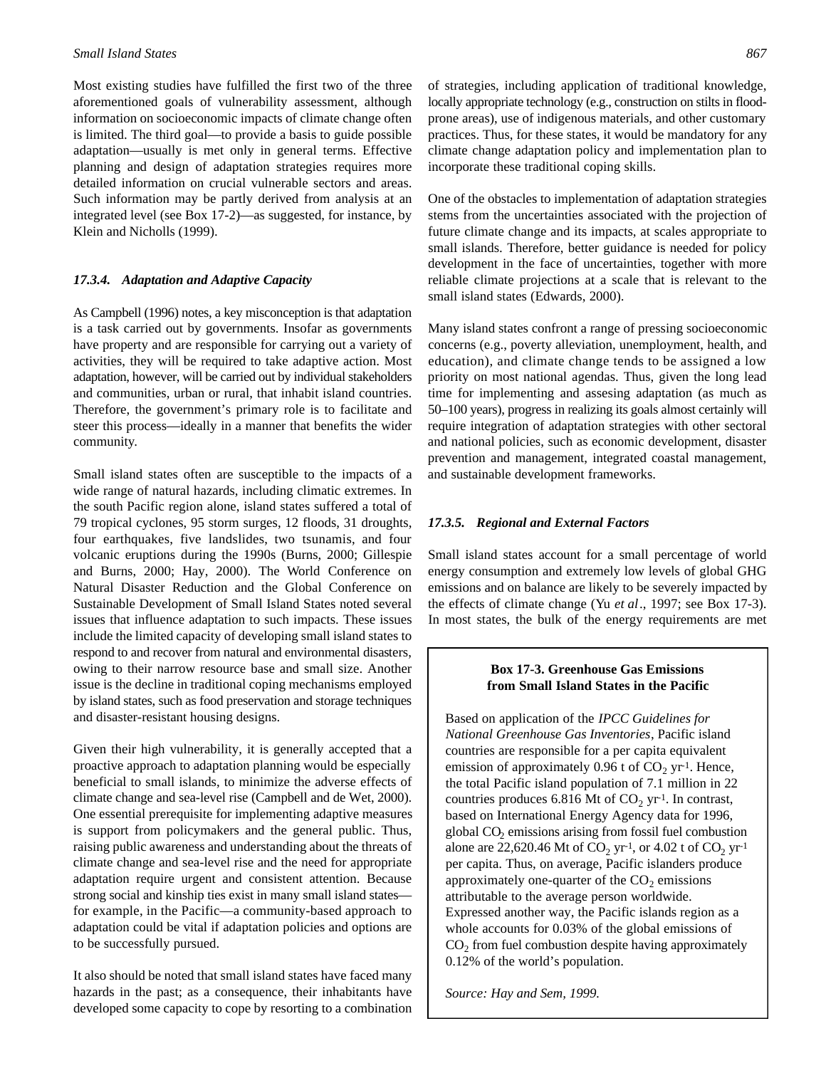Most existing studies have fulfilled the first two of the three aforementioned goals of vulnerability assessment, although information on socioeconomic impacts of climate change often is limited. The third goal—to provide a basis to guide possible adaptation—usually is met only in general terms. Effective planning and design of adaptation strategies requires more detailed information on crucial vulnerable sectors and areas. Such information may be partly derived from analysis at an integrated level (see Box 17-2)—as suggested, for instance, by Klein and Nicholls (1999).

### *17.3.4. Adaptation and Adaptive Capacity*

As Campbell (1996) notes, a key misconception is that adaptation is a task carried out by governments. Insofar as governments have property and are responsible for carrying out a variety of activities, they will be required to take adaptive action. Most adaptation, however, will be carried out by individual stakeholders and communities, urban or rural, that inhabit island countries. Therefore, the government's primary role is to facilitate and steer this process—ideally in a manner that benefits the wider community.

Small island states often are susceptible to the impacts of a wide range of natural hazards, including climatic extremes. In the south Pacific region alone, island states suffered a total of 79 tropical cyclones, 95 storm surges, 12 floods, 31 droughts, four earthquakes, five landslides, two tsunamis, and four volcanic eruptions during the 1990s (Burns, 2000; Gillespie and Burns, 2000; Hay, 2000). The World Conference on Natural Disaster Reduction and the Global Conference on Sustainable Development of Small Island States noted several issues that influence adaptation to such impacts. These issues include the limited capacity of developing small island states to respond to and recover from natural and environmental disasters, owing to their narrow resource base and small size. Another issue is the decline in traditional coping mechanisms employed by island states, such as food preservation and storage techniques and disaster-resistant housing designs.

Given their high vulnerability, it is generally accepted that a proactive approach to adaptation planning would be especially beneficial to small islands, to minimize the adverse effects of climate change and sea-level rise (Campbell and de Wet, 2000). One essential prerequisite for implementing adaptive measures is support from policymakers and the general public. Thus, raising public awareness and understanding about the threats of climate change and sea-level rise and the need for appropriate adaptation require urgent and consistent attention. Because strong social and kinship ties exist in many small island states—for example, in the Pacific—a community-based approach to adaptation could be vital if adaptation policies and options are to be successfully pursued.

It also should be noted that small island states have faced many hazards in the past; as a consequence, their inhabitants have developed some capacity to cope by resorting to a combination of strategies, including application of traditional knowledge, locally appropriate technology (e.g., construction on stilts in flood-prone areas), use of indigenous materials, and other customary practices. Thus, for these states, it would be mandatory for any climate change adaptation policy and implementation plan to incorporate these traditional coping skills.

One of the obstacles to implementation of adaptation strategies stems from the uncertainties associated with the projection of future climate change and its impacts, at scales appropriate to small islands. Therefore, better guidance is needed for policy development in the face of uncertainties, together with more reliable climate projections at a scale that is relevant to the small island states (Edwards, 2000).

Many island states confront a range of pressing socioeconomic concerns (e.g., poverty alleviation, unemployment, health, and education), and climate change tends to be assigned a low priority on most national agendas. Thus, given the long lead time for implementing and assesing adaptation (as much as 50–100 years), progress in realizing its goals almost certainly will require integration of adaptation strategies with other sectoral and national policies, such as economic development, disaster prevention and management, integrated coastal management, and sustainable development frameworks.

### *17.3.5. Regional and External Factors*

Small island states account for a small percentage of world energy consumption and extremely low levels of global GHG emissions and on balance are likely to be severely impacted by the effects of climate change (Yu *et al*., 1997; see Box 17-3). In most states, the bulk of the energy requirements are met

**Box 17-3. Greenhouse Gas Emissions from Small Island States in the Pacific**

Based on application of the *IPCC Guidelines for National Greenhouse Gas Inventories*, Pacific island countries are responsible for a per capita equivalent emission of approximately 0.96 t of $CO_2$ $yr^{-1}$. Hence, the total Pacific island population of 7.1 million in 22 countries produces 6.816 Mt of $CO_2$ $yr^{-1}$. In contrast, based on International Energy Agency data for 1996, global $CO_2$ emissions arising from fossil fuel combustion alone are 22,620.46 Mt of $CO_2$ $yr^{-1}$, or 4.02 t of $CO_2$ $yr^{-1}$ per capita. Thus, on average, Pacific islanders produce approximately one-quarter of the $CO_2$ emissions attributable to the average person worldwide. Expressed another way, the Pacific islands region as a whole accounts for 0.03% of the global emissions of $CO_2$ from fuel combustion despite having approximately 0.12% of the world's population.

*Source: Hay and Sem, 1999.*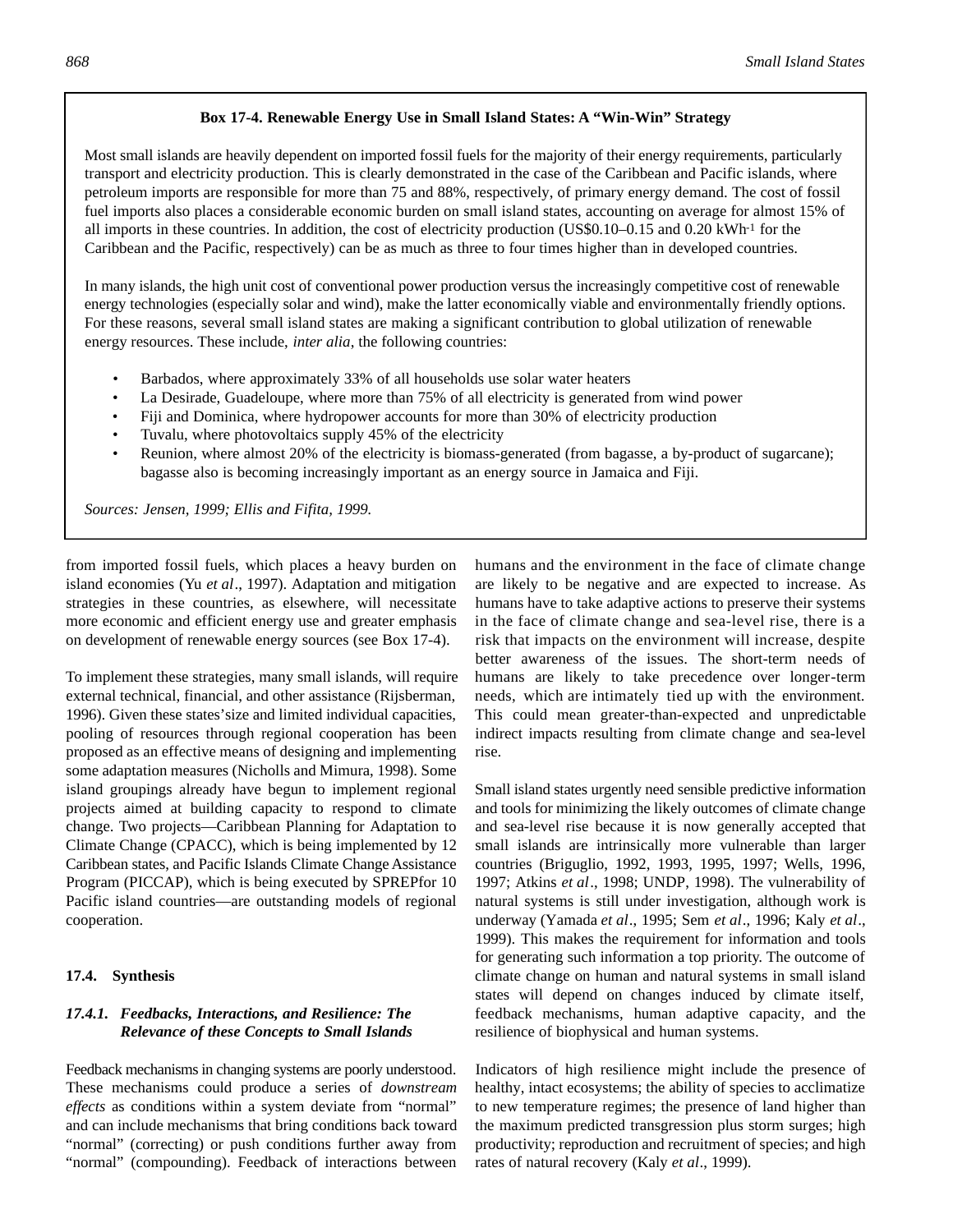**Box 17-4. Renewable Energy Use in Small Island States: A "Win-Win" Strategy**

Most small islands are heavily dependent on imported fossil fuels for the majority of their energy requirements, particularly transport and electricity production. This is clearly demonstrated in the case of the Caribbean and Pacific islands, where petroleum imports are responsible for more than 75 and 88%, respectively, of primary energy demand. The cost of fossil fuel imports also places a considerable economic burden on small island states, accounting on average for almost 15% of all imports in these countries. In addition, the cost of electricity production (US\$0.10–0.15 and 0.20 $kWh^{-1}$ for the Caribbean and the Pacific, respectively) can be as much as three to four times higher than in developed countries.

In many islands, the high unit cost of conventional power production versus the increasingly competitive cost of renewable energy technologies (especially solar and wind), make the latter economically viable and environmentally friendly options. For these reasons, several small island states are making a significant contribution to global utilization of renewable energy resources. These include, *inter alia*, the following countries:

- Barbados, where approximately 33% of all households use solar water heaters
- La Desirade, Guadeloupe, where more than 75% of all electricity is generated from wind power
- Fiji and Dominica, where hydropower accounts for more than 30% of electricity production
- Tuvalu, where photovoltaics supply 45% of the electricity
- Reunion, where almost 20% of the electricity is biomass-generated (from bagasse, a by-product of sugarcane); bagasse also is becoming increasingly important as an energy source in Jamaica and Fiji.

*Sources: Jensen, 1999; Ellis and Fifita, 1999.*

from imported fossil fuels, which places a heavy burden on island economies (Yu *et al*., 1997). Adaptation and mitigation strategies in these countries, as elsewhere, will necessitate more economic and efficient energy use and greater emphasis on development of renewable energy sources (see Box 17-4).

To implement these strategies, many small islands, will require external technical, financial, and other assistance (Rijsberman, 1996). Given these states'size and limited individual capacities, pooling of resources through regional cooperation has been proposed as an effective means of designing and implementing some adaptation measures (Nicholls and Mimura, 1998). Some island groupings already have begun to implement regional projects aimed at building capacity to respond to climate change. Two projects—Caribbean Planning for Adaptation to Climate Change (CPACC), which is being implemented by 12 Caribbean states, and Pacific Islands Climate Change Assistance Program (PICCAP), which is being executed by SPREPfor 10 Pacific island countries—are outstanding models of regional cooperation.

## 17.4. Synthesis

### *17.4.1. Feedbacks, Interactions, and Resilience: The Relevance of these Concepts to Small Islands*

Feedback mechanisms in changing systems are poorly understood. These mechanisms could produce a series of *downstream effects* as conditions within a system deviate from "normal" and can include mechanisms that bring conditions back toward "normal" (correcting) or push conditions further away from "normal" (compounding). Feedback of interactions between humans and the environment in the face of climate change are likely to be negative and are expected to increase. As humans have to take adaptive actions to preserve their systems in the face of climate change and sea-level rise, there is a risk that impacts on the environment will increase, despite better awareness of the issues. The short-term needs of humans are likely to take precedence over longer-term needs, which are intimately tied up with the environment. This could mean greater-than-expected and unpredictable indirect impacts resulting from climate change and sea-level rise.

Small island states urgently need sensible predictive information and tools for minimizing the likely outcomes of climate change and sea-level rise because it is now generally accepted that small islands are intrinsically more vulnerable than larger countries (Briguglio, 1992, 1993, 1995, 1997; Wells, 1996, 1997; Atkins *et al*., 1998; UNDP, 1998). The vulnerability of natural systems is still under investigation, although work is underway (Yamada *et al*., 1995; Sem *et al*., 1996; Kaly *et al*., 1999). This makes the requirement for information and tools for generating such information a top priority. The outcome of climate change on human and natural systems in small island states will depend on changes induced by climate itself, feedback mechanisms, human adaptive capacity, and the resilience of biophysical and human systems.

Indicators of high resilience might include the presence of healthy, intact ecosystems; the ability of species to acclimatize to new temperature regimes; the presence of land higher than the maximum predicted transgression plus storm surges; high productivity; reproduction and recruitment of species; and high rates of natural recovery (Kaly *et al*., 1999).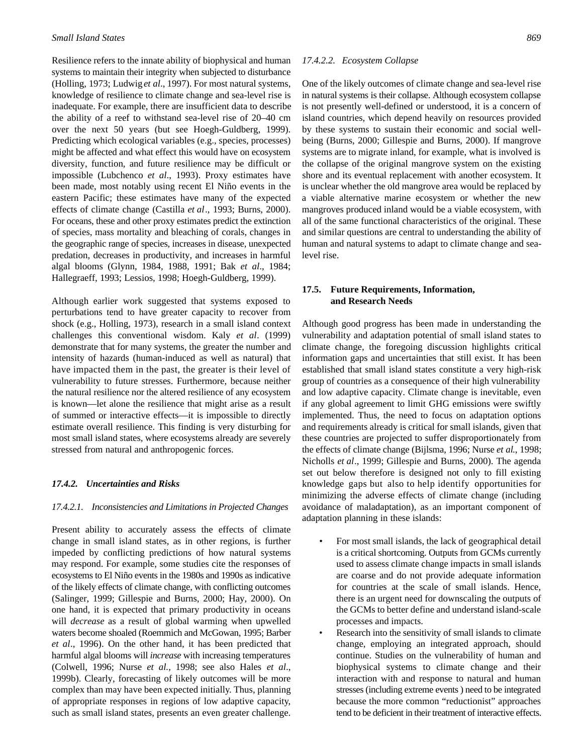Resilience refers to the innate ability of biophysical and human systems to maintain their integrity when subjected to disturbance (Holling, 1973; Ludwig *et al*., 1997). For most natural systems, knowledge of resilience to climate change and sea-level rise is inadequate. For example, there are insufficient data to describe the ability of a reef to withstand sea-level rise of 20–40 cm over the next 50 years (but see Hoegh-Guldberg, 1999). Predicting which ecological variables (e.g., species, processes) might be affected and what effect this would have on ecosystem diversity, function, and future resilience may be difficult or impossible (Lubchenco *et al*., 1993). Proxy estimates have been made, most notably using recent El Niño events in the eastern Pacific; these estimates have many of the expected effects of climate change (Castilla *et al*., 1993; Burns, 2000). For oceans, these and other proxy estimates predict the extinction of species, mass mortality and bleaching of corals, changes in the geographic range of species, increases in disease, unexpected predation, decreases in productivity, and increases in harmful algal blooms (Glynn, 1984, 1988, 1991; Bak *et al*., 1984; Hallegraeff, 1993; Lessios, 1998; Hoegh-Guldberg, 1999).

Although earlier work suggested that systems exposed to perturbations tend to have greater capacity to recover from shock (e.g., Holling, 1973), research in a small island context challenges this conventional wisdom. Kaly *et al*. (1999) demonstrate that for many systems, the greater the number and intensity of hazards (human-induced as well as natural) that have impacted them in the past, the greater is their level of vulnerability to future stresses. Furthermore, because neither the natural resilience nor the altered resilience of any ecosystem is known—let alone the resilience that might arise as a result of summed or interactive effects—it is impossible to directly estimate overall resilience. This finding is very disturbing for most small island states, where ecosystems already are severely stressed from natural and anthropogenic forces.

### *17.4.2. Uncertainties and Risks*

#### *17.4.2.1. Inconsistencies and Limitations in Projected Changes*

Present ability to accurately assess the effects of climate change in small island states, as in other regions, is further impeded by conflicting predictions of how natural systems may respond. For example, some studies cite the responses of ecosystems to El Niño events in the 1980s and 1990s as indicative of the likely effects of climate change, with conflicting outcomes (Salinger, 1999; Gillespie and Burns, 2000; Hay, 2000). On one hand, it is expected that primary productivity in oceans will *decrease* as a result of global warming when upwelled waters become shoaled (Roemmich and McGowan, 1995; Barber *et al*., 1996). On the other hand, it has been predicted that harmful algal blooms will *increase* with increasing temperatures (Colwell, 1996; Nurse *et al.*, 1998; see also Hales *et al*., 1999b). Clearly, forecasting of likely outcomes will be more complex than may have been expected initially. Thus, planning of appropriate responses in regions of low adaptive capacity, such as small island states, presents an even greater challenge.

#### *17.4.2.2. Ecosystem Collapse*

One of the likely outcomes of climate change and sea-level rise in natural systems is their collapse. Although ecosystem collapse is not presently well-defined or understood, it is a concern of island countries, which depend heavily on resources provided by these systems to sustain their economic and social well-being (Burns, 2000; Gillespie and Burns, 2000). If mangrove systems are to migrate inland, for example, what is involved is the collapse of the original mangrove system on the existing shore and its eventual replacement with another ecosystem. It is unclear whether the old mangrove area would be replaced by a viable alternative marine ecosystem or whether the new mangroves produced inland would be a viable ecosystem, with all of the same functional characteristics of the original. These and similar questions are central to understanding the ability of human and natural systems to adapt to climate change and sea-level rise.

## 17.5. Future Requirements, Information, and Research Needs

Although good progress has been made in understanding the vulnerability and adaptation potential of small island states to climate change, the foregoing discussion highlights critical information gaps and uncertainties that still exist. It has been established that small island states constitute a very high-risk group of countries as a consequence of their high vulnerability and low adaptive capacity. Climate change is inevitable, even if any global agreement to limit GHG emissions were swiftly implemented. Thus, the need to focus on adaptation options and requirements already is critical for small islands, given that these countries are projected to suffer disproportionately from the effects of climate change (Bijlsma, 1996; Nurse *et al.*, 1998; Nicholls *et al*., 1999; Gillespie and Burns, 2000). The agenda set out below therefore is designed not only to fill existing knowledge gaps but also to help identify opportunities for minimizing the adverse effects of climate change (including avoidance of maladaptation), as an important component of adaptation planning in these islands:

- For most small islands, the lack of geographical detail is a critical shortcoming. Outputs from GCMs currently used to assess climate change impacts in small islands are coarse and do not provide adequate information for countries at the scale of small islands. Hence, there is an urgent need for downscaling the outputs of the GCMs to better define and understand island-scale processes and impacts.
- Research into the sensitivity of small islands to climate change, employing an integrated approach, should continue. Studies on the vulnerability of human and biophysical systems to climate change and their interaction with and response to natural and human stresses (including extreme events ) need to be integrated because the more common "reductionist" approaches tend to be deficient in their treatment of interactive effects.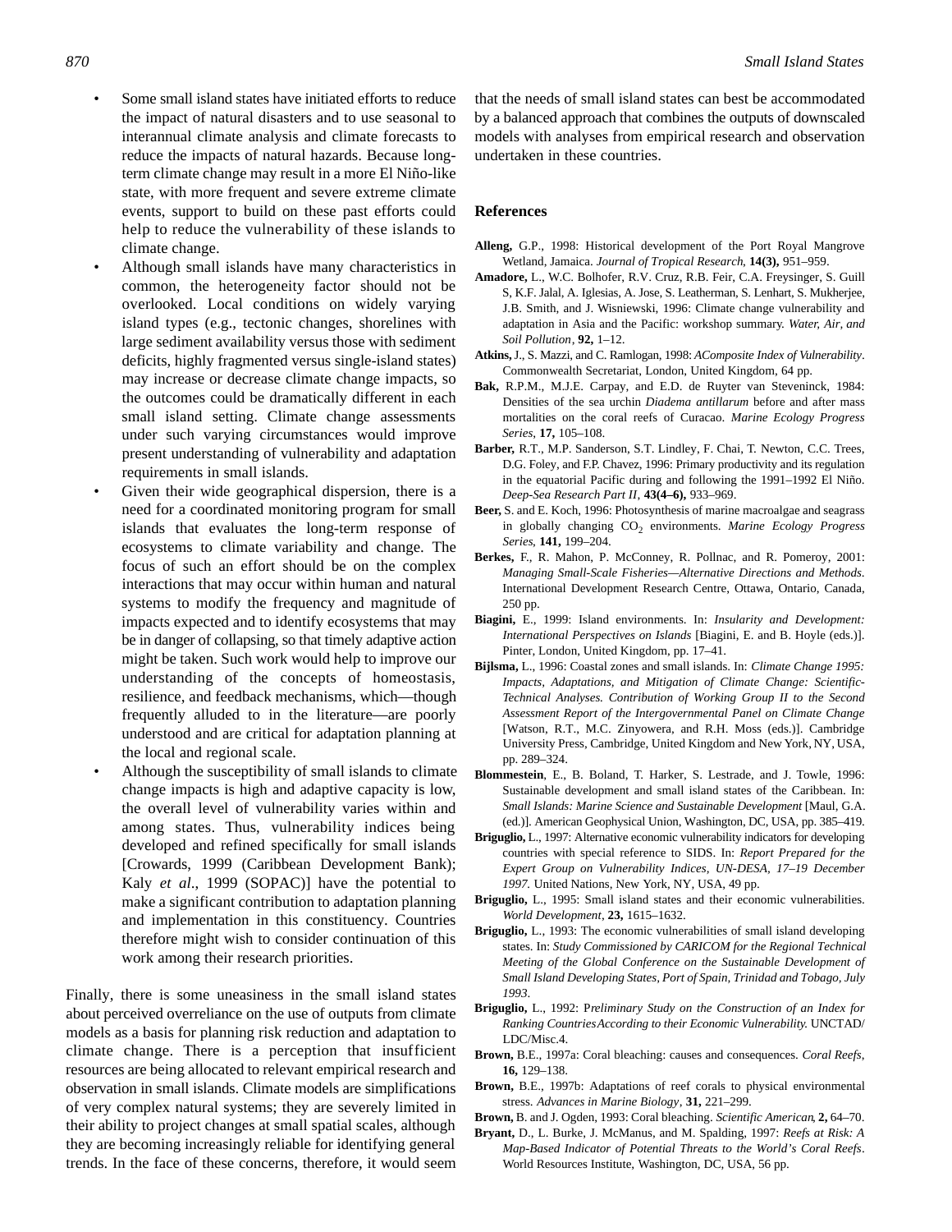- Some small island states have initiated efforts to reduce the impact of natural disasters and to use seasonal to interannual climate analysis and climate forecasts to reduce the impacts of natural hazards. Because long-term climate change may result in a more El Niño-like state, with more frequent and severe extreme climate events, support to build on these past efforts could help to reduce the vulnerability of these islands to climate change.
- Although small islands have many characteristics in common, the heterogeneity factor should not be overlooked. Local conditions on widely varying island types (e.g., tectonic changes, shorelines with large sediment availability versus those with sediment deficits, highly fragmented versus single-island states) may increase or decrease climate change impacts, so the outcomes could be dramatically different in each small island setting. Climate change assessments under such varying circumstances would improve present understanding of vulnerability and adaptation requirements in small islands.
- Given their wide geographical dispersion, there is a need for a coordinated monitoring program for small islands that evaluates the long-term response of ecosystems to climate variability and change. The focus of such an effort should be on the complex interactions that may occur within human and natural systems to modify the frequency and magnitude of impacts expected and to identify ecosystems that may be in danger of collapsing, so that timely adaptive action might be taken. Such work would help to improve our understanding of the concepts of homeostasis, resilience, and feedback mechanisms, which—though frequently alluded to in the literature—are poorly understood and are critical for adaptation planning at the local and regional scale.
- Although the susceptibility of small islands to climate change impacts is high and adaptive capacity is low, the overall level of vulnerability varies within and among states. Thus, vulnerability indices being developed and refined specifically for small islands [Crowards, 1999 (Caribbean Development Bank); Kaly *et al*., 1999 (SOPAC)] have the potential to make a significant contribution to adaptation planning and implementation in this constituency. Countries therefore might wish to consider continuation of this work among their research priorities.

Finally, there is some uneasiness in the small island states about perceived overreliance on the use of outputs from climate models as a basis for planning risk reduction and adaptation to climate change. There is a perception that insufficient resources are being allocated to relevant empirical research and observation in small islands. Climate models are simplifications of very complex natural systems; they are severely limited in their ability to project changes at small spatial scales, although they are becoming increasingly reliable for identifying general trends. In the face of these concerns, therefore, it would seem that the needs of small island states can best be accommodated by a balanced approach that combines the outputs of downscaled models with analyses from empirical research and observation undertaken in these countries.

## References

**Alleng,** G.P., 1998: Historical development of the Port Royal Mangrove Wetland, Jamaica. *Journal of Tropical Research*, **14(3),** 951–959.

**Amadore,** L., W.C. Bolhofer, R.V. Cruz, R.B. Feir, C.A. Freysinger, S. Guill S, K.F. Jalal, A. Iglesias, A. Jose, S. Leatherman, S. Lenhart, S. Mukherjee, J.B. Smith, and J. Wisniewski, 1996: Climate change vulnerability and adaptation in Asia and the Pacific: workshop summary. *Water, Air, and Soil Pollution*, **92,** 1–12.

**Atkins,** J., S. Mazzi, and C. Ramlogan, 1998: *AComposite Index of Vulnerability*. Commonwealth Secretariat, London, United Kingdom, 64 pp.

**Bak,** R.P.M., M.J.E. Carpay, and E.D. de Ruyter van Steveninck, 1984: Densities of the sea urchin *Diadema antillarum* before and after mass mortalities on the coral reefs of Curacao. *Marine Ecology Progress Series*, **17,** 105–108.

**Barber,** R.T., M.P. Sanderson, S.T. Lindley, F. Chai, T. Newton, C.C. Trees, D.G. Foley, and F.P. Chavez, 1996: Primary productivity and its regulation in the equatorial Pacific during and following the 1991–1992 El Niño. *Deep-Sea Research Part II*, **43(4–6),** 933–969.

**Beer,** S. and E. Koch, 1996: Photosynthesis of marine macroalgae and seagrass in globally changing $CO_2$ environments. *Marine Ecology Progress Series*, **141,** 199–204.

**Berkes,** F., R. Mahon, P. McConney, R. Pollnac, and R. Pomeroy, 2001: *Managing Small-Scale Fisheries—Alternative Directions and Methods*. International Development Research Centre, Ottawa, Ontario, Canada, 250 pp.

**Biagini,** E., 1999: Island environments. In: *Insularity and Development: International Perspectives on Islands* [Biagini, E. and B. Hoyle (eds.)]. Pinter, London, United Kingdom, pp. 17–41.

**Bijlsma,** L., 1996: Coastal zones and small islands. In: *Climate Change 1995: Impacts, Adaptations, and Mitigation of Climate Change: Scientific-Technical Analyses. Contribution of Working Group II to the Second Assessment Report of the Intergovernmental Panel on Climate Change* [Watson, R.T., M.C. Zinyowera, and R.H. Moss (eds.)]. Cambridge University Press, Cambridge, United Kingdom and New York, NY, USA, pp. 289–324.

**Blommestein**, E., B. Boland, T. Harker, S. Lestrade, and J. Towle, 1996: Sustainable development and small island states of the Caribbean. In: *Small Islands: Marine Science and Sustainable Development* [Maul, G.A. (ed.)]. American Geophysical Union, Washington, DC, USA, pp. 385–419.

**Briguglio,** L., 1997: Alternative economic vulnerability indicators for developing countries with special reference to SIDS. In: *Report Prepared for the Expert Group on Vulnerability Indices, UN-DESA, 17–19 December 1997.* United Nations, New York, NY, USA, 49 pp.

**Briguglio,** L., 1995: Small island states and their economic vulnerabilities. *World Development*, **23,** 1615–1632.

**Briguglio,** L., 1993: The economic vulnerabilities of small island developing states. In: *Study Commissioned by CARICOM for the Regional Technical Meeting of the Global Conference on the Sustainable Development of Small Island Developing States, Port of Spain, Trinidad and Tobago, July 1993*.

**Briguglio,** L., 1992: P*reliminary Study on the Construction of an Index for Ranking Countries According to their Economic Vulnerability.* UNCTAD/LDC/Misc.4.

**Brown,** B.E., 1997a: Coral bleaching: causes and consequences. *Coral Reefs*, **16,** 129–138.

**Brown,** B.E., 1997b: Adaptations of reef corals to physical environmental stress. *Advances in Marine Biology*, **31,** 221–299.

**Brown,** B. and J. Ogden, 1993: Coral bleaching. *Scientific American*, **2,** 64–70.

**Bryant,** D., L. Burke, J. McManus, and M. Spalding, 1997: *Reefs at Risk: A Map-Based Indicator of Potential Threats to the World's Coral Reefs*. World Resources Institute, Washington, DC, USA, 56 pp.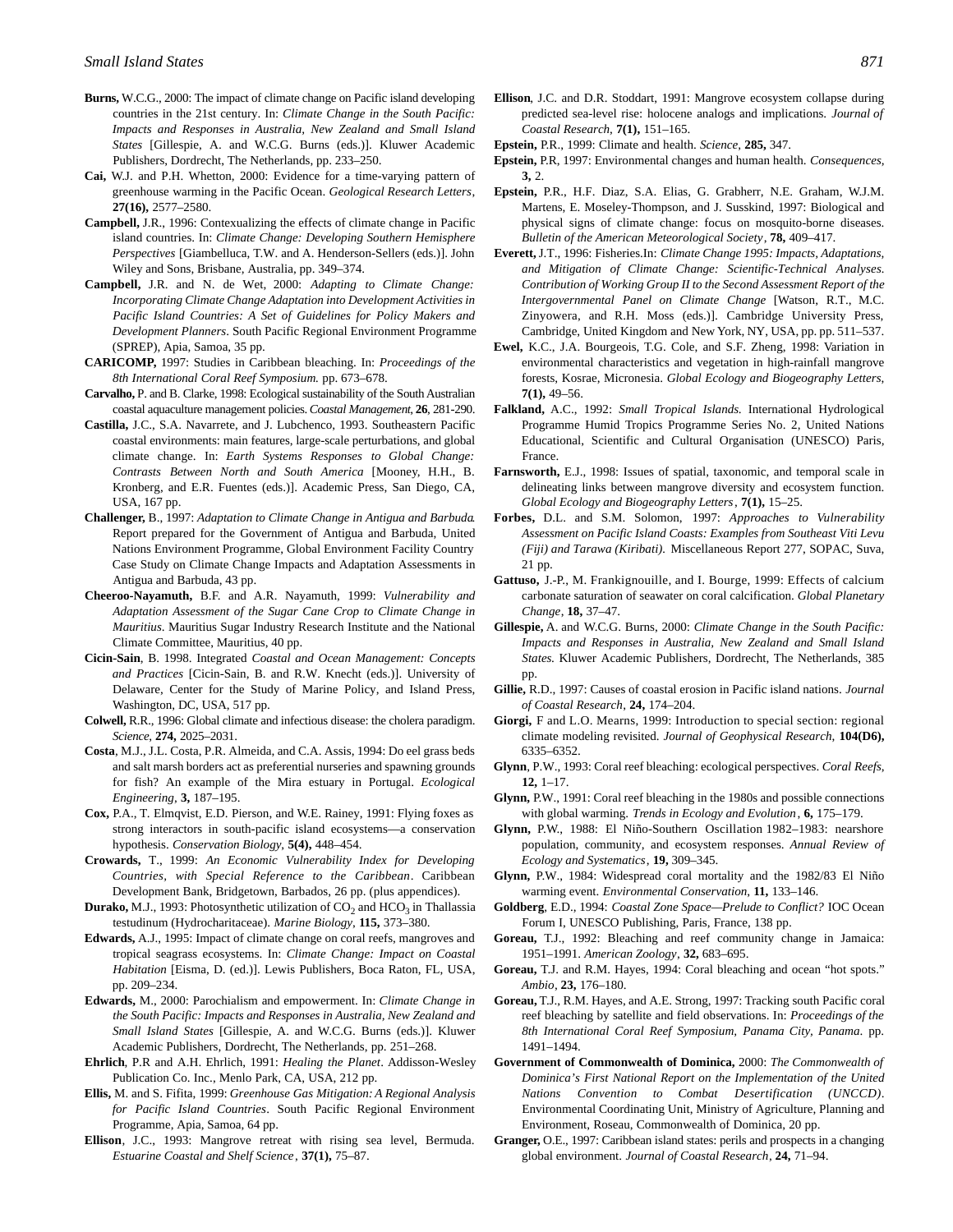**Burns,** W.C.G., 2000: The impact of climate change on Pacific island developing countries in the 21st century. In: *Climate Change in the South Pacific: Impacts and Responses in Australia, New Zealand and Small Island States* [Gillespie, A. and W.C.G. Burns (eds.)]. Kluwer Academic Publishers, Dordrecht, The Netherlands, pp. 233–250.

**Cai,** W.J. and P.H. Whetton, 2000: Evidence for a time-varying pattern of greenhouse warming in the Pacific Ocean. *Geological Research Letters*, **27(16),** 2577–2580.

**Campbell,** J.R., 1996: Contexualizing the effects of climate change in Pacific island countries. In: *Climate Change: Developing Southern Hemisphere Perspectives* [Giambelluca, T.W. and A. Henderson-Sellers (eds.)]. John Wiley and Sons, Brisbane, Australia, pp. 349–374.

**Campbell,** J.R. and N. de Wet, 2000: *Adapting to Climate Change: Incorporating Climate Change Adaptation into Development Activities in Pacific Island Countries: A Set of Guidelines for Policy Makers and Development Planners*. South Pacific Regional Environment Programme (SPREP), Apia, Samoa, 35 pp.

**CARICOMP,** 1997: Studies in Caribbean bleaching. In: *Proceedings of the 8th International Coral Reef Symposium.* pp. 673–678.

**Carvalho,** P. and B. Clarke, 1998: Ecological sustainability of the South Australian coastal aquaculture management policies. *Coastal Management*, **26**, 281-290.

**Castilla,** J.C., S.A. Navarrete, and J. Lubchenco, 1993. Southeastern Pacific coastal environments: main features, large-scale perturbations, and global climate change. In: *Earth Systems Responses to Global Change: Contrasts Between North and South America* [Mooney, H.H., B. Kronberg, and E.R. Fuentes (eds.)]. Academic Press, San Diego, CA, USA, 167 pp.

**Challenger,** B., 1997: *Adaptation to Climate Change in Antigua and Barbuda*. Report prepared for the Government of Antigua and Barbuda, United Nations Environment Programme, Global Environment Facility Country Case Study on Climate Change Impacts and Adaptation Assessments in Antigua and Barbuda, 43 pp.

**Cheeroo-Nayamuth,** B.F. and A.R. Nayamuth, 1999: *Vulnerability and Adaptation Assessment of the Sugar Cane Crop to Climate Change in Mauritius*. Mauritius Sugar Industry Research Institute and the National Climate Committee, Mauritius, 40 pp.

**Cicin-Sain**, B. 1998. Integrated *Coastal and Ocean Management: Concepts and Practices* [Cicin-Sain, B. and R.W. Knecht (eds.)]. University of Delaware, Center for the Study of Marine Policy, and Island Press, Washington, DC, USA, 517 pp.

**Colwell,** R.R., 1996: Global climate and infectious disease: the cholera paradigm. *Science*, **274,** 2025–2031.

**Costa**, M.J., J.L. Costa, P.R. Almeida, and C.A. Assis, 1994: Do eel grass beds and salt marsh borders act as preferential nurseries and spawning grounds for fish? An example of the Mira estuary in Portugal. *Ecological Engineering*, **3,** 187–195.

**Cox,** P.A., T. Elmqvist, E.D. Pierson, and W.E. Rainey, 1991: Flying foxes as strong interactors in south-pacific island ecosystems—a conservation hypothesis. *Conservation Biology*, **5(4),** 448–454.

**Crowards,** T., 1999: *An Economic Vulnerability Index for Developing Countries, with Special Reference to the Caribbean*. Caribbean Development Bank, Bridgetown, Barbados, 26 pp. (plus appendices).

**Durako,** M.J., 1993: Photosynthetic utilization of $CO_2$ and $HCO_3$ in Thallassia testidunum (Hydrocharitaceae). *Marine Biology*, **115,** 373–380.

**Edwards,** A.J., 1995: Impact of climate change on coral reefs, mangroves and tropical seagrass ecosystems. In: *Climate Change: Impact on Coastal Habitation* [Eisma, D. (ed.)]. Lewis Publishers, Boca Raton, FL, USA, pp. 209–234.

**Edwards,** M., 2000: Parochialism and empowerment. In: *Climate Change in the South Pacific: Impacts and Responses in Australia, New Zealand and Small Island States* [Gillespie, A. and W.C.G. Burns (eds.)]. Kluwer Academic Publishers, Dordrecht, The Netherlands, pp. 251–268.

**Ehrlich**, P.R and A.H. Ehrlich, 1991: *Healing the Planet*. Addisson-Wesley Publication Co. Inc., Menlo Park, CA, USA, 212 pp.

**Ellis,** M. and S. Fifita, 1999: *Greenhouse Gas Mitigation: A Regional Analysis for Pacific Island Countries*. South Pacific Regional Environment Programme, Apia, Samoa, 64 pp.

**Ellison**, J.C., 1993: Mangrove retreat with rising sea level, Bermuda. *Estuarine Coastal and Shelf Science*, **37(1),** 75–87.

**Ellison**, J.C. and D.R. Stoddart, 1991: Mangrove ecosystem collapse during predicted sea-level rise: holocene analogs and implications. *Journal of Coastal Research*, **7(1),** 151–165.

**Epstein,** P.R., 1999: Climate and health. *Science*, **285,** 347.

**Epstein,** P.R, 1997: Environmental changes and human health. *Consequences*, **3,** 2.

**Epstein,** P.R., H.F. Diaz, S.A. Elias, G. Grabherr, N.E. Graham, W.J.M. Martens, E. Moseley-Thompson, and J. Susskind, 1997: Biological and physical signs of climate change: focus on mosquito-borne diseases. *Bulletin of the American Meteorological Society*, **78,** 409–417.

**Everett,** J.T., 1996: Fisheries.In: *Climate Change 1995: Impacts, Adaptations, and Mitigation of Climate Change: Scientific-Technical Analyses. Contribution of Working Group II to the Second Assessment Report of the Intergovernmental Panel on Climate Change* [Watson, R.T., M.C. Zinyowera, and R.H. Moss (eds.)]. Cambridge University Press, Cambridge, United Kingdom and New York, NY, USA, pp. pp. 511–537.

**Ewel,** K.C., J.A. Bourgeois, T.G. Cole, and S.F. Zheng, 1998: Variation in environmental characteristics and vegetation in high-rainfall mangrove forests, Kosrae, Micronesia. *Global Ecology and Biogeography Letters*, **7(1),** 49–56.

**Falkland,** A.C., 1992: *Small Tropical Islands.* International Hydrological Programme Humid Tropics Programme Series No. 2, United Nations Educational, Scientific and Cultural Organisation (UNESCO) Paris, France.

**Farnsworth,** E.J., 1998: Issues of spatial, taxonomic, and temporal scale in delineating links between mangrove diversity and ecosystem function. *Global Ecology and Biogeography Letters*, **7(1),** 15–25.

**Forbes,** D.L. and S.M. Solomon, 1997: *Approaches to Vulnerability Assessment on Pacific Island Coasts: Examples from Southeast Viti Levu (Fiji) and Tarawa (Kiribati).* Miscellaneous Report 277, SOPAC, Suva, 21 pp.

**Gattuso,** J.-P., M. Frankignouille, and I. Bourge, 1999: Effects of calcium carbonate saturation of seawater on coral calcification. *Global Planetary Change*, **18,** 37–47.

**Gillespie,** A. and W.C.G. Burns, 2000: *Climate Change in the South Pacific: Impacts and Responses in Australia, New Zealand and Small Island States.* Kluwer Academic Publishers, Dordrecht, The Netherlands, 385 pp.

**Gillie,** R.D., 1997: Causes of coastal erosion in Pacific island nations. *Journal of Coastal Research*, **24,** 174–204.

**Giorgi,** F and L.O. Mearns, 1999: Introduction to special section: regional climate modeling revisited. *Journal of Geophysical Research*, **104(D6),** 6335–6352.

**Glynn**, P.W., 1993: Coral reef bleaching: ecological perspectives. *Coral Reefs*, **12,** 1–17.

**Glynn,** P.W., 1991: Coral reef bleaching in the 1980s and possible connections with global warming. *Trends in Ecology and Evolution*, **6,** 175–179.

**Glynn,** P.W., 1988: El Niño-Southern Oscillation 1982–1983: nearshore population, community, and ecosystem responses. *Annual Review of Ecology and Systematics*, **19,** 309–345.

**Glynn,** P.W., 1984: Widespread coral mortality and the 1982/83 El Niño warming event. *Environmental Conservation*, **11,** 133–146.

**Goldberg**, E.D., 1994: *Coastal Zone Space—Prelude to Conflict?* IOC Ocean Forum I, UNESCO Publishing, Paris, France, 138 pp.

**Goreau,** T.J., 1992: Bleaching and reef community change in Jamaica: 1951–1991. *American Zoology*, **32,** 683–695.

**Goreau,** T.J. and R.M. Hayes, 1994: Coral bleaching and ocean "hot spots." *Ambio*, **23,** 176–180.

**Goreau,** T.J., R.M. Hayes, and A.E. Strong, 1997: Tracking south Pacific coral reef bleaching by satellite and field observations. In: *Proceedings of the 8th International Coral Reef Symposium, Panama City, Panama.* pp. 1491–1494.

**Government of Commonwealth of Dominica,** 2000: *The Commonwealth of Dominica's First National Report on the Implementation of the United Nations Convention to Combat Desertification (UNCCD)*. Environmental Coordinating Unit, Ministry of Agriculture, Planning and Environment, Roseau, Commonwealth of Dominica, 20 pp.

**Granger,** O.E., 1997: Caribbean island states: perils and prospects in a changing global environment. *Journal of Coastal Research*, **24,** 71–94.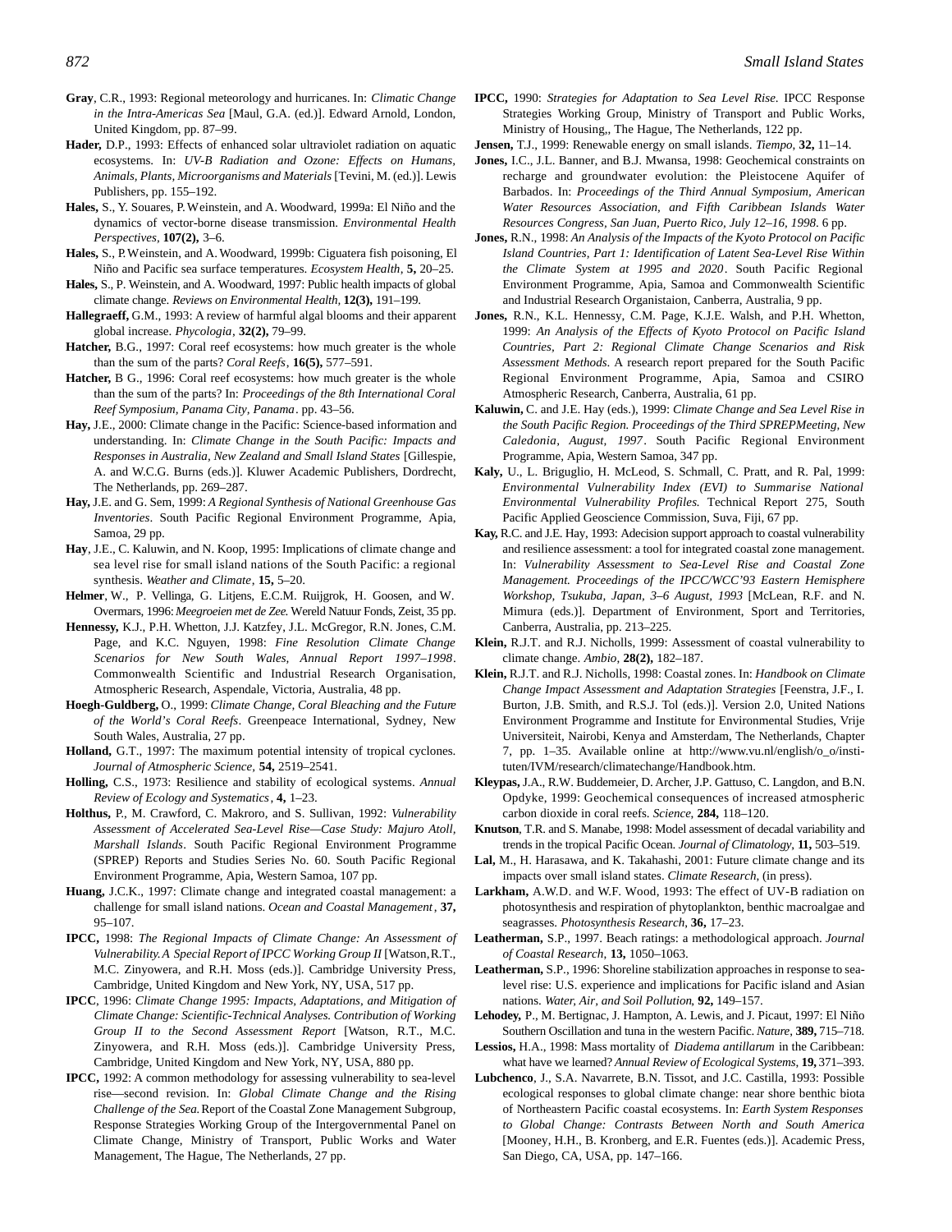**Gray**, C.R., 1993: Regional meteorology and hurricanes. In: *Climatic Change in the Intra-Americas Sea* [Maul, G.A. (ed.)]. Edward Arnold, London, United Kingdom, pp. 87–99.

**Hader,** D.P., 1993: Effects of enhanced solar ultraviolet radiation on aquatic ecosystems. In: *UV-B Radiation and Ozone: Effects on Humans, Animals, Plants, Microorganisms and Materials* [Tevini, M. (ed.)]. Lewis Publishers, pp. 155–192.

**Hales,** S., Y. Souares, P. Weinstein, and A. Woodward, 1999a: El Niño and the dynamics of vector-borne disease transmission. *Environmental Health Perspectives*, **107(2),** 3–6.

**Hales,** S., P. Weinstein, and A. Woodward, 1999b: Ciguatera fish poisoning, El Niño and Pacific sea surface temperatures. *Ecosystem Health*, **5,** 20–25.

**Hales,** S., P. Weinstein, and A. Woodward, 1997: Public health impacts of global climate change. *Reviews on Environmental Health,* **12(3),** 191–199.

**Hallegraeff,** G.M., 1993: A review of harmful algal blooms and their apparent global increase. *Phycologia*, **32(2),** 79–99.

**Hatcher,** B.G., 1997: Coral reef ecosystems: how much greater is the whole than the sum of the parts? *Coral Reefs*, **16(5),** 577–591.

**Hatcher,** B G., 1996: Coral reef ecosystems: how much greater is the whole than the sum of the parts? In: *Proceedings of the 8th International Coral Reef Symposium, Panama City, Panama*. pp. 43–56.

**Hay,** J.E., 2000: Climate change in the Pacific: Science-based information and understanding. In: *Climate Change in the South Pacific: Impacts and Responses in Australia, New Zealand and Small Island States* [Gillespie, A. and W.C.G. Burns (eds.)]. Kluwer Academic Publishers, Dordrecht, The Netherlands, pp. 269–287.

**Hay,** J.E. and G. Sem, 1999: *A Regional Synthesis of National Greenhouse Gas Inventories*. South Pacific Regional Environment Programme, Apia, Samoa, 29 pp.

**Hay**, J.E., C. Kaluwin, and N. Koop, 1995: Implications of climate change and sea level rise for small island nations of the South Pacific: a regional synthesis. *Weather and Climate*, **15,** 5–20.

**Helmer**, W., P. Vellinga, G. Litjens, E.C.M. Ruijgrok, H. Goosen, and W. Overmars, 1996: *Meegroeien met de Zee.* Wereld Natuur Fonds, Zeist, 35 pp.

**Hennessy,** K.J., P.H. Whetton, J.J. Katzfey, J.L. McGregor, R.N. Jones, C.M. Page, and K.C. Nguyen, 1998: *Fine Resolution Climate Change Scenarios for New South Wales, Annual Report 1997–1998*. Commonwealth Scientific and Industrial Research Organisation, Atmospheric Research, Aspendale, Victoria, Australia, 48 pp.

**Hoegh-Guldberg,** O., 1999: *Climate Change, Coral Bleaching and the Future of the World's Coral Reefs*. Greenpeace International, Sydney, New South Wales, Australia, 27 pp.

**Holland,** G.T., 1997: The maximum potential intensity of tropical cyclones. *Journal of Atmospheric Science*, **54,** 2519–2541.

**Holling,** C.S., 1973: Resilience and stability of ecological systems. *Annual Review of Ecology and Systematics*, **4,** 1–23.

**Holthus,** P., M. Crawford, C. Makroro, and S. Sullivan, 1992: *Vulnerability Assessment of Accelerated Sea-Level Rise—Case Study: Majuro Atoll, Marshall Islands*. South Pacific Regional Environment Programme (SPREP) Reports and Studies Series No. 60. South Pacific Regional Environment Programme, Apia, Western Samoa, 107 pp.

**Huang,** J.C.K., 1997: Climate change and integrated coastal management: a challenge for small island nations. *Ocean and Coastal Management*, **37,** 95–107.

**IPCC,** 1998: *The Regional Impacts of Climate Change: An Assessment of Vulnerability. A Special Report of IPCC Working Group II* [Watson, R.T., M.C. Zinyowera, and R.H. Moss (eds.)]. Cambridge University Press, Cambridge, United Kingdom and New York, NY, USA, 517 pp.

**IPCC**, 1996: *Climate Change 1995: Impacts, Adaptations, and Mitigation of Climate Change: Scientific-Technical Analyses. Contribution of Working Group II to the Second Assessment Report* [Watson, R.T., M.C. Zinyowera, and R.H. Moss (eds.)]. Cambridge University Press, Cambridge, United Kingdom and New York, NY, USA, 880 pp.

**IPCC,** 1992: A common methodology for assessing vulnerability to sea-level rise—second revision. In: *Global Climate Change and the Rising Challenge of the Sea.* Report of the Coastal Zone Management Subgroup, Response Strategies Working Group of the Intergovernmental Panel on Climate Change, Ministry of Transport, Public Works and Water Management, The Hague, The Netherlands, 27 pp.

**IPCC,** 1990: *Strategies for Adaptation to Sea Level Rise*. IPCC Response Strategies Working Group, Ministry of Transport and Public Works, Ministry of Housing,, The Hague, The Netherlands, 122 pp.

**Jensen,** T.J., 1999: Renewable energy on small islands. *Tiempo*, **32,** 11–14.

**Jones,** I.C., J.L. Banner, and B.J. Mwansa, 1998: Geochemical constraints on recharge and groundwater evolution: the Pleistocene Aquifer of Barbados. In: *Proceedings of the Third Annual Symposium, American Water Resources Association, and Fifth Caribbean Islands Water Resources Congress, San Juan, Puerto Rico, July 12–16, 1998*. 6 pp.

**Jones,** R.N., 1998: *An Analysis of the Impacts of the Kyoto Protocol on Pacific Island Countries, Part 1: Identification of Latent Sea-Level Rise Within the Climate System at 1995 and 2020*. South Pacific Regional Environment Programme, Apia, Samoa and Commonwealth Scientific and Industrial Research Organistaion, Canberra, Australia, 9 pp.

**Jones,** R.N., K.L. Hennessy, C.M. Page, K.J.E. Walsh, and P.H. Whetton, 1999: *An Analysis of the Effects of Kyoto Protocol on Pacific Island Countries, Part 2: Regional Climate Change Scenarios and Risk Assessment Methods.* A research report prepared for the South Pacific Regional Environment Programme, Apia, Samoa and CSIRO Atmospheric Research, Canberra, Australia, 61 pp.

**Kaluwin,** C. and J.E. Hay (eds.), 1999: *Climate Change and Sea Level Rise in the South Pacific Region. Proceedings of the Third SPREPMeeting, New Caledonia, August, 1997*. South Pacific Regional Environment Programme, Apia, Western Samoa, 347 pp.

**Kaly,** U., L. Briguglio, H. McLeod, S. Schmall, C. Pratt, and R. Pal, 1999: *Environmental Vulnerability Index (EVI) to Summarise National Environmental Vulnerability Profiles.* Technical Report 275, South Pacific Applied Geoscience Commission, Suva, Fiji, 67 pp.

**Kay,** R.C. and J.E. Hay, 1993: Adecision support approach to coastal vulnerability and resilience assessment: a tool for integrated coastal zone management. In: *Vulnerability Assessment to Sea-Level Rise and Coastal Zone Management. Proceedings of the IPCC/WCC'93 Eastern Hemisphere Workshop, Tsukuba, Japan, 3–6 August, 1993* [McLean, R.F. and N. Mimura (eds.)]. Department of Environment, Sport and Territories, Canberra, Australia, pp. 213–225.

**Klein,** R.J.T. and R.J. Nicholls, 1999: Assessment of coastal vulnerability to climate change. *Ambio*, **28(2),** 182–187.

**Klein,** R.J.T. and R.J. Nicholls, 1998: Coastal zones. In: *Handbook on Climate Change Impact Assessment and Adaptation Strategies* [Feenstra, J.F., I. Burton, J.B. Smith, and R.S.J. Tol (eds.)]. Version 2.0, United Nations Environment Programme and Institute for Environmental Studies, Vrije Universiteit, Nairobi, Kenya and Amsterdam, The Netherlands, Chapter 7, pp. 1–35. Available online at http://www.vu.nl/english/o_o/instituten/IVM/research/climatechange/Handbook.htm.

**Kleypas,** J.A., R.W. Buddemeier, D. Archer, J.P. Gattuso, C. Langdon, and B.N. Opdyke, 1999: Geochemical consequences of increased atmospheric carbon dioxide in coral reefs. *Science*, **284,** 118–120.

**Knutson**, T.R. and S. Manabe, 1998: Model assessment of decadal variability and trends in the tropical Pacific Ocean. *Journal of Climatology*, **11,** 503–519.

**Lal,** M., H. Harasawa, and K. Takahashi, 2001: Future climate change and its impacts over small island states. *Climate Research*, (in press).

**Larkham,** A.W.D. and W.F. Wood, 1993: The effect of UV-B radiation on photosynthesis and respiration of phytoplankton, benthic macroalgae and seagrasses. *Photosynthesis Research*, **36,** 17–23.

**Leatherman,** S.P., 1997. Beach ratings: a methodological approach. *Journal of Coastal Research*, **13,** 1050–1063.

**Leatherman,** S.P., 1996: Shoreline stabilization approaches in response to sea-level rise: U.S. experience and implications for Pacific island and Asian nations. *Water, Air, and Soil Pollution*, **92,** 149–157.

**Lehodey,** P., M. Bertignac, J. Hampton, A. Lewis, and J. Picaut, 1997: El Niño Southern Oscillation and tuna in the western Pacific. *Nature*, **389,** 715–718.

**Lessios,** H.A., 1998: Mass mortality of *Diadema antillarum* in the Caribbean: what have we learned? *Annual Review of Ecological Systems*, **19,** 371–393.

**Lubchenco**, J., S.A. Navarrete, B.N. Tissot, and J.C. Castilla, 1993: Possible ecological responses to global climate change: near shore benthic biota of Northeastern Pacific coastal ecosystems. In: *Earth System Responses to Global Change: Contrasts Between North and South America* [Mooney, H.H., B. Kronberg, and E.R. Fuentes (eds.)]. Academic Press, San Diego, CA, USA, pp. 147–166.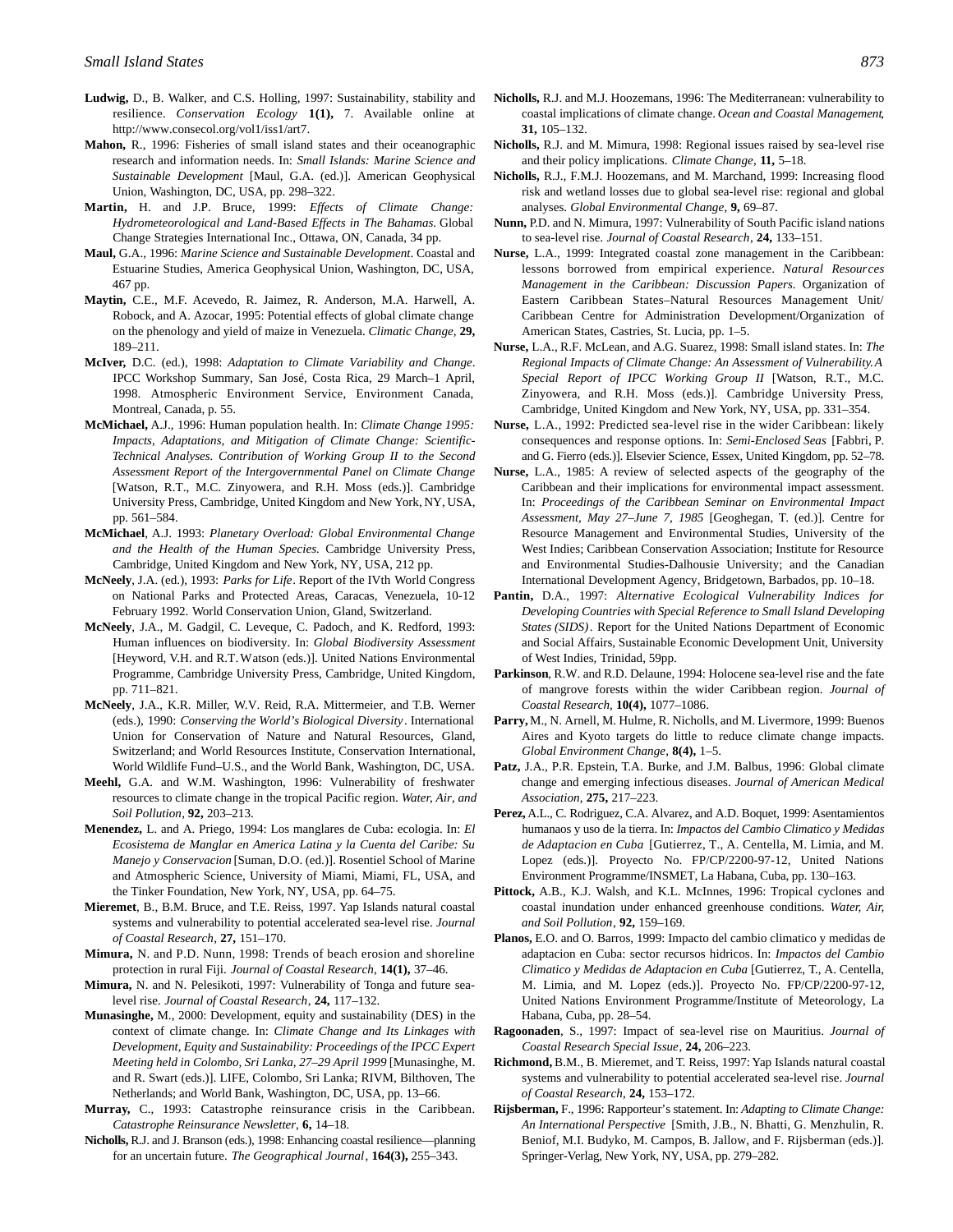**Ludwig,** D., B. Walker, and C.S. Holling, 1997: Sustainability, stability and resilience. *Conservation Ecology* **1(1),** 7. Available online at http://www.consecol.org/vol1/iss1/art7.

**Mahon,** R., 1996: Fisheries of small island states and their oceanographic research and information needs. In: *Small Islands: Marine Science and Sustainable Development* [Maul, G.A. (ed.)]. American Geophysical Union, Washington, DC, USA, pp. 298–322.

**Martin,** H. and J.P. Bruce, 1999: *Effects of Climate Change: Hydrometeorological and Land-Based Effects in The Bahamas*. Global Change Strategies International Inc., Ottawa, ON, Canada, 34 pp.

**Maul,** G.A., 1996: *Marine Science and Sustainable Development*. Coastal and Estuarine Studies, America Geophysical Union, Washington, DC, USA, 467 pp.

**Maytin,** C.E., M.F. Acevedo, R. Jaimez, R. Anderson, M.A. Harwell, A. Robock, and A. Azocar, 1995: Potential effects of global climate change on the phenology and yield of maize in Venezuela. *Climatic Change*, **29,** 189–211.

**McIver,** D.C. (ed.), 1998: *Adaptation to Climate Variability and Change*. IPCC Workshop Summary, San José, Costa Rica, 29 March–1 April, 1998. Atmospheric Environment Service, Environment Canada, Montreal, Canada, p. 55.

**McMichael,** A.J., 1996: Human population health. In: *Climate Change 1995: Impacts, Adaptations, and Mitigation of Climate Change: Scientific-Technical Analyses. Contribution of Working Group II to the Second Assessment Report of the Intergovernmental Panel on Climate Change* [Watson, R.T., M.C. Zinyowera, and R.H. Moss (eds.)]. Cambridge University Press, Cambridge, United Kingdom and New York, NY, USA, pp. 561–584.

**McMichael**, A.J. 1993: *Planetary Overload: Global Environmental Change and the Health of the Human Species.* Cambridge University Press, Cambridge, United Kingdom and New York, NY, USA, 212 pp.

**McNeely**, J.A. (ed.), 1993: *Parks for Life*. Report of the IVth World Congress on National Parks and Protected Areas, Caracas, Venezuela, 10-12 February 1992. World Conservation Union, Gland, Switzerland.

**McNeely**, J.A., M. Gadgil, C. Leveque, C. Padoch, and K. Redford, 1993: Human influences on biodiversity. In: *Global Biodiversity Assessment* [Heyword, V.H. and R.T. Watson (eds.)]. United Nations Environmental Programme, Cambridge University Press, Cambridge, United Kingdom, pp. 711–821.

**McNeely**, J.A., K.R. Miller, W.V. Reid, R.A. Mittermeier, and T.B. Werner (eds.), 1990: *Conserving the World's Biological Diversity*. International Union for Conservation of Nature and Natural Resources, Gland, Switzerland; and World Resources Institute, Conservation International, World Wildlife Fund–U.S., and the World Bank, Washington, DC, USA.

**Meehl,** G.A. and W.M. Washington, 1996: Vulnerability of freshwater resources to climate change in the tropical Pacific region. *Water, Air, and Soil Pollution*, **92,** 203–213.

**Menendez,** L. and A. Priego, 1994: Los manglares de Cuba: ecologia. In: *El Ecosistema de Manglar en America Latina y la Cuenta del Caribe: Su Manejo y Conservacion* [Suman, D.O. (ed.)]. Rosentiel School of Marine and Atmospheric Science, University of Miami, Miami, FL, USA, and the Tinker Foundation, New York, NY, USA, pp. 64–75.

**Mieremet**, B., B.M. Bruce, and T.E. Reiss, 1997. Yap Islands natural coastal systems and vulnerability to potential accelerated sea-level rise. *Journal of Coastal Research*, **27,** 151–170.

**Mimura,** N. and P.D. Nunn, 1998: Trends of beach erosion and shoreline protection in rural Fiji. *Journal of Coastal Research*, **14(1),** 37–46.

**Mimura,** N. and N. Pelesikoti, 1997: Vulnerability of Tonga and future sea-level rise. *Journal of Coastal Research*, **24,** 117–132.

**Munasinghe,** M., 2000: Development, equity and sustainability (DES) in the context of climate change. In: *Climate Change and Its Linkages with Development, Equity and Sustainability: Proceedings of the IPCC Expert Meeting held in Colombo, Sri Lanka, 27–29 April 1999* [Munasinghe, M. and R. Swart (eds.)]. LIFE, Colombo, Sri Lanka; RIVM, Bilthoven, The Netherlands; and World Bank, Washington, DC, USA, pp. 13–66.

**Murray,** C., 1993: Catastrophe reinsurance crisis in the Caribbean. *Catastrophe Reinsurance Newsletter*, **6,** 14–18.

**Nicholls,** R.J. and J. Branson (eds.), 1998: Enhancing coastal resilience—planning for an uncertain future. *The Geographical Journal*, **164(3),** 255–343.

**Nicholls,** R.J. and M.J. Hoozemans, 1996: The Mediterranean: vulnerability to coastal implications of climate change. *Ocean and Coastal Management*, **31,** 105–132.

**Nicholls,** R.J. and M. Mimura, 1998: Regional issues raised by sea-level rise and their policy implications. *Climate Change*, **11,** 5–18.

**Nicholls,** R.J., F.M.J. Hoozemans, and M. Marchand, 1999: Increasing flood risk and wetland losses due to global sea-level rise: regional and global analyses. *Global Environmental Change*, **9,** 69–87.

**Nunn,** P.D. and N. Mimura, 1997: Vulnerability of South Pacific island nations to sea-level rise. *Journal of Coastal Research*, **24,** 133–151.

**Nurse,** L.A., 1999: Integrated coastal zone management in the Caribbean: lessons borrowed from empirical experience. *Natural Resources Management in the Caribbean: Discussion Papers.* Organization of Eastern Caribbean States–Natural Resources Management Unit/ Caribbean Centre for Administration Development/Organization of American States, Castries, St. Lucia, pp. 1–5.

**Nurse,** L.A., R.F. McLean, and A.G. Suarez, 1998: Small island states. In: *The Regional Impacts of Climate Change: An Assessment of Vulnerability. A Special Report of IPCC Working Group II* [Watson, R.T., M.C. Zinyowera, and R.H. Moss (eds.)]. Cambridge University Press, Cambridge, United Kingdom and New York, NY, USA, pp. 331–354.

**Nurse,** L.A., 1992: Predicted sea-level rise in the wider Caribbean: likely consequences and response options. In: *Semi-Enclosed Seas* [Fabbri, P. and G. Fierro (eds.)]. Elsevier Science, Essex, United Kingdom, pp. 52–78.

**Nurse,** L.A., 1985: A review of selected aspects of the geography of the Caribbean and their implications for environmental impact assessment. In: *Proceedings of the Caribbean Seminar on Environmental Impact Assessment, May 27–June 7, 1985* [Geoghegan, T. (ed.)]. Centre for Resource Management and Environmental Studies, University of the West Indies; Caribbean Conservation Association; Institute for Resource and Environmental Studies-Dalhousie University; and the Canadian International Development Agency, Bridgetown, Barbados, pp. 10–18.

**Pantin,** D.A., 1997: *Alternative Ecological Vulnerability Indices for Developing Countries with Special Reference to Small Island Developing States (SIDS)*. Report for the United Nations Department of Economic and Social Affairs, Sustainable Economic Development Unit, University of West Indies, Trinidad, 59pp.

**Parkinson**, R.W. and R.D. Delaune, 1994: Holocene sea-level rise and the fate of mangrove forests within the wider Caribbean region. *Journal of Coastal Research*, **10(4),** 1077–1086.

**Parry,** M., N. Arnell, M. Hulme, R. Nicholls, and M. Livermore, 1999: Buenos Aires and Kyoto targets do little to reduce climate change impacts. *Global Environment Change*, **8(4),** 1–5.

**Patz,** J.A., P.R. Epstein, T.A. Burke, and J.M. Balbus, 1996: Global climate change and emerging infectious diseases. *Journal of American Medical Association*, **275,** 217–223.

**Perez,** A.L., C. Rodriguez, C.A. Alvarez, and A.D. Boquet, 1999: Asentamientos humanaos y uso de la tierra. In: *Impactos del Cambio Climatico y Medidas de Adaptacion en Cuba* [Gutierrez, T., A. Centella, M. Limia, and M. Lopez (eds.)]. Proyecto No. FP/CP/2200-97-12, United Nations Environment Programme/INSMET, La Habana, Cuba, pp. 130–163.

**Pittock,** A.B., K.J. Walsh, and K.L. McInnes, 1996: Tropical cyclones and coastal inundation under enhanced greenhouse conditions. *Water, Air, and Soil Pollution*, **92,** 159–169.

**Planos,** E.O. and O. Barros, 1999: Impacto del cambio climatico y medidas de adaptacion en Cuba: sector recursos hidricos. In: *Impactos del Cambio Climatico y Medidas de Adaptacion en Cuba* [Gutierrez, T., A. Centella, M. Limia, and M. Lopez (eds.)]. Proyecto No. FP/CP/2200-97-12, United Nations Environment Programme/Institute of Meteorology, La Habana, Cuba, pp. 28–54.

**Ragoonaden**, S., 1997: Impact of sea-level rise on Mauritius. *Journal of Coastal Research Special Issue*, **24,** 206–223.

**Richmond,** B.M., B. Mieremet, and T. Reiss, 1997: Yap Islands natural coastal systems and vulnerability to potential accelerated sea-level rise. *Journal of Coastal Research*, **24,** 153–172.

**Rijsberman,** F., 1996: Rapporteur's statement. In: *Adapting to Climate Change: An International Perspective* [Smith, J.B., N. Bhatti, G. Menzhulin, R. Beniof, M.I. Budyko, M. Campos, B. Jallow, and F. Rijsberman (eds.)]. Springer-Verlag, New York, NY, USA, pp. 279–282.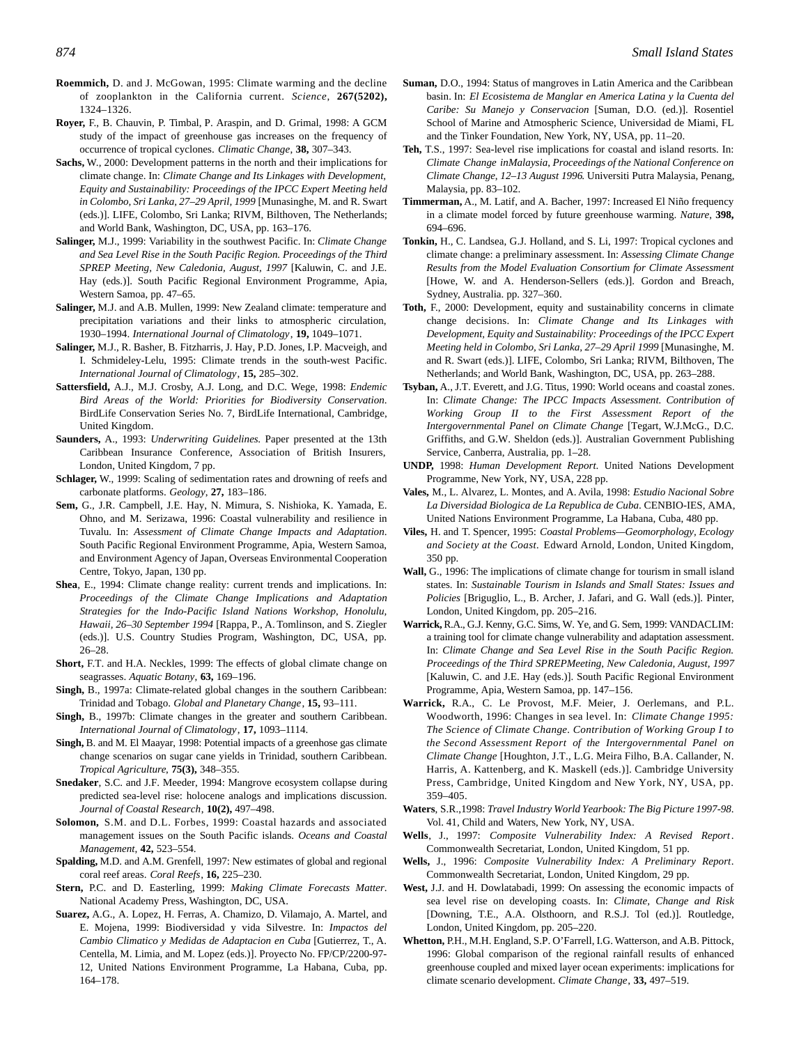**Roemmich,** D. and J. McGowan, 1995: Climate warming and the decline of zooplankton in the California current. *Science*, **267(5202),** 1324–1326.

**Royer,** F., B. Chauvin, P. Timbal, P. Araspin, and D. Grimal, 1998: A GCM study of the impact of greenhouse gas increases on the frequency of occurrence of tropical cyclones. *Climatic Change*, **38,** 307–343.

**Sachs,** W., 2000: Development patterns in the north and their implications for climate change. In: *Climate Change and Its Linkages with Development, Equity and Sustainability: Proceedings of the IPCC Expert Meeting held in Colombo, Sri Lanka, 27–29 April, 1999* [Munasinghe, M. and R. Swart (eds.)]. LIFE, Colombo, Sri Lanka; RIVM, Bilthoven, The Netherlands; and World Bank, Washington, DC, USA, pp. 163–176.

**Salinger,** M.J., 1999: Variability in the southwest Pacific. In: *Climate Change and Sea Level Rise in the South Pacific Region. Proceedings of the Third SPREP Meeting, New Caledonia, August, 1997* [Kaluwin, C. and J.E. Hay (eds.)]. South Pacific Regional Environment Programme, Apia, Western Samoa, pp. 47–65.

**Salinger,** M.J. and A.B. Mullen, 1999: New Zealand climate: temperature and precipitation variations and their links to atmospheric circulation, 1930–1994. *International Journal of Climatology*, **19,** 1049–1071.

**Salinger,** M.J., R. Basher, B. Fitzharris, J. Hay, P.D. Jones, I.P. Macveigh, and I. Schmideley-Lelu, 1995: Climate trends in the south-west Pacific. *International Journal of Climatology*, **15,** 285–302.

**Sattersfield,** A.J., M.J. Crosby, A.J. Long, and D.C. Wege, 1998: *Endemic Bird Areas of the World: Priorities for Biodiversity Conservation*. BirdLife Conservation Series No. 7, BirdLife International, Cambridge, United Kingdom.

**Saunders,** A., 1993: *Underwriting Guidelines.* Paper presented at the 13th Caribbean Insurance Conference, Association of British Insurers, London, United Kingdom, 7 pp.

**Schlager,** W., 1999: Scaling of sedimentation rates and drowning of reefs and carbonate platforms. *Geology*, **27,** 183–186.

**Sem,** G., J.R. Campbell, J.E. Hay, N. Mimura, S. Nishioka, K. Yamada, E. Ohno, and M. Serizawa, 1996: Coastal vulnerability and resilience in Tuvalu. In: *Assessment of Climate Change Impacts and Adaptation*. South Pacific Regional Environment Programme, Apia, Western Samoa, and Environment Agency of Japan, Overseas Environmental Cooperation Centre, Tokyo, Japan, 130 pp.

**Shea**, E., 1994: Climate change reality: current trends and implications. In: *Proceedings of the Climate Change Implications and Adaptation Strategies for the Indo-Pacific Island Nations Workshop, Honolulu, Hawaii, 26–30 September 1994* [Rappa, P., A. Tomlinson, and S. Ziegler (eds.)]. U.S. Country Studies Program, Washington, DC, USA, pp. 26–28.

**Short,** F.T. and H.A. Neckles, 1999: The effects of global climate change on seagrasses. *Aquatic Botany*, **63,** 169–196.

**Singh,** B., 1997a: Climate-related global changes in the southern Caribbean: Trinidad and Tobago. *Global and Planetary Change*, **15,** 93–111.

**Singh,** B., 1997b: Climate changes in the greater and southern Caribbean. *International Journal of Climatology*, **17,** 1093–1114.

**Singh,** B. and M. El Maayar, 1998: Potential impacts of a greenhose gas climate change scenarios on sugar cane yields in Trinidad, southern Caribbean. *Tropical Agriculture*, **75(3),** 348–355.

**Snedaker**, S.C. and J.F. Meeder, 1994: Mangrove ecosystem collapse during predicted sea-level rise: holocene analogs and implications discussion. *Journal of Coastal Research*, **10(2),** 497–498.

**Solomon,** S.M. and D.L. Forbes, 1999: Coastal hazards and associated management issues on the South Pacific islands. *Oceans and Coastal Management*, **42,** 523–554.

**Spalding,** M.D. and A.M. Grenfell, 1997: New estimates of global and regional coral reef areas. *Coral Reefs*, **16,** 225–230.

**Stern,** P.C. and D. Easterling, 1999: *Making Climate Forecasts Matter*. National Academy Press, Washington, DC, USA.

**Suarez,** A.G., A. Lopez, H. Ferras, A. Chamizo, D. Vilamajo, A. Martel, and E. Mojena, 1999: Biodiversidad y vida Silvestre. In: *Impactos del Cambio Climatico y Medidas de Adaptacion en Cuba* [Gutierrez, T., A. Centella, M. Limia, and M. Lopez (eds.)]. Proyecto No. FP/CP/2200-97-12, United Nations Environment Programme, La Habana, Cuba, pp. 164–178.

**Suman,** D.O., 1994: Status of mangroves in Latin America and the Caribbean basin. In: *El Ecosistema de Manglar en America Latina y la Cuenta del Caribe: Su Manejo y Conservacion* [Suman, D.O. (ed.)]. Rosentiel School of Marine and Atmospheric Science, Universidad de Miami, FL and the Tinker Foundation, New York, NY, USA, pp. 11–20.

**Teh,** T.S., 1997: Sea-level rise implications for coastal and island resorts. In: *Climate Change inMalaysia, Proceedings of the National Conference on Climate Change, 12–13 August 1996.* Universiti Putra Malaysia, Penang, Malaysia, pp. 83–102.

**Timmerman,** A., M. Latif, and A. Bacher, 1997: Increased El Niño frequency in a climate model forced by future greenhouse warming. *Nature*, **398,** 694–696.

**Tonkin,** H., C. Landsea, G.J. Holland, and S. Li, 1997: Tropical cyclones and climate change: a preliminary assessment. In: *Assessing Climate Change Results from the Model Evaluation Consortium for Climate Assessment* [Howe, W. and A. Henderson-Sellers (eds.)]. Gordon and Breach, Sydney, Australia. pp. 327–360.

**Toth,** F., 2000: Development, equity and sustainability concerns in climate change decisions. In: *Climate Change and Its Linkages with Development, Equity and Sustainability: Proceedings of the IPCC Expert Meeting held in Colombo, Sri Lanka, 27–29 April 1999* [Munasinghe, M. and R. Swart (eds.)]. LIFE, Colombo, Sri Lanka; RIVM, Bilthoven, The Netherlands; and World Bank, Washington, DC, USA, pp. 263–288.

**Tsyban,** A., J.T. Everett, and J.G. Titus, 1990: World oceans and coastal zones. In: *Climate Change: The IPCC Impacts Assessment. Contribution of Working Group II to the First Assessment Report of the Intergovernmental Panel on Climate Change* [Tegart, W.J.McG., D.C. Griffiths, and G.W. Sheldon (eds.)]. Australian Government Publishing Service, Canberra, Australia, pp. 1–28.

**UNDP,** 1998: *Human Development Report*. United Nations Development Programme, New York, NY, USA, 228 pp.

**Vales,** M., L. Alvarez, L. Montes, and A. Avila, 1998: *Estudio Nacional Sobre La Diversidad Biologica de La Republica de Cuba*. CENBIO-IES, AMA, United Nations Environment Programme, La Habana, Cuba, 480 pp.

**Viles,** H. and T. Spencer, 1995: *Coastal Problems—Geomorphology, Ecology and Society at the Coast*. Edward Arnold, London, United Kingdom, 350 pp.

**Wall,** G., 1996: The implications of climate change for tourism in small island states. In: *Sustainable Tourism in Islands and Small States: Issues and Policies* [Briguglio, L., B. Archer, J. Jafari, and G. Wall (eds.)]. Pinter, London, United Kingdom, pp. 205–216.

**Warrick,** R.A., G.J. Kenny, G.C. Sims, W. Ye, and G. Sem, 1999: VANDACLIM: a training tool for climate change vulnerability and adaptation assessment. In: *Climate Change and Sea Level Rise in the South Pacific Region. Proceedings of the Third SPREPMeeting, New Caledonia, August, 1997* [Kaluwin, C. and J.E. Hay (eds.)]. South Pacific Regional Environment Programme, Apia, Western Samoa, pp. 147–156.

**Warrick,** R.A., C. Le Provost, M.F. Meier, J. Oerlemans, and P.L. Woodworth, 1996: Changes in sea level. In: *Climate Change 1995: The Science of Climate Change. Contribution of Working Group I to the Second Assessment Report of the Intergovernmental Panel on Climate Change* [Houghton, J.T., L.G. Meira Filho, B.A. Callander, N. Harris, A. Kattenberg, and K. Maskell (eds.)]. Cambridge University Press, Cambridge, United Kingdom and New York, NY, USA, pp. 359–405.

**Waters**, S.R.,1998: *Travel Industry World Yearbook: The Big Picture 1997-98*. Vol. 41, Child and Waters, New York, NY, USA.

**Wells**, J., 1997: *Composite Vulnerability Index: A Revised Report*. Commonwealth Secretariat, London, United Kingdom, 51 pp.

**Wells,** J., 1996: *Composite Vulnerability Index: A Preliminary Report*. Commonwealth Secretariat, London, United Kingdom, 29 pp.

**West,** J.J. and H. Dowlatabadi, 1999: On assessing the economic impacts of sea level rise on developing coasts. In: *Climate, Change and Risk* [Downing, T.E., A.A. Olsthoorn, and R.S.J. Tol (ed.)]. Routledge, London, United Kingdom, pp. 205–220.

**Whetton,** P.H., M.H. England, S.P. O'Farrell, I.G. Watterson, and A.B. Pittock, 1996: Global comparison of the regional rainfall results of enhanced greenhouse coupled and mixed layer ocean experiments: implications for climate scenario development. *Climate Change*, **33,** 497–519.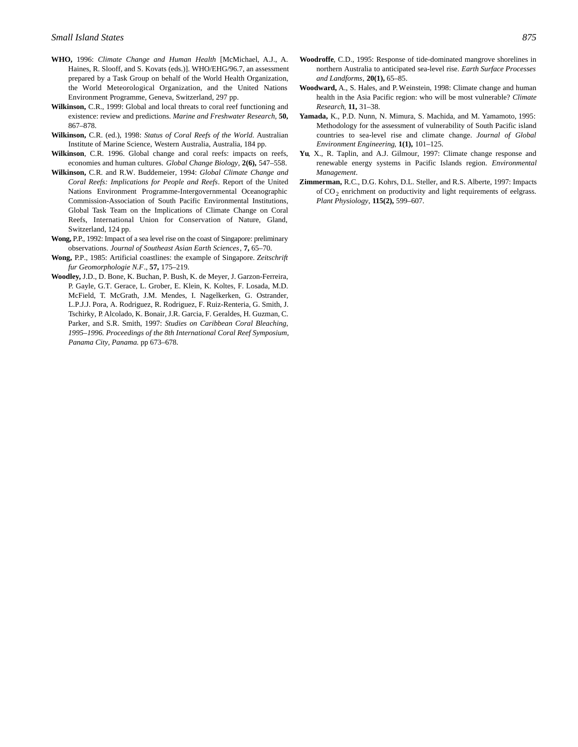**WHO,** 1996: *Climate Change and Human Health* [McMichael, A.J., A. Haines, R. Slooff, and S. Kovats (eds.)]. WHO/EHG/96.7, an assessment prepared by a Task Group on behalf of the World Health Organization, the World Meteorological Organization, and the United Nations Environment Programme, Geneva, Switzerland, 297 pp.

**Wilkinson,** C.R., 1999: Global and local threats to coral reef functioning and existence: review and predictions. *Marine and Freshwater Research*, **50,** 867–878.

**Wilkinson,** C.R. (ed.), 1998: *Status of Coral Reefs of the World*. Australian Institute of Marine Science, Western Australia, Australia, 184 pp.

**Wilkinson**, C.R. 1996. Global change and coral reefs: impacts on reefs, economies and human cultures. *Global Change Biology*, **2(6),** 547–558.

**Wilkinson,** C.R. and R.W. Buddemeier, 1994: *Global Climate Change and Coral Reefs: Implications for People and Reefs*. Report of the United Nations Environment Programme-Intergovernmental Oceanographic Commission-Association of South Pacific Environmental Institutions, Global Task Team on the Implications of Climate Change on Coral Reefs, International Union for Conservation of Nature, Gland, Switzerland, 124 pp.

**Wong,** P.P., 1992: Impact of a sea level rise on the coast of Singapore: preliminary observations. *Journal of Southeast Asian Earth Sciences*, **7,** 65–70.

**Wong,** P.P., 1985: Artificial coastlines: the example of Singapore. *Zeitschrift fur Geomorphologie N.F.*, **57,** 175–219.

**Woodley,** J.D., D. Bone, K. Buchan, P. Bush, K. de Meyer, J. Garzon-Ferreira, P. Gayle, G.T. Gerace, L. Grober, E. Klein, K. Koltes, F. Losada, M.D. McField, T. McGrath, J.M. Mendes, I. Nagelkerken, G. Ostrander, L.P.J.J. Pora, A. Rodriguez, R. Rodriguez, F. Ruiz-Renteria, G. Smith, J. Tschirky, P. Alcolado, K. Bonair, J.R. Garcia, F. Geraldes, H. Guzman, C. Parker, and S.R. Smith, 1997: *Studies on Caribbean Coral Bleaching, 1995–1996. Proceedings of the 8th International Coral Reef Symposium, Panama City, Panama.* pp 673–678.

**Woodroffe**, C.D., 1995: Response of tide-dominated mangrove shorelines in northern Australia to anticipated sea-level rise. *Earth Surface Processes and Landforms*, **20(1),** 65–85.

**Woodward,** A., S. Hales, and P. Weinstein, 1998: Climate change and human health in the Asia Pacific region: who will be most vulnerable? *Climate Research*, **11,** 31–38.

**Yamada,** K., P.D. Nunn, N. Mimura, S. Machida, and M. Yamamoto, 1995: Methodology for the assessment of vulnerability of South Pacific island countries to sea-level rise and climate change. *Journal of Global Environment Engineering*, **1(1),** 101–125.

**Yu**, X., R. Taplin, and A.J. Gilmour, 1997: Climate change response and renewable energy systems in Pacific Islands region. *Environmental Management*.

**Zimmerman,** R.C., D.G. Kohrs, D.L. Steller, and R.S. Alberte, 1997: Impacts of $CO_2$ enrichment on productivity and light requirements of eelgrass. *Plant Physiology*, **115(2),** 599–607.